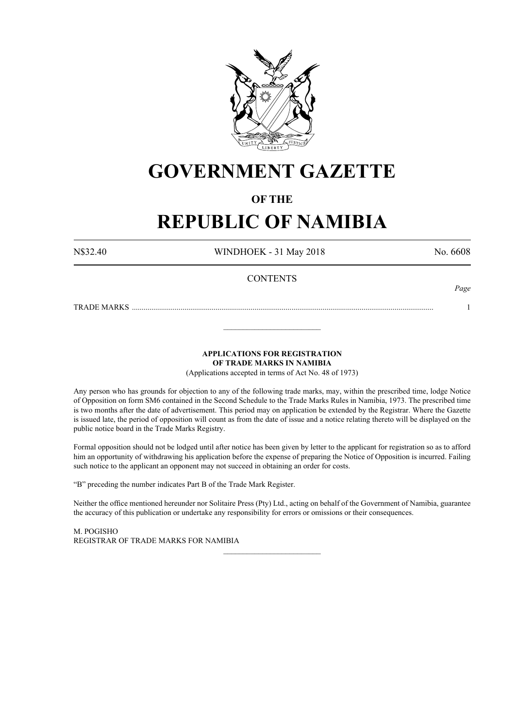# GOVERNMENT GAZETTE

## OF THE

# REPUBLIC OF NAMIBIA

N$32.40 WINDHOEK - 31 May 2018 No. 6608

**CONTENTS**

*Page*

TRADE MARKS .......................................................................................................................................................... 1

---

**APPLICATIONS FOR REGISTRATION OF TRADE MARKS IN NAMIBIA**

(Applications accepted in terms of Act No. 48 of 1973)

Any person who has grounds for objection to any of the following trade marks, may, within the prescribed time, lodge Notice of Opposition on form SM6 contained in the Second Schedule to the Trade Marks Rules in Namibia, 1973. The prescribed time is two months after the date of advertisement. This period may on application be extended by the Registrar. Where the Gazette is issued late, the period of opposition will count as from the date of issue and a notice relating thereto will be displayed on the public notice board in the Trade Marks Registry.

Formal opposition should not be lodged until after notice has been given by letter to the applicant for registration so as to afford him an opportunity of withdrawing his application before the expense of preparing the Notice of Opposition is incurred. Failing such notice to the applicant an opponent may not succeed in obtaining an order for costs.

"B" preceding the number indicates Part B of the Trade Mark Register.

Neither the office mentioned hereunder nor Solitaire Press (Pty) Ltd., acting on behalf of the Government of Namibia, guarantee the accuracy of this publication or undertake any responsibility for errors or omissions or their consequences.

M. POGISHO
REGISTRAR OF TRADE MARKS FOR NAMIBIA

---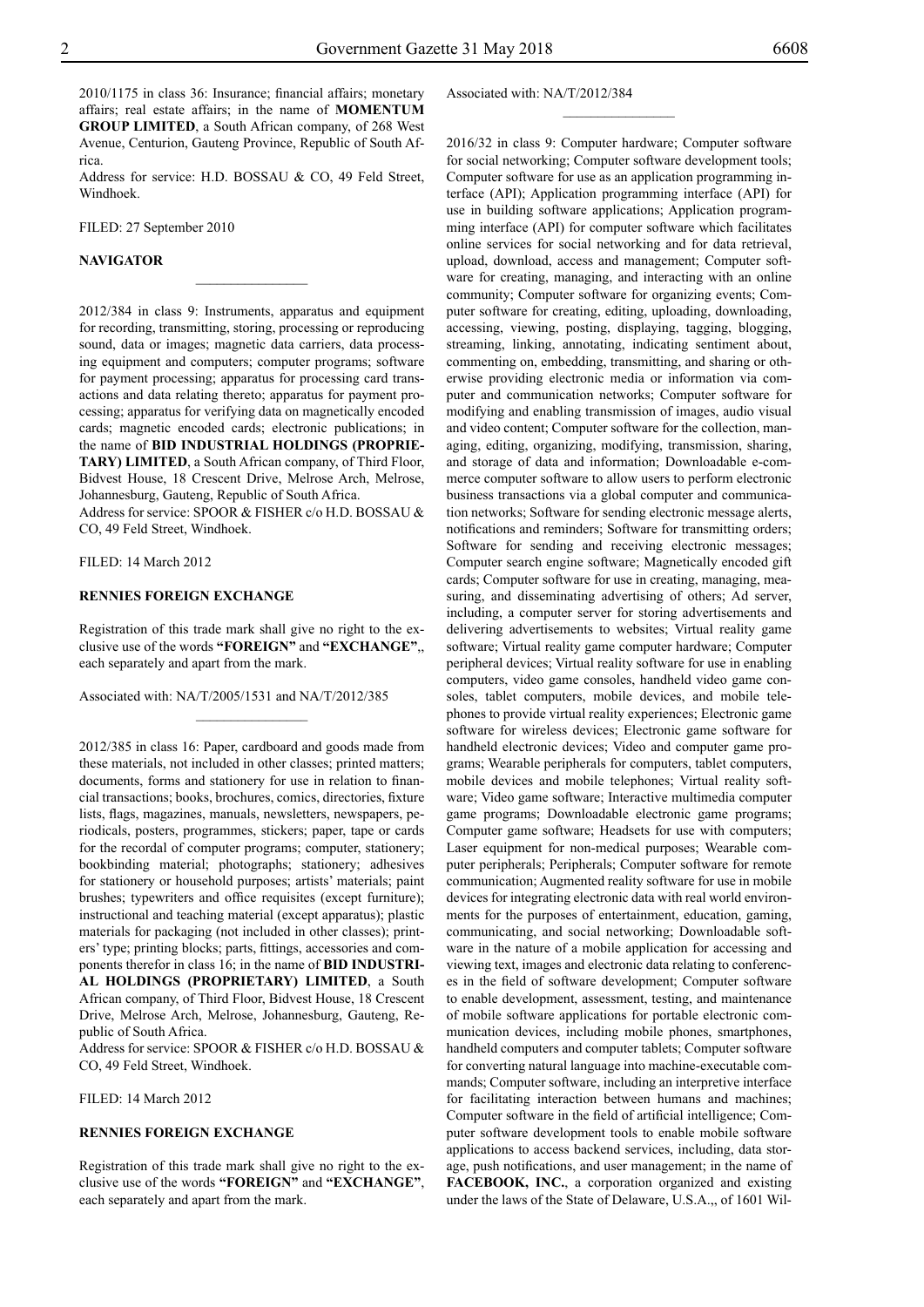2010/1175 in class 36: Insurance; financial affairs; monetary affairs; real estate affairs; in the name of **MOMENTUM GROUP LIMITED**, a South African company, of 268 West Avenue, Centurion, Gauteng Province, Republic of South Africa.

Address for service: H.D. BOSSAU & CO, 49 Feld Street, Windhoek.

FILED: 27 September 2010

**NAVIGATOR**

---

2012/384 in class 9: Instruments, apparatus and equipment for recording, transmitting, storing, processing or reproducing sound, data or images; magnetic data carriers, data processing equipment and computers; computer programs; software for payment processing; apparatus for processing card transactions and data relating thereto; apparatus for payment processing; apparatus for verifying data on magnetically encoded cards; magnetic encoded cards; electronic publications; in the name of **BID INDUSTRIAL HOLDINGS (PROPRIETARY) LIMITED**, a South African company, of Third Floor, Bidvest House, 18 Crescent Drive, Melrose Arch, Melrose, Johannesburg, Gauteng, Republic of South Africa.

Address for service: SPOOR & FISHER c/o H.D. BOSSAU & CO, 49 Feld Street, Windhoek.

FILED: 14 March 2012

**RENNIES FOREIGN EXCHANGE**

Registration of this trade mark shall give no right to the exclusive use of the words **"FOREIGN"** and **"EXCHANGE"**,, each separately and apart from the mark.

Associated with: NA/T/2005/1531 and NA/T/2012/385

---

2012/385 in class 16: Paper, cardboard and goods made from these materials, not included in other classes; printed matters; documents, forms and stationery for use in relation to financial transactions; books, brochures, comics, directories, fixture lists, flags, magazines, manuals, newsletters, newspapers, periodicals, posters, programmes, stickers; paper, tape or cards for the recordal of computer programs; computer, stationery; bookbinding material; photographs; stationery; adhesives for stationery or household purposes; artists' materials; paint brushes; typewriters and office requisites (except furniture); instructional and teaching material (except apparatus); plastic materials for packaging (not included in other classes); printers' type; printing blocks; parts, fittings, accessories and components therefor in class 16; in the name of **BID INDUSTRIAL HOLDINGS (PROPRIETARY) LIMITED**, a South African company, of Third Floor, Bidvest House, 18 Crescent Drive, Melrose Arch, Melrose, Johannesburg, Gauteng, Republic of South Africa.

Address for service: SPOOR & FISHER c/o H.D. BOSSAU & CO, 49 Feld Street, Windhoek.

FILED: 14 March 2012

**RENNIES FOREIGN EXCHANGE**

Registration of this trade mark shall give no right to the exclusive use of the words **"FOREIGN"** and **"EXCHANGE"**, each separately and apart from the mark.

Associated with: NA/T/2012/384

---

2016/32 in class 9: Computer hardware; Computer software for social networking; Computer software development tools; Computer software for use as an application programming interface (API); Application programming interface (API) for use in building software applications; Application programming interface (API) for computer software which facilitates online services for social networking and for data retrieval, upload, download, access and management; Computer software for creating, managing, and interacting with an online community; Computer software for organizing events; Computer software for creating, editing, uploading, downloading, accessing, viewing, posting, displaying, tagging, blogging, streaming, linking, annotating, indicating sentiment about, commenting on, embedding, transmitting, and sharing or otherwise providing electronic media or information via computer and communication networks; Computer software for modifying and enabling transmission of images, audio visual and video content; Computer software for the collection, managing, editing, organizing, modifying, transmission, sharing, and storage of data and information; Downloadable e-commerce computer software to allow users to perform electronic business transactions via a global computer and communication networks; Software for sending electronic message alerts, notifications and reminders; Software for transmitting orders; Software for sending and receiving electronic messages; Computer search engine software; Magnetically encoded gift cards; Computer software for use in creating, managing, measuring, and disseminating advertising of others; Ad server, including, a computer server for storing advertisements and delivering advertisements to websites; Virtual reality game software; Virtual reality game computer hardware; Computer peripheral devices; Virtual reality software for use in enabling computers, video game consoles, handheld video game consoles, tablet computers, mobile devices, and mobile telephones to provide virtual reality experiences; Electronic game software for wireless devices; Electronic game software for handheld electronic devices; Video and computer game programs; Wearable peripherals for computers, tablet computers, mobile devices and mobile telephones; Virtual reality software; Video game software; Interactive multimedia computer game programs; Downloadable electronic game programs; Computer game software; Headsets for use with computers; Laser equipment for non-medical purposes; Wearable computer peripherals; Peripherals; Computer software for remote communication; Augmented reality software for use in mobile devices for integrating electronic data with real world environments for the purposes of entertainment, education, gaming, communicating, and social networking; Downloadable software in the nature of a mobile application for accessing and viewing text, images and electronic data relating to conferences in the field of software development; Computer software to enable development, assessment, testing, and maintenance of mobile software applications for portable electronic communication devices, including mobile phones, smartphones, handheld computers and computer tablets; Computer software for converting natural language into machine-executable commands; Computer software, including an interpretive interface for facilitating interaction between humans and machines; Computer software in the field of artificial intelligence; Computer software development tools to enable mobile software applications to access backend services, including, data storage, push notifications, and user management; in the name of **FACEBOOK, INC.**, a corporation organized and existing under the laws of the State of Delaware, U.S.A.,, of 1601 Wil-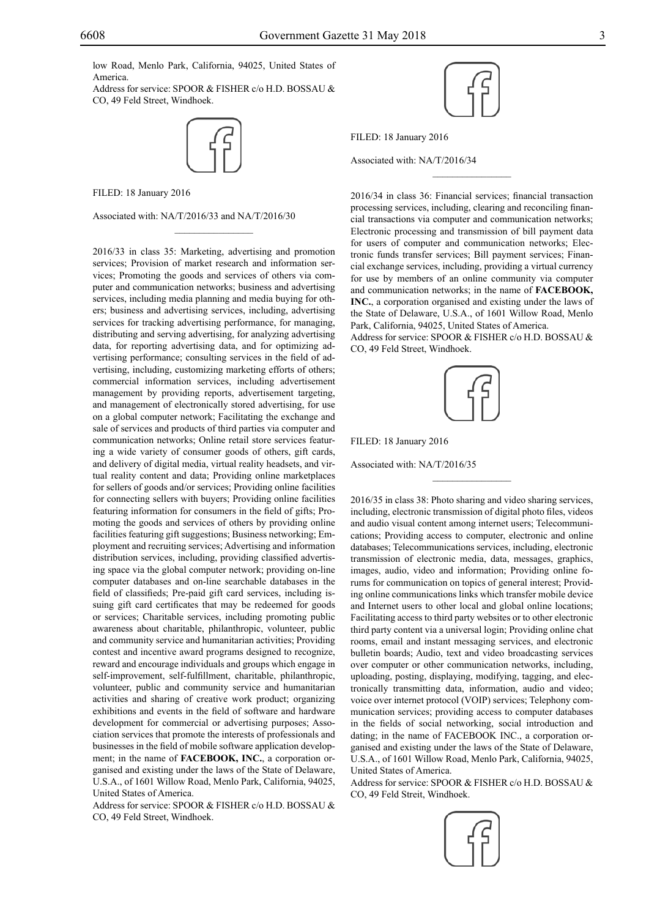low Road, Menlo Park, California, 94025, United States of America.

Address for service: SPOOR & FISHER c/o H.D. BOSSAU & CO, 49 Feld Street, Windhoek.

FILED: 18 January 2016

Associated with: NA/T/2016/33 and NA/T/2016/30

---

2016/33 in class 35: Marketing, advertising and promotion services; Provision of market research and information services; Promoting the goods and services of others via computer and communication networks; business and advertising services, including media planning and media buying for others; business and advertising services, including, advertising services for tracking advertising performance, for managing, distributing and serving advertising, for analyzing advertising data, for reporting advertising data, and for optimizing advertising performance; consulting services in the field of advertising, including, customizing marketing efforts of others; commercial information services, including advertisement management by providing reports, advertisement targeting, and management of electronically stored advertising, for use on a global computer network; Facilitating the exchange and sale of services and products of third parties via computer and communication networks; Online retail store services featuring a wide variety of consumer goods of others, gift cards, and delivery of digital media, virtual reality headsets, and virtual reality content and data; Providing online marketplaces for sellers of goods and/or services; Providing online facilities for connecting sellers with buyers; Providing online facilities featuring information for consumers in the field of gifts; Promoting the goods and services of others by providing online facilities featuring gift suggestions; Business networking; Employment and recruiting services; Advertising and information distribution services, including, providing classified advertising space via the global computer network; providing on-line computer databases and on-line searchable databases in the field of classifieds; Pre-paid gift card services, including issuing gift card certificates that may be redeemed for goods or services; Charitable services, including promoting public awareness about charitable, philanthropic, volunteer, public and community service and humanitarian activities; Providing contest and incentive award programs designed to recognize, reward and encourage individuals and groups which engage in self-improvement, self-fulfillment, charitable, philanthropic, volunteer, public and community service and humanitarian activities and sharing of creative work product; organizing exhibitions and events in the field of software and hardware development for commercial or advertising purposes; Association services that promote the interests of professionals and businesses in the field of mobile software application development; in the name of **FACEBOOK, INC.**, a corporation organised and existing under the laws of the State of Delaware, U.S.A., of 1601 Willow Road, Menlo Park, California, 94025, United States of America.

Address for service: SPOOR & FISHER c/o H.D. BOSSAU & CO, 49 Feld Street, Windhoek.

FILED: 18 January 2016

Associated with: NA/T/2016/34

---

2016/34 in class 36: Financial services; financial transaction processing services, including, clearing and reconciling financial transactions via computer and communication networks; Electronic processing and transmission of bill payment data for users of computer and communication networks; Electronic funds transfer services; Bill payment services; Financial exchange services, including, providing a virtual currency for use by members of an online community via computer and communication networks; in the name of **FACEBOOK, INC.**, a corporation organised and existing under the laws of the State of Delaware, U.S.A., of 1601 Willow Road, Menlo Park, California, 94025, United States of America.

Address for service: SPOOR & FISHER c/o H.D. BOSSAU & CO, 49 Feld Street, Windhoek.

FILED: 18 January 2016

Associated with: NA/T/2016/35

---

2016/35 in class 38: Photo sharing and video sharing services, including, electronic transmission of digital photo files, videos and audio visual content among internet users; Telecommunications; Providing access to computer, electronic and online databases; Telecommunications services, including, electronic transmission of electronic media, data, messages, graphics, images, audio, video and information; Providing online forums for communication on topics of general interest; Providing online communications links which transfer mobile device and Internet users to other local and global online locations; Facilitating access to third party websites or to other electronic third party content via a universal login; Providing online chat rooms, email and instant messaging services, and electronic bulletin boards; Audio, text and video broadcasting services over computer or other communication networks, including, uploading, posting, displaying, modifying, tagging, and electronically transmitting data, information, audio and video; voice over internet protocol (VOIP) services; Telephony communication services; providing access to computer databases in the fields of social networking, social introduction and dating; in the name of FACEBOOK INC., a corporation organised and existing under the laws of the State of Delaware, U.S.A., of 1601 Willow Road, Menlo Park, California, 94025, United States of America.

Address for service: SPOOR & FISHER c/o H.D. BOSSAU & CO, 49 Feld Streit, Windhoek.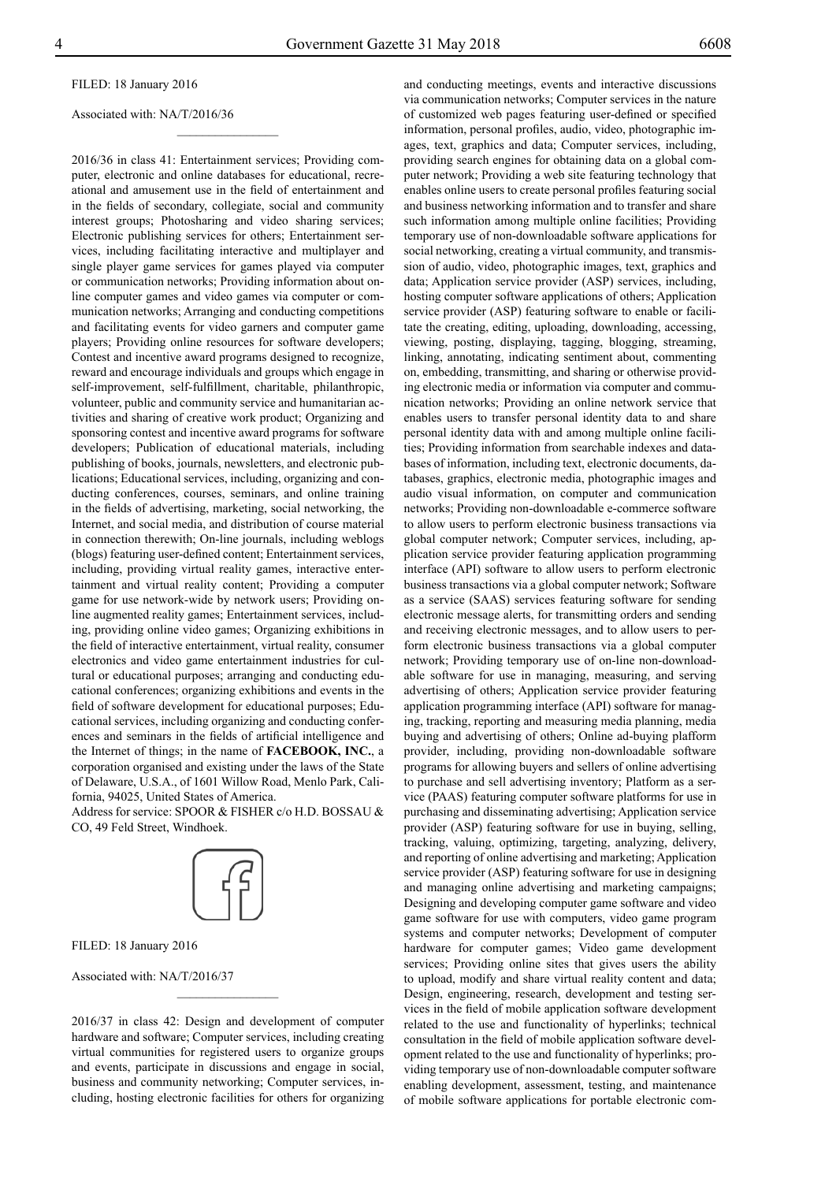FILED: 18 January 2016

Associated with: NA/T/2016/36

2016/36 in class 41: Entertainment services; Providing computer, electronic and online databases for educational, recreational and amusement use in the field of entertainment and in the fields of secondary, collegiate, social and community interest groups; Photosharing and video sharing services; Electronic publishing services for others; Entertainment services, including facilitating interactive and multiplayer and single player game services for games played via computer or communication networks; Providing information about online computer games and video games via computer or communication networks; Arranging and conducting competitions and facilitating events for video garners and computer game players; Providing online resources for software developers; Contest and incentive award programs designed to recognize, reward and encourage individuals and groups which engage in self-improvement, self-fulfillment, charitable, philanthropic, volunteer, public and community service and humanitarian activities and sharing of creative work product; Organizing and sponsoring contest and incentive award programs for software developers; Publication of educational materials, including publishing of books, journals, newsletters, and electronic publications; Educational services, including, organizing and conducting conferences, courses, seminars, and online training in the fields of advertising, marketing, social networking, the Internet, and social media, and distribution of course material in connection therewith; On-line journals, including weblogs (blogs) featuring user-defined content; Entertainment services, including, providing virtual reality games, interactive entertainment and virtual reality content; Providing a computer game for use network-wide by network users; Providing online augmented reality games; Entertainment services, including, providing online video games; Organizing exhibitions in the field of interactive entertainment, virtual reality, consumer electronics and video game entertainment industries for cultural or educational purposes; arranging and conducting educational conferences; organizing exhibitions and events in the field of software development for educational purposes; Educational services, including organizing and conducting conferences and seminars in the fields of artificial intelligence and the Internet of things; in the name of **FACEBOOK, INC.**, a corporation organised and existing under the laws of the State of Delaware, U.S.A., of 1601 Willow Road, Menlo Park, California, 94025, United States of America.

Address for service: SPOOR & FISHER c/o H.D. BOSSAU & CO, 49 Feld Street, Windhoek.

FILED: 18 January 2016

Associated with: NA/T/2016/37

2016/37 in class 42: Design and development of computer hardware and software; Computer services, including creating virtual communities for registered users to organize groups and events, participate in discussions and engage in social, business and community networking; Computer services, including, hosting electronic facilities for others for organizing and conducting meetings, events and interactive discussions via communication networks; Computer services in the nature of customized web pages featuring user-defined or specified information, personal profiles, audio, video, photographic images, text, graphics and data; Computer services, including, providing search engines for obtaining data on a global computer network; Providing a web site featuring technology that enables online users to create personal profiles featuring social and business networking information and to transfer and share such information among multiple online facilities; Providing temporary use of non-downloadable software applications for social networking, creating a virtual community, and transmission of audio, video, photographic images, text, graphics and data; Application service provider (ASP) services, including, hosting computer software applications of others; Application service provider (ASP) featuring software to enable or facilitate the creating, editing, uploading, downloading, accessing, viewing, posting, displaying, tagging, blogging, streaming, linking, annotating, indicating sentiment about, commenting on, embedding, transmitting, and sharing or otherwise providing electronic media or information via computer and communication networks; Providing an online network service that enables users to transfer personal identity data to and share personal identity data with and among multiple online facilities; Providing information from searchable indexes and databases of information, including text, electronic documents, databases, graphics, electronic media, photographic images and audio visual information, on computer and communication networks; Providing non-downloadable e-commerce software to allow users to perform electronic business transactions via global computer network; Computer services, including, application service provider featuring application programming interface (API) software to allow users to perform electronic business transactions via a global computer network; Software as a service (SAAS) services featuring software for sending electronic message alerts, for transmitting orders and sending and receiving electronic messages, and to allow users to perform electronic business transactions via a global computer network; Providing temporary use of on-line non-downloadable software for use in managing, measuring, and serving advertising of others; Application service provider featuring application programming interface (API) software for managing, tracking, reporting and measuring media planning, media buying and advertising of others; Online ad-buying platform provider, including, providing non-downloadable software programs for allowing buyers and sellers of online advertising to purchase and sell advertising inventory; Platform as a service (PAAS) featuring computer software platforms for use in purchasing and disseminating advertising; Application service provider (ASP) featuring software for use in buying, selling, tracking, valuing, optimizing, targeting, analyzing, delivery, and reporting of online advertising and marketing; Application service provider (ASP) featuring software for use in designing and managing online advertising and marketing campaigns; Designing and developing computer game software and video game software for use with computers, video game program systems and computer networks; Development of computer hardware for computer games; Video game development services; Providing online sites that gives users the ability to upload, modify and share virtual reality content and data; Design, engineering, research, development and testing services in the field of mobile application software development related to the use and functionality of hyperlinks; technical consultation in the field of mobile application software development related to the use and functionality of hyperlinks; providing temporary use of non-downloadable computer software enabling development, assessment, testing, and maintenance of mobile software applications for portable electronic com-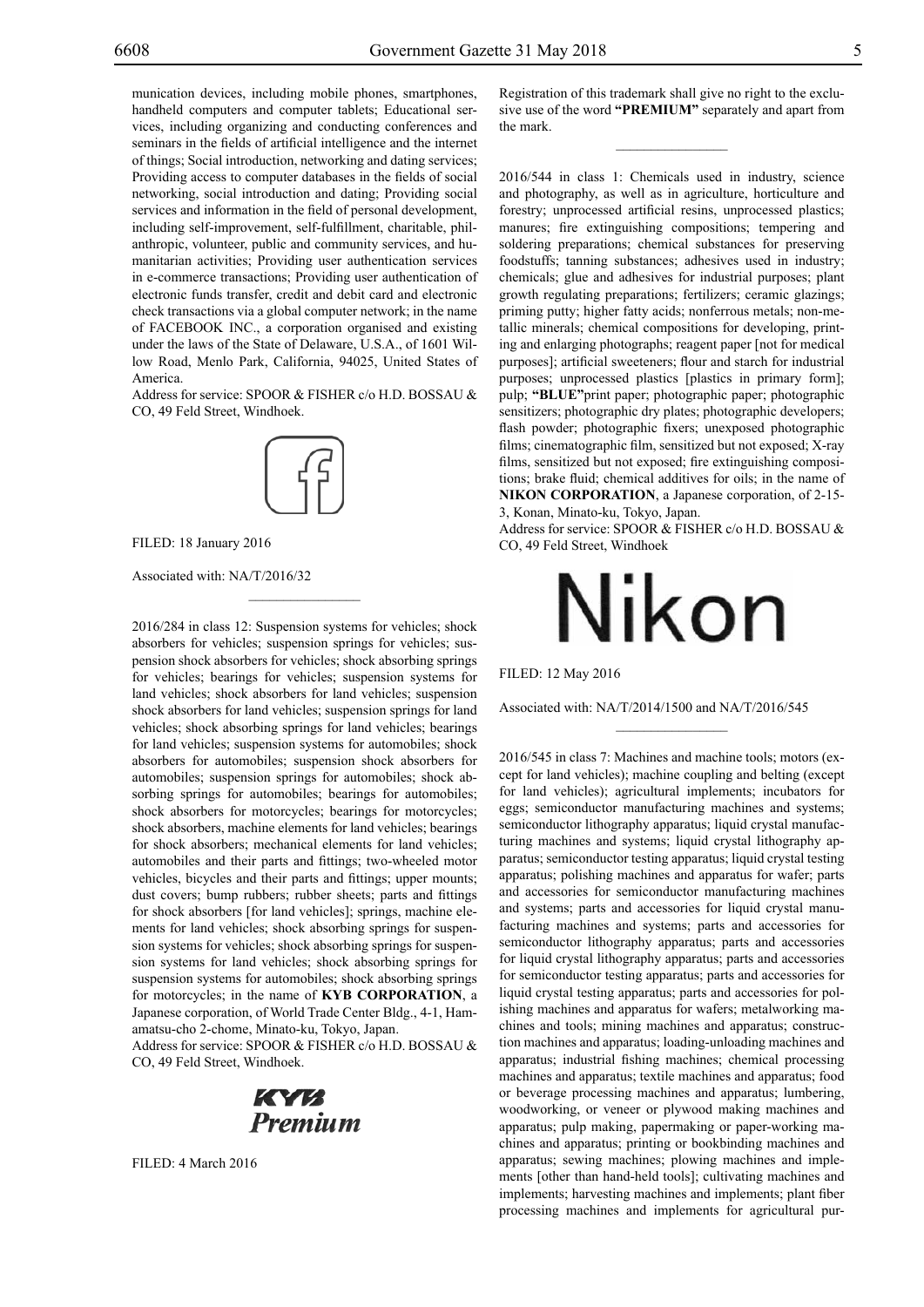munication devices, including mobile phones, smartphones, handheld computers and computer tablets; Educational services, including organizing and conducting conferences and seminars in the fields of artificial intelligence and the internet of things; Social introduction, networking and dating services; Providing access to computer databases in the fields of social networking, social introduction and dating; Providing social services and information in the field of personal development, including self-improvement, self-fulfillment, charitable, philanthropic, volunteer, public and community services, and humanitarian activities; Providing user authentication services in e-commerce transactions; Providing user authentication of electronic funds transfer, credit and debit card and electronic check transactions via a global computer network; in the name of FACEBOOK INC., a corporation organised and existing under the laws of the State of Delaware, U.S.A., of 1601 Willow Road, Menlo Park, California, 94025, United States of America.

Address for service: SPOOR & FISHER c/o H.D. BOSSAU & CO, 49 Feld Street, Windhoek.

FILED: 18 January 2016

Associated with: NA/T/2016/32

---

2016/284 in class 12: Suspension systems for vehicles; shock absorbers for vehicles; suspension springs for vehicles; suspension shock absorbers for vehicles; shock absorbing springs for vehicles; bearings for vehicles; suspension systems for land vehicles; shock absorbers for land vehicles; suspension shock absorbers for land vehicles; suspension springs for land vehicles; shock absorbing springs for land vehicles; bearings for land vehicles; suspension systems for automobiles; shock absorbers for automobiles; suspension shock absorbers for automobiles; suspension springs for automobiles; shock absorbing springs for automobiles; bearings for automobiles; shock absorbers for motorcycles; bearings for motorcycles; shock absorbers, machine elements for land vehicles; bearings for shock absorbers; mechanical elements for land vehicles; automobiles and their parts and fittings; two-wheeled motor vehicles, bicycles and their parts and fittings; upper mounts; dust covers; bump rubbers; rubber sheets; parts and fittings for shock absorbers [for land vehicles]; springs, machine elements for land vehicles; shock absorbing springs for suspension systems for vehicles; shock absorbing springs for suspension systems for land vehicles; shock absorbing springs for suspension systems for automobiles; shock absorbing springs for motorcycles; in the name of **KYB CORPORATION**, a Japanese corporation, of World Trade Center Bldg., 4-1, Hamamatsu-cho 2-chome, Minato-ku, Tokyo, Japan.

Address for service: SPOOR & FISHER c/o H.D. BOSSAU & CO, 49 Feld Street, Windhoek.

FILED: 4 March 2016

Registration of this trademark shall give no right to the exclusive use of the word **"PREMIUM"** separately and apart from the mark.

---

2016/544 in class 1: Chemicals used in industry, science and photography, as well as in agriculture, horticulture and forestry; unprocessed artificial resins, unprocessed plastics; manures; fire extinguishing compositions; tempering and soldering preparations; chemical substances for preserving foodstuffs; tanning substances; adhesives used in industry; chemicals; glue and adhesives for industrial purposes; plant growth regulating preparations; fertilizers; ceramic glazings; priming putty; higher fatty acids; nonferrous metals; non-metallic minerals; chemical compositions for developing, printing and enlarging photographs; reagent paper [not for medical purposes]; artificial sweeteners; flour and starch for industrial purposes; unprocessed plastics [plastics in primary form]; pulp; **"BLUE"**print paper; photographic paper; photographic sensitizers; photographic dry plates; photographic developers; flash powder; photographic fixers; unexposed photographic films; cinematographic film, sensitized but not exposed; X-ray films, sensitized but not exposed; fire extinguishing compositions; brake fluid; chemical additives for oils; in the name of **NIKON CORPORATION**, a Japanese corporation, of 2-15-3, Konan, Minato-ku, Tokyo, Japan.

Address for service: SPOOR & FISHER c/o H.D. BOSSAU & CO, 49 Feld Street, Windhoek

FILED: 12 May 2016

Associated with: NA/T/2014/1500 and NA/T/2016/545

---

2016/545 in class 7: Machines and machine tools; motors (except for land vehicles); machine coupling and belting (except for land vehicles); agricultural implements; incubators for eggs; semiconductor manufacturing machines and systems; semiconductor lithography apparatus; liquid crystal manufacturing machines and systems; liquid crystal lithography apparatus; semiconductor testing apparatus; liquid crystal testing apparatus; polishing machines and apparatus for wafer; parts and accessories for semiconductor manufacturing machines and systems; parts and accessories for liquid crystal manufacturing machines and systems; parts and accessories for semiconductor lithography apparatus; parts and accessories for liquid crystal lithography apparatus; parts and accessories for semiconductor testing apparatus; parts and accessories for liquid crystal testing apparatus; parts and accessories for polishing machines and apparatus for wafers; metalworking machines and tools; mining machines and apparatus; construction machines and apparatus; loading-unloading machines and apparatus; industrial fishing machines; chemical processing machines and apparatus; textile machines and apparatus; food or beverage processing machines and apparatus; lumbering, woodworking, or veneer or plywood making machines and apparatus; pulp making, papermaking or paper-working machines and apparatus; printing or bookbinding machines and apparatus; sewing machines; plowing machines and implements [other than hand-held tools]; cultivating machines and implements; harvesting machines and implements; plant fiber processing machines and implements for agricultural pur-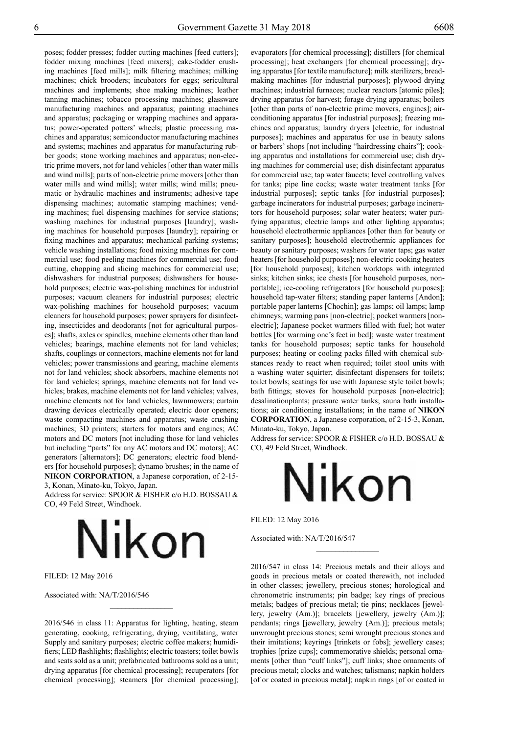poses; fodder presses; fodder cutting machines [feed cutters]; fodder mixing machines [feed mixers]; cake-fodder crushing machines [feed mills]; milk filtering machines; milking machines; chick brooders; incubators for eggs; sericultural machines and implements; shoe making machines; leather tanning machines; tobacco processing machines; glassware manufacturing machines and apparatus; painting machines and apparatus; packaging or wrapping machines and apparatus; power-operated potters' wheels; plastic processing machines and apparatus; semiconductor manufacturing machines and systems; machines and apparatus for manufacturing rubber goods; stone working machines and apparatus; non-electric prime movers, not for land vehicles [other than water mills and wind mills]; parts of non-electric prime movers [other than water mills and wind mills]; water mills; wind mills; pneumatic or hydraulic machines and instruments; adhesive tape dispensing machines; automatic stamping machines; vending machines; fuel dispensing machines for service stations; washing machines for industrial purposes [laundry]; washing machines for household purposes [laundry]; repairing or fixing machines and apparatus; mechanical parking systems; vehicle washing installations; food mixing machines for commercial use; food peeling machines for commercial use; food cutting, chopping and slicing machines for commercial use; dishwashers for industrial purposes; dishwashers for household purposes; electric wax-polishing machines for industrial purposes; vacuum cleaners for industrial purposes; electric wax-polishing machines for household purposes; vacuum cleaners for household purposes; power sprayers for disinfecting, insecticides and deodorants [not for agricultural purposes]; shafts, axles or spindles, machine elements other than land vehicles; bearings, machine elements not for land vehicles; shafts, couplings or connectors, machine elements not for land vehicles; power transmissions and gearing, machine elements not for land vehicles; shock absorbers, machine elements not for land vehicles; springs, machine elements not for land vehicles; brakes, machine elements not for land vehicles; valves, machine elements not for land vehicles; lawnmowers; curtain drawing devices electrically operated; electric door openers; waste compacting machines and apparatus; waste crushing machines; 3D printers; starters for motors and engines; AC motors and DC motors [not including those for land vehicles but including "parts" for any AC motors and DC motors]; AC generators [alternators]; DC generators; electric food blenders [for household purposes]; dynamo brushes; in the name of **NIKON CORPORATION**, a Japanese corporation, of 2-15-3, Konan, Minato-ku, Tokyo, Japan.

Address for service: SPOOR & FISHER c/o H.D. BOSSAU & CO, 49 Feld Street, Windhoek.

Nikon

FILED: 12 May 2016

Associated with: NA/T/2016/546

---

2016/546 in class 11: Apparatus for lighting, heating, steam generating, cooking, refrigerating, drying, ventilating, water Supply and sanitary purposes; electric coffee makers; humidifiers; LED flashlights; flashlights; electric toasters; toilet bowls and seats sold as a unit; prefabricated bathrooms sold as a unit; drying apparatus [for chemical processing]; recuperators [for chemical processing]; steamers [for chemical processing]; evaporators [for chemical processing]; distillers [for chemical processing]; heat exchangers [for chemical processing]; drying apparatus [for textile manufacture]; milk sterilizers; breadmaking machines [for industrial purposes]; plywood drying machines; industrial furnaces; nuclear reactors [atomic piles]; drying apparatus for harvest; forage drying apparatus; boilers [other than parts of non-electric prime movers, engines]; air-conditioning apparatus [for industrial purposes]; freezing machines and apparatus; laundry dryers [electric, for industrial purposes]; machines and apparatus for use in beauty salons or barbers' shops [not including "hairdressing chairs"]; cooking apparatus and installations for commercial use; dish drying machines for commercial use; dish disinfectant apparatus for commercial use; tap water faucets; level controlling valves for tanks; pipe line cocks; waste water treatment tanks [for industrial purposes]; septic tanks [for industrial purposes]; garbage incinerators for industrial purposes; garbage incinerators for household purposes; solar water heaters; water purifying apparatus; electric lamps and other lighting apparatus; household electrothermic appliances [other than for beauty or sanitary purposes]; household electrothermic appliances for beauty or sanitary purposes; washers for water taps; gas water heaters [for household purposes]; non-electric cooking heaters [for household purposes]; kitchen worktops with integrated sinks; kitchen sinks; ice chests [for household purposes, non-portable]; ice-cooling refrigerators [for household purposes]; household tap-water filters; standing paper lanterns [Andon]; portable paper lanterns [Chochin]; gas lamps; oil lamps; lamp chimneys; warming pans [non-electric]; pocket warmers [non-electric]; Japanese pocket warmers filled with fuel; hot water bottles [for warming one's feet in bed]; waste water treatment tanks for household purposes; septic tanks for household purposes; heating or cooling packs filled with chemical substances ready to react when required; toilet stool units with a washing water squirter; disinfectant dispensers for toilets; toilet bowls; seatings for use with Japanese style toilet bowls; bath fittings; stoves for household purposes [non-electric]; desalinationplants; pressure water tanks; sauna bath installations; air conditioning installations; in the name of **NIKON CORPORATION**, a Japanese corporation, of 2-15-3, Konan, Minato-ku, Tokyo, Japan.

Address for service: SPOOR & FISHER c/o H.D. BOSSAU & CO, 49 Feld Street, Windhoek.

Nikon

FILED: 12 May 2016

Associated with: NA/T/2016/547

---

2016/547 in class 14: Precious metals and their alloys and goods in precious metals or coated therewith, not included in other classes; jewellery, precious stones; horological and chronometric instruments; pin badge; key rings of precious metals; badges of precious metal; tie pins; necklaces [jewellery, jewelry (Am.)]; bracelets [jewellery, jewelry (Am.)]; pendants; rings [jewellery, jewelry (Am.)]; precious metals; unwrought precious stones; semi wrought precious stones and their imitations; keyrings [trinkets or fobs]; jewellery cases; trophies [prize cups]; commemorative shields; personal ornaments [other than "cuff links"]; cuff links; shoe ornaments of precious metal; clocks and watches; talismans; napkin holders [of or coated in precious metal]; napkin rings [of or coated in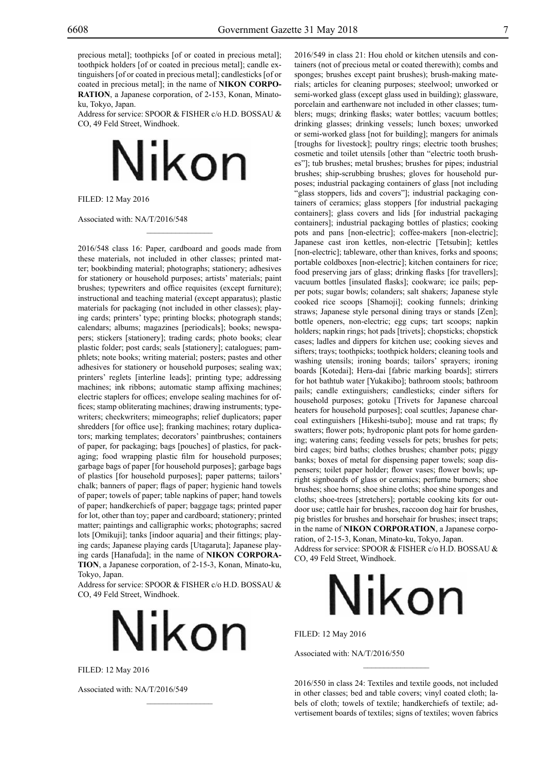precious metal]; toothpicks [of or coated in precious metal]; toothpick holders [of or coated in precious metal]; candle extinguishers [of or coated in precious metal]; candlesticks [of or coated in precious metal]; in the name of **NIKON CORPORATION**, a Japanese corporation, of 2-153, Konan, Minato-ku, Tokyo, Japan.

Address for service: SPOOR & FISHER c/o H.D. BOSSAU & CO, 49 Feld Street, Windhoek.

Nikon

FILED: 12 May 2016

Associated with: NA/T/2016/548

---

2016/548 class 16: Paper, cardboard and goods made from these materials, not included in other classes; printed matter; bookbinding material; photographs; stationery; adhesives for stationery or household purposes; artists' materials; paint brushes; typewriters and office requisites (except furniture); instructional and teaching material (except apparatus); plastic materials for packaging (not included in other classes); playing cards; printers' type; printing blocks; photograph stands; calendars; albums; magazines [periodicals]; books; newspapers; stickers [stationery]; trading cards; photo books; clear plastic folder; post cards; seals [stationery]; catalogues; pamphlets; note books; writing material; posters; pastes and other adhesives for stationery or household purposes; sealing wax; printers' reglets [interline leads]; printing type; addressing machines; ink ribbons; automatic stamp affixing machines; electric staplers for offices; envelope sealing machines for offices; stamp obliterating machines; drawing instruments; typewriters; checkwriters; mimeographs; relief duplicators; paper shredders [for office use]; franking machines; rotary duplicators; marking templates; decorators' paintbrushes; containers of paper, for packaging; bags [pouches] of plastics, for packaging; food wrapping plastic film for household purposes; garbage bags of paper [for household purposes]; garbage bags of plastics [for household purposes]; paper patterns; tailors' chalk; banners of paper; flags of paper; hygienic hand towels of paper; towels of paper; table napkins of paper; hand towels of paper; handkerchiefs of paper; baggage tags; printed paper for lot, other than toy; paper and cardboard; stationery; printed matter; paintings and calligraphic works; photographs; sacred lots [Omikuji]; tanks [indoor aquaria] and their fittings; playing cards; Japanese playing cards [Utagaruta]; Japanese playing cards [Hanafuda]; in the name of **NIKON CORPORATION**, a Japanese corporation, of 2-15-3, Konan, Minato-ku, Tokyo, Japan.

Address for service: SPOOR & FISHER c/o H.D. BOSSAU & CO, 49 Feld Street, Windhoek.

Nikon

FILED: 12 May 2016

Associated with: NA/T/2016/549

---

2016/549 in class 21: Hou ehold or kitchen utensils and containers (not of precious metal or coated therewith); combs and sponges; brushes except paint brushes); brush-making materials; articles for cleaning purposes; steelwool; unworked or semi-worked glass (except glass used in building); glassware, porcelain and earthenware not included in other classes; tumblers; mugs; drinking flasks; water bottles; vacuum bottles; drinking glasses; drinking vessels; lunch boxes; unworked or semi-worked glass [not for building]; mangers for animals [troughs for livestock]; poultry rings; electric tooth brushes; cosmetic and toilet utensils [other than "electric tooth brushes"]; tub brushes; metal brushes; brushes for pipes; industrial brushes; ship-scrubbing brushes; gloves for household purposes; industrial packaging containers of glass [not including "glass stoppers, lids and covers"]; industrial packaging containers of ceramics; glass stoppers [for industrial packaging containers]; glass covers and lids [for industrial packaging containers]; industrial packaging bottles of plastics; cooking pots and pans [non-electric]; coffee-makers [non-electric]; Japanese cast iron kettles, non-electric [Tetsubin]; kettles [non-electric]; tableware, other than knives, forks and spoons; portable coldboxes [non-electric]; kitchen containers for rice; food preserving jars of glass; drinking flasks [for travellers]; vacuum bottles [insulated flasks]; cookware; ice pails; pepper pots; sugar bowls; colanders; salt shakers; Japanese style cooked rice scoops [Shamoji]; cooking funnels; drinking straws; Japanese style personal dining trays or stands [Zen]; bottle openers, non-electric; egg cups; tart scoops; napkin holders; napkin rings; hot pads [trivets]; chopsticks; chopstick cases; ladles and dippers for kitchen use; cooking sieves and sifters; trays; toothpicks; toothpick holders; cleaning tools and washing utensils; ironing boards; tailors' sprayers; ironing boards [Kotedai]; Hera-dai [fabric marking boards]; stirrers for hot bathtub water [Yukakibo]; bathroom stools; bathroom pails; candle extinguishers; candlesticks; cinder sifters for household purposes; gotoku [Trivets for Japanese charcoal heaters for household purposes]; coal scuttles; Japanese charcoal extinguishers [Hikeshi-tsubo]; mouse and rat traps; fly swatters; flower pots; hydroponic plant pots for home gardening; watering cans; feeding vessels for pets; brushes for pets; bird cages; bird baths; clothes brushes; chamber pots; piggy banks; boxes of metal for dispensing paper towels; soap dispensers; toilet paper holder; flower vases; flower bowls; upright signboards of glass or ceramics; perfume burners; shoe brushes; shoe horns; shoe shine cloths; shoe shine sponges and cloths; shoe-trees [stretchers]; portable cooking kits for outdoor use; cattle hair for brushes, raccoon dog hair for brushes, pig bristles for brushes and horsehair for brushes; insect traps; in the name of **NIKON CORPORATION**, a Japanese corporation, of 2-15-3, Konan, Minato-ku, Tokyo, Japan.

Address for service: SPOOR & FISHER c/o H.D. BOSSAU & CO, 49 Feld Street, Windhoek.

Nikon

FILED: 12 May 2016

Associated with: NA/T/2016/550

---

2016/550 in class 24: Textiles and textile goods, not included in other classes; bed and table covers; vinyl coated cloth; labels of cloth; towels of textile; handkerchiefs of textile; advertisement boards of textiles; signs of textiles; woven fabrics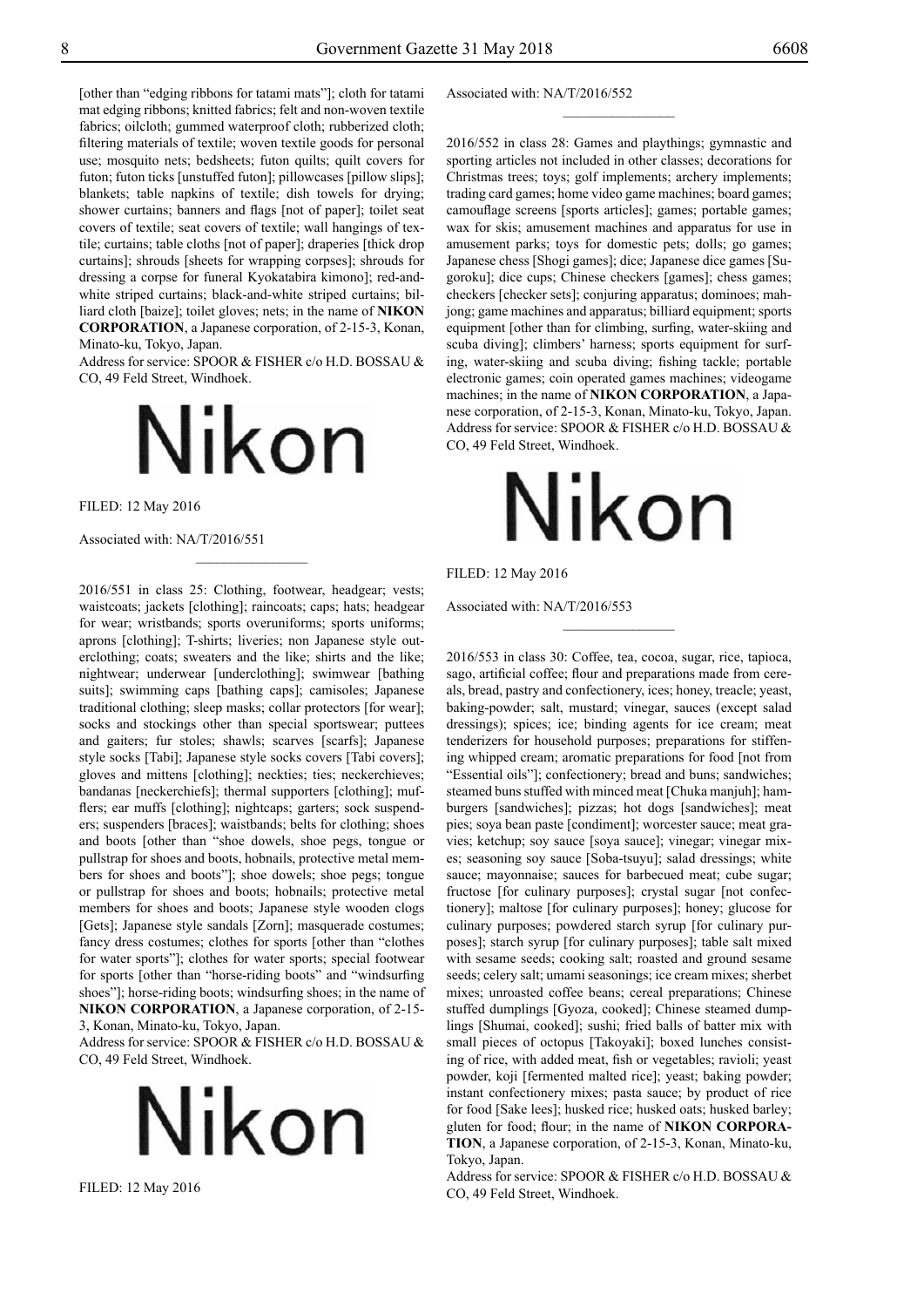[other than "edging ribbons for tatami mats"]; cloth for tatami mat edging ribbons; knitted fabrics; felt and non-woven textile fabrics; oilcloth; gummed waterproof cloth; rubberized cloth; filtering materials of textile; woven textile goods for personal use; mosquito nets; bedsheets; futon quilts; quilt covers for futon; futon ticks [unstuffed futon]; pillowcases [pillow slips]; blankets; table napkins of textile; dish towels for drying; shower curtains; banners and flags [not of paper]; toilet seat covers of textile; seat covers of textile; wall hangings of textile; curtains; table cloths [not of paper]; draperies [thick drop curtains]; shrouds [sheets for wrapping corpses]; shrouds for dressing a corpse for funeral Kyokatabira kimono]; red-and-white striped curtains; black-and-white striped curtains; billiard cloth [baize]; toilet gloves; nets; in the name of **NIKON CORPORATION**, a Japanese corporation, of 2-15-3, Konan, Minato-ku, Tokyo, Japan.

Address for service: SPOOR & FISHER c/o H.D. BOSSAU & CO, 49 Feld Street, Windhoek.

Nikon

FILED: 12 May 2016

Associated with: NA/T/2016/551

---

2016/551 in class 25: Clothing, footwear, headgear; vests; waistcoats; jackets [clothing]; raincoats; caps; hats; headgear for wear; wristbands; sports overuniforms; sports uniforms; aprons [clothing]; T-shirts; liveries; non Japanese style outerclothing; coats; sweaters and the like; shirts and the like; nightwear; underwear [underclothing]; swimwear [bathing suits]; swimming caps [bathing caps]; camisoles; Japanese traditional clothing; sleep masks; collar protectors [for wear]; socks and stockings other than special sportswear; puttees and gaiters; fur stoles; shawls; scarves [scarfs]; Japanese style socks [Tabi]; Japanese style socks covers [Tabi covers]; gloves and mittens [clothing]; neckties; ties; neckerchieves; bandanas [neckerchiefs]; thermal supporters [clothing]; mufflers; ear muffs [clothing]; nightcaps; garters; sock suspenders; suspenders [braces]; waistbands; belts for clothing; shoes and boots [other than "shoe dowels, shoe pegs, tongue or pullstrap for shoes and boots, hobnails, protective metal members for shoes and boots"]; shoe dowels; shoe pegs; tongue or pullstrap for shoes and boots; hobnails; protective metal members for shoes and boots; Japanese style wooden clogs [Gets]; Japanese style sandals [Zorn]; masquerade costumes; fancy dress costumes; clothes for sports [other than "clothes for water sports"]; clothes for water sports; special footwear for sports [other than "horse-riding boots" and "windsurfing shoes"]; horse-riding boots; windsurfing shoes; in the name of **NIKON CORPORATION**, a Japanese corporation, of 2-15-3, Konan, Minato-ku, Tokyo, Japan.

Address for service: SPOOR & FISHER c/o H.D. BOSSAU & CO, 49 Feld Street, Windhoek.

Nikon

FILED: 12 May 2016

Associated with: NA/T/2016/552

---

2016/552 in class 28: Games and playthings; gymnastic and sporting articles not included in other classes; decorations for Christmas trees; toys; golf implements; archery implements; trading card games; home video game machines; board games; camouflage screens [sports articles]; games; portable games; wax for skis; amusement machines and apparatus for use in amusement parks; toys for domestic pets; dolls; go games; Japanese chess [Shogi games]; dice; Japanese dice games [Sugoroku]; dice cups; Chinese checkers [games]; chess games; checkers [checker sets]; conjuring apparatus; dominoes; mahjong; game machines and apparatus; billiard equipment; sports equipment [other than for climbing, surfing, water-skiing and scuba diving]; climbers' harness; sports equipment for surfing, water-skiing and scuba diving; fishing tackle; portable electronic games; coin operated games machines; videogame machines; in the name of **NIKON CORPORATION**, a Japanese corporation, of 2-15-3, Konan, Minato-ku, Tokyo, Japan.

Address for service: SPOOR & FISHER c/o H.D. BOSSAU & CO, 49 Feld Street, Windhoek.

Nikon

FILED: 12 May 2016

Associated with: NA/T/2016/553

---

2016/553 in class 30: Coffee, tea, cocoa, sugar, rice, tapioca, sago, artificial coffee; flour and preparations made from cereals, bread, pastry and confectionery, ices; honey, treacle; yeast, baking-powder; salt, mustard; vinegar, sauces (except salad dressings); spices; ice; binding agents for ice cream; meat tenderizers for household purposes; preparations for stiffening whipped cream; aromatic preparations for food [not from "Essential oils"]; confectionery; bread and buns; sandwiches; steamed buns stuffed with minced meat [Chuka manjuh]; hamburgers [sandwiches]; pizzas; hot dogs [sandwiches]; meat pies; soya bean paste [condiment]; worcester sauce; meat gravies; ketchup; soy sauce [soya sauce]; vinegar; vinegar mixes; seasoning soy sauce [Soba-tsuyu]; salad dressings; white sauce; mayonnaise; sauces for barbecued meat; cube sugar; fructose [for culinary purposes]; crystal sugar [not confectionery]; maltose [for culinary purposes]; honey; glucose for culinary purposes; powdered starch syrup [for culinary purposes]; starch syrup [for culinary purposes]; table salt mixed with sesame seeds; cooking salt; roasted and ground sesame seeds; celery salt; umami seasonings; ice cream mixes; sherbet mixes; unroasted coffee beans; cereal preparations; Chinese stuffed dumplings [Gyoza, cooked]; Chinese steamed dumplings [Shumai, cooked]; sushi; fried balls of batter mix with small pieces of octopus [Takoyaki]; boxed lunches consisting of rice, with added meat, fish or vegetables; ravioli; yeast powder, koji [fermented malted rice]; yeast; baking powder; instant confectionery mixes; pasta sauce; by product of rice for food [Sake lees]; husked rice; husked oats; husked barley; gluten for food; flour; in the name of **NIKON CORPORATION**, a Japanese corporation, of 2-15-3, Konan, Minato-ku, Tokyo, Japan.

Address for service: SPOOR & FISHER c/o H.D. BOSSAU & CO, 49 Feld Street, Windhoek.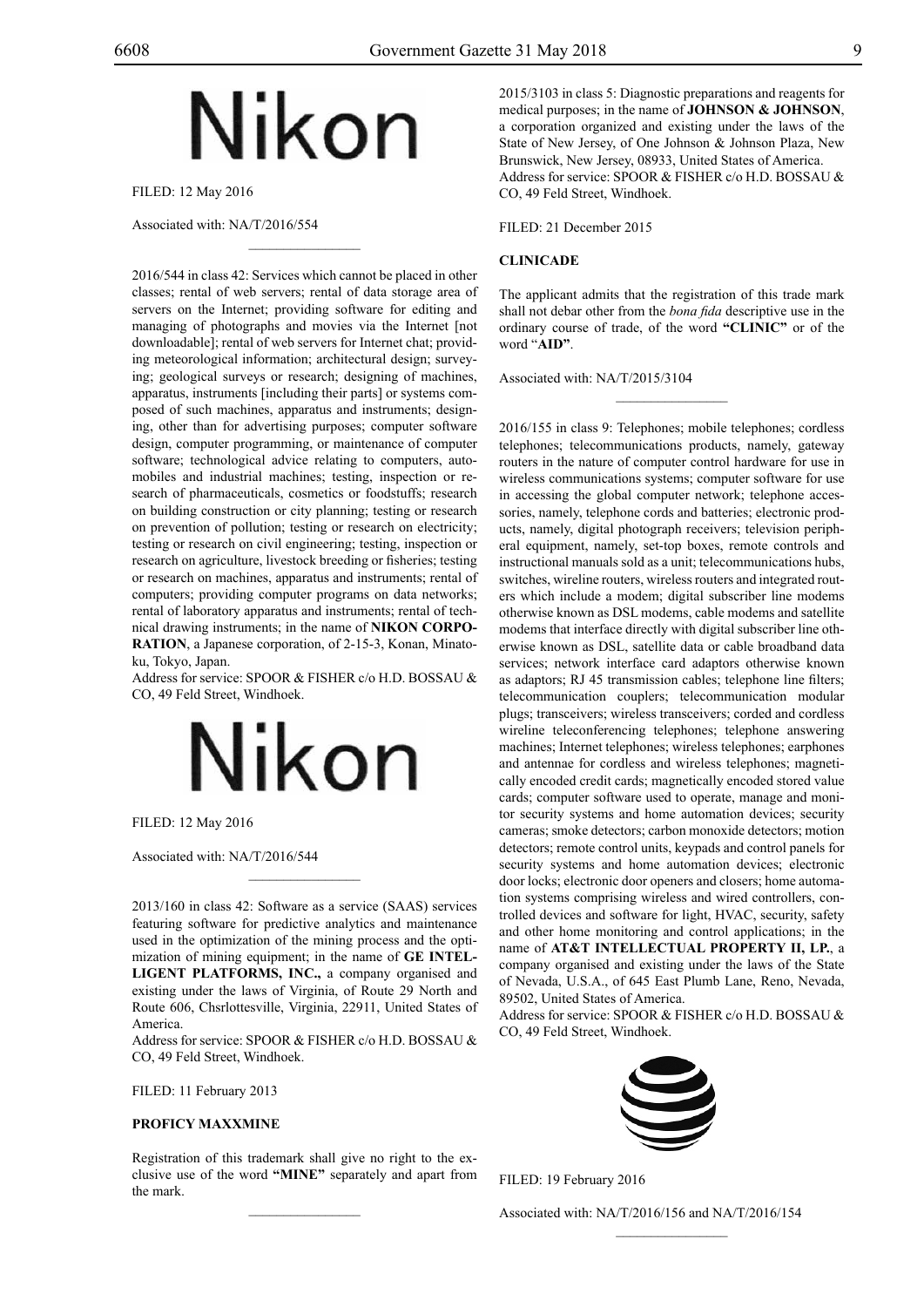Nikon

FILED: 12 May 2016

Associated with: NA/T/2016/554

---

2016/544 in class 42: Services which cannot be placed in other classes; rental of web servers; rental of data storage area of servers on the Internet; providing software for editing and managing of photographs and movies via the Internet [not downloadable]; rental of web servers for Internet chat; providing meteorological information; architectural design; surveying; geological surveys or research; designing of machines, apparatus, instruments [including their parts] or systems composed of such machines, apparatus and instruments; designing, other than for advertising purposes; computer software design, computer programming, or maintenance of computer software; technological advice relating to computers, automobiles and industrial machines; testing, inspection or research of pharmaceuticals, cosmetics or foodstuffs; research on building construction or city planning; testing or research on prevention of pollution; testing or research on electricity; testing or research on civil engineering; testing, inspection or research on agriculture, livestock breeding or fisheries; testing or research on machines, apparatus and instruments; rental of computers; providing computer programs on data networks; rental of laboratory apparatus and instruments; rental of technical drawing instruments; in the name of **NIKON CORPORATION**, a Japanese corporation, of 2-15-3, Konan, Minato-ku, Tokyo, Japan.
Address for service: SPOOR & FISHER c/o H.D. BOSSAU & CO, 49 Feld Street, Windhoek.

Nikon

FILED: 12 May 2016

Associated with: NA/T/2016/544

---

2013/160 in class 42: Software as a service (SAAS) services featuring software for predictive analytics and maintenance used in the optimization of the mining process and the optimization of mining equipment; in the name of **GE INTELLIGENT PLATFORMS, INC.,** a company organised and existing under the laws of Virginia, of Route 29 North and Route 606, Chsrlottesville, Virginia, 22911, United States of America.
Address for service: SPOOR & FISHER c/o H.D. BOSSAU & CO, 49 Feld Street, Windhoek.

FILED: 11 February 2013

**PROFICY MAXXMINE**

Registration of this trademark shall give no right to the exclusive use of the word **"MINE"** separately and apart from the mark.

---

2015/3103 in class 5: Diagnostic preparations and reagents for medical purposes; in the name of **JOHNSON & JOHNSON**, a corporation organized and existing under the laws of the State of New Jersey, of One Johnson & Johnson Plaza, New Brunswick, New Jersey, 08933, United States of America.
Address for service: SPOOR & FISHER c/o H.D. BOSSAU & CO, 49 Feld Street, Windhoek.

FILED: 21 December 2015

**CLINICADE**

The applicant admits that the registration of this trade mark shall not debar other from the *bona fida* descriptive use in the ordinary course of trade, of the word **"CLINIC"** or of the word "**AID"**.

Associated with: NA/T/2015/3104

---

2016/155 in class 9: Telephones; mobile telephones; cordless telephones; telecommunications products, namely, gateway routers in the nature of computer control hardware for use in wireless communications systems; computer software for use in accessing the global computer network; telephone accessories, namely, telephone cords and batteries; electronic products, namely, digital photograph receivers; television peripheral equipment, namely, set-top boxes, remote controls and instructional manuals sold as a unit; telecommunications hubs, switches, wireline routers, wireless routers and integrated routers which include a modem; digital subscriber line modems otherwise known as DSL modems, cable modems and satellite modems that interface directly with digital subscriber line otherwise known as DSL, satellite data or cable broadband data services; network interface card adaptors otherwise known as adaptors; RJ 45 transmission cables; telephone line filters; telecommunication couplers; telecommunication modular plugs; transceivers; wireless transceivers; corded and cordless wireline teleconferencing telephones; telephone answering machines; Internet telephones; wireless telephones; earphones and antennae for cordless and wireless telephones; magnetically encoded credit cards; magnetically encoded stored value cards; computer software used to operate, manage and monitor security systems and home automation devices; security cameras; smoke detectors; carbon monoxide detectors; motion detectors; remote control units, keypads and control panels for security systems and home automation devices; electronic door locks; electronic door openers and closers; home automation systems comprising wireless and wired controllers, controlled devices and software for light, HVAC, security, safety and other home monitoring and control applications; in the name of **AT&T INTELLECTUAL PROPERTY II, LP.**, a company organised and existing under the laws of the State of Nevada, U.S.A., of 645 East Plumb Lane, Reno, Nevada, 89502, United States of America.
Address for service: SPOOR & FISHER c/o H.D. BOSSAU & CO, 49 Feld Street, Windhoek.

FILED: 19 February 2016

Associated with: NA/T/2016/156 and NA/T/2016/154

---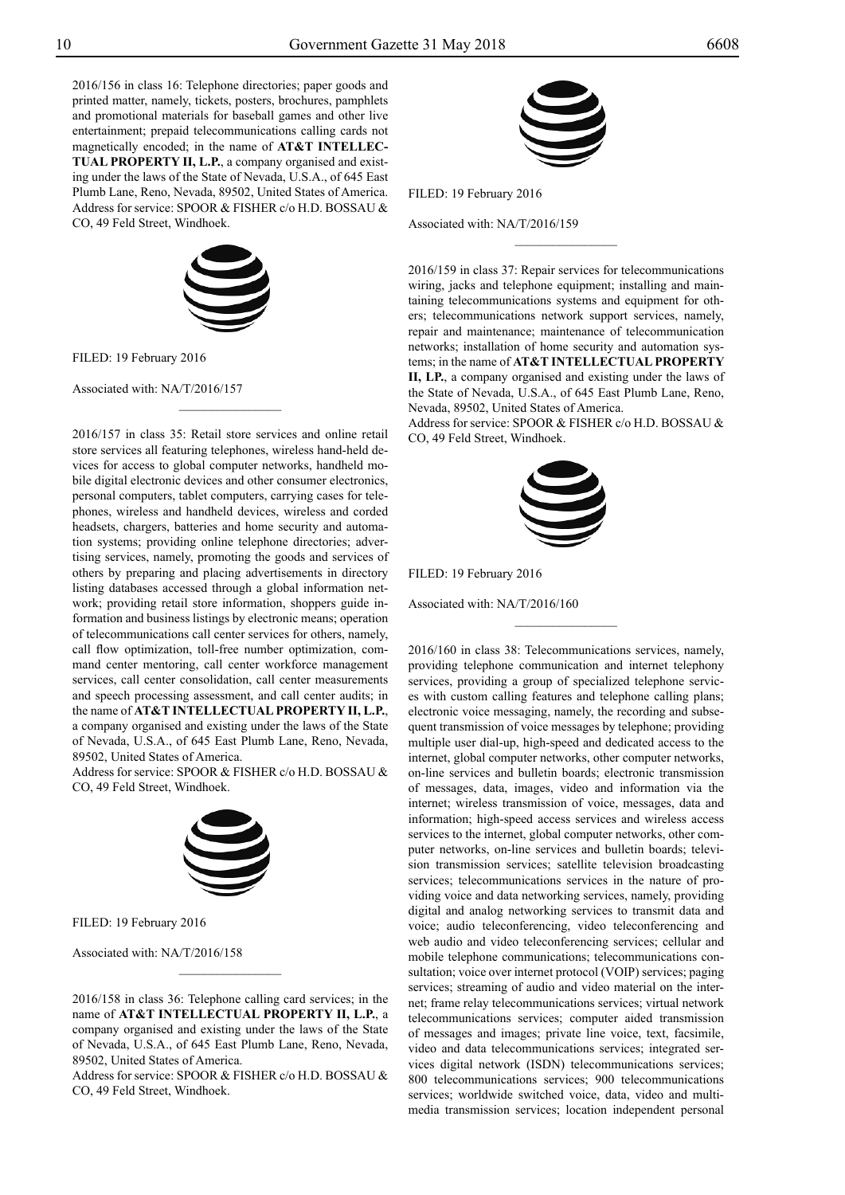2016/156 in class 16: Telephone directories; paper goods and printed matter, namely, tickets, posters, brochures, pamphlets and promotional materials for baseball games and other live entertainment; prepaid telecommunications calling cards not magnetically encoded; in the name of **AT&T INTELLECTUAL PROPERTY II, L.P.**, a company organised and existing under the laws of the State of Nevada, U.S.A., of 645 East Plumb Lane, Reno, Nevada, 89502, United States of America. Address for service: SPOOR & FISHER c/o H.D. BOSSAU & CO, 49 Feld Street, Windhoek.

FILED: 19 February 2016

Associated with: NA/T/2016/157

---

2016/157 in class 35: Retail store services and online retail store services all featuring telephones, wireless hand-held devices for access to global computer networks, handheld mobile digital electronic devices and other consumer electronics, personal computers, tablet computers, carrying cases for telephones, wireless and handheld devices, wireless and corded headsets, chargers, batteries and home security and automation systems; providing online telephone directories; advertising services, namely, promoting the goods and services of others by preparing and placing advertisements in directory listing databases accessed through a global information network; providing retail store information, shoppers guide information and business listings by electronic means; operation of telecommunications call center services for others, namely, call flow optimization, toll-free number optimization, command center mentoring, call center workforce management services, call center consolidation, call center measurements and speech processing assessment, and call center audits; in the name of **AT&T INTELLECTUAL PROPERTY II, L.P.**, a company organised and existing under the laws of the State of Nevada, U.S.A., of 645 East Plumb Lane, Reno, Nevada, 89502, United States of America.
Address for service: SPOOR & FISHER c/o H.D. BOSSAU & CO, 49 Feld Street, Windhoek.

FILED: 19 February 2016

Associated with: NA/T/2016/158

---

2016/158 in class 36: Telephone calling card services; in the name of **AT&T INTELLECTUAL PROPERTY II, L.P.**, a company organised and existing under the laws of the State of Nevada, U.S.A., of 645 East Plumb Lane, Reno, Nevada, 89502, United States of America.
Address for service: SPOOR & FISHER c/o H.D. BOSSAU & CO, 49 Feld Street, Windhoek.

FILED: 19 February 2016

Associated with: NA/T/2016/159

---

2016/159 in class 37: Repair services for telecommunications wiring, jacks and telephone equipment; installing and maintaining telecommunications systems and equipment for others; telecommunications network support services, namely, repair and maintenance; maintenance of telecommunication networks; installation of home security and automation systems; in the name of **AT&T INTELLECTUAL PROPERTY II, LP.**, a company organised and existing under the laws of the State of Nevada, U.S.A., of 645 East Plumb Lane, Reno, Nevada, 89502, United States of America.
Address for service: SPOOR & FISHER c/o H.D. BOSSAU & CO, 49 Feld Street, Windhoek.

FILED: 19 February 2016

Associated with: NA/T/2016/160

---

2016/160 in class 38: Telecommunications services, namely, providing telephone communication and internet telephony services, providing a group of specialized telephone services with custom calling features and telephone calling plans; electronic voice messaging, namely, the recording and subsequent transmission of voice messages by telephone; providing multiple user dial-up, high-speed and dedicated access to the internet, global computer networks, other computer networks, on-line services and bulletin boards; electronic transmission of messages, data, images, video and information via the internet; wireless transmission of voice, messages, data and information; high-speed access services and wireless access services to the internet, global computer networks, other computer networks, on-line services and bulletin boards; television transmission services; satellite television broadcasting services; telecommunications services in the nature of providing voice and data networking services, namely, providing digital and analog networking services to transmit data and voice; audio teleconferencing, video teleconferencing and web audio and video teleconferencing services; cellular and mobile telephone communications; telecommunications consultation; voice over internet protocol (VOIP) services; paging services; streaming of audio and video material on the internet; frame relay telecommunications services; virtual network telecommunications services; computer aided transmission of messages and images; private line voice, text, facsimile, video and data telecommunications services; integrated services digital network (ISDN) telecommunications services; 800 telecommunications services; 900 telecommunications services; worldwide switched voice, data, video and multimedia transmission services; location independent personal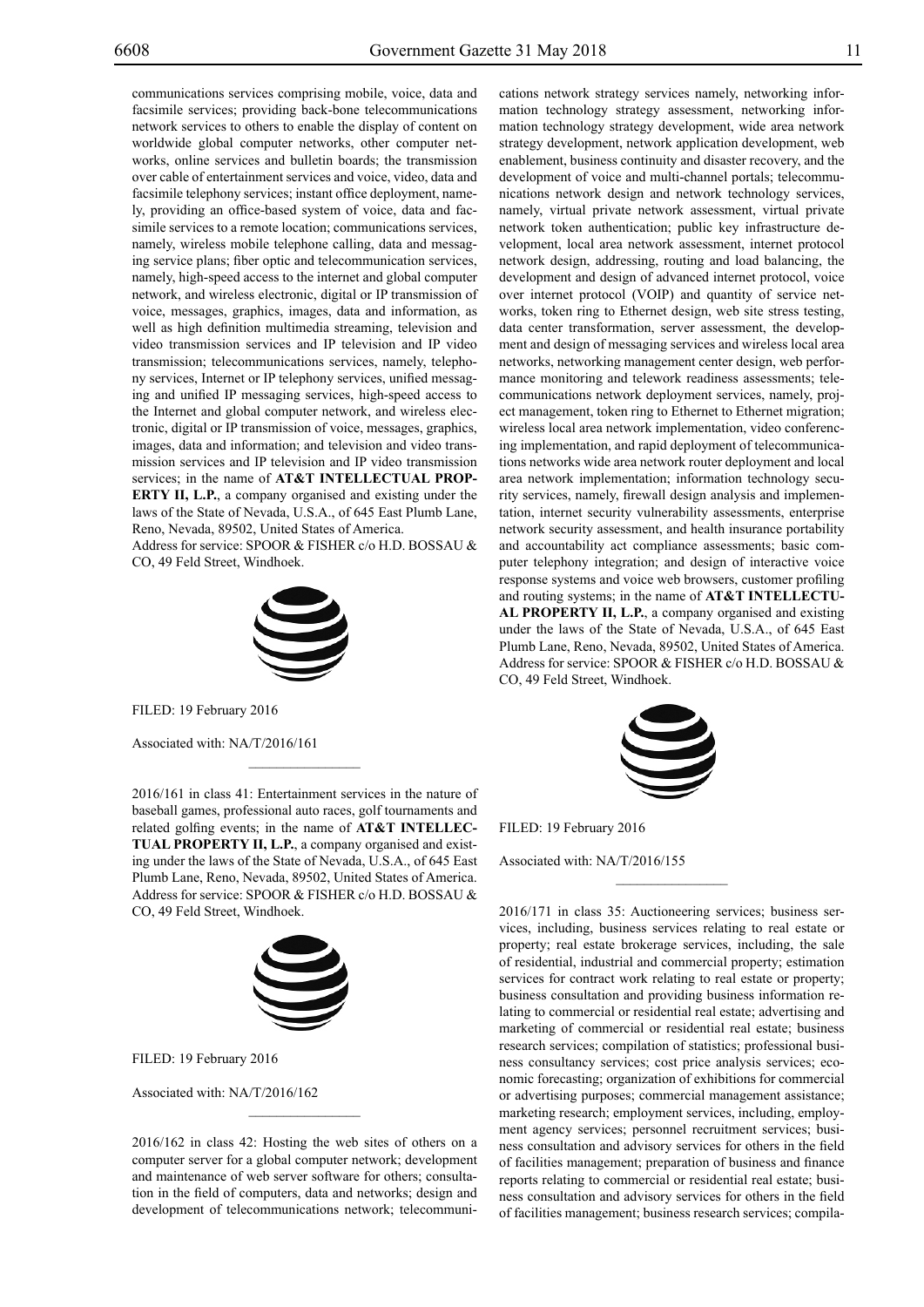communications services comprising mobile, voice, data and facsimile services; providing back-bone telecommunications network services to others to enable the display of content on worldwide global computer networks, other computer networks, online services and bulletin boards; the transmission over cable of entertainment services and voice, video, data and facsimile telephony services; instant office deployment, namely, providing an office-based system of voice, data and facsimile services to a remote location; communications services, namely, wireless mobile telephone calling, data and messaging service plans; fiber optic and telecommunication services, namely, high-speed access to the internet and global computer network, and wireless electronic, digital or IP transmission of voice, messages, graphics, images, data and information, as well as high definition multimedia streaming, television and video transmission services and IP television and IP video transmission; telecommunications services, namely, telephony services, Internet or IP telephony services, unified messaging and unified IP messaging services, high-speed access to the Internet and global computer network, and wireless electronic, digital or IP transmission of voice, messages, graphics, images, data and information; and television and video transmission services and IP television and IP video transmission services; in the name of **AT&T INTELLECTUAL PROPERTY II, L.P.**, a company organised and existing under the laws of the State of Nevada, U.S.A., of 645 East Plumb Lane, Reno, Nevada, 89502, United States of America.

Address for service: SPOOR & FISHER c/o H.D. BOSSAU & CO, 49 Feld Street, Windhoek.

FILED: 19 February 2016

Associated with: NA/T/2016/161

---

2016/161 in class 41: Entertainment services in the nature of baseball games, professional auto races, golf tournaments and related golfing events; in the name of **AT&T INTELLECTUAL PROPERTY II, L.P.**, a company organised and existing under the laws of the State of Nevada, U.S.A., of 645 East Plumb Lane, Reno, Nevada, 89502, United States of America.

Address for service: SPOOR & FISHER c/o H.D. BOSSAU & CO, 49 Feld Street, Windhoek.

FILED: 19 February 2016

Associated with: NA/T/2016/162

---

2016/162 in class 42: Hosting the web sites of others on a computer server for a global computer network; development and maintenance of web server software for others; consultation in the field of computers, data and networks; design and development of telecommunications network; telecommunications network strategy services namely, networking information technology strategy assessment, networking information technology strategy development, wide area network strategy development, network application development, web enablement, business continuity and disaster recovery, and the development of voice and multi-channel portals; telecommunications network design and network technology services, namely, virtual private network assessment, virtual private network token authentication; public key infrastructure development, local area network assessment, internet protocol network design, addressing, routing and load balancing, the development and design of advanced internet protocol, voice over internet protocol (VOIP) and quantity of service networks, token ring to Ethernet design, web site stress testing, data center transformation, server assessment, the development and design of messaging services and wireless local area networks, networking management center design, web performance monitoring and telework readiness assessments; telecommunications network deployment services, namely, project management, token ring to Ethernet to Ethernet migration; wireless local area network implementation, video conferencing implementation, and rapid deployment of telecommunications networks wide area network router deployment and local area network implementation; information technology security services, namely, firewall design analysis and implementation, internet security vulnerability assessments, enterprise network security assessment, and health insurance portability and accountability act compliance assessments; basic computer telephony integration; and design of interactive voice response systems and voice web browsers, customer profiling and routing systems; in the name of **AT&T INTELLECTUAL PROPERTY II, L.P.**, a company organised and existing under the laws of the State of Nevada, U.S.A., of 645 East Plumb Lane, Reno, Nevada, 89502, United States of America.

Address for service: SPOOR & FISHER c/o H.D. BOSSAU & CO, 49 Feld Street, Windhoek.

FILED: 19 February 2016

Associated with: NA/T/2016/155

---

2016/171 in class 35: Auctioneering services; business services, including, business services relating to real estate or property; real estate brokerage services, including, the sale of residential, industrial and commercial property; estimation services for contract work relating to real estate or property; business consultation and providing business information relating to commercial or residential real estate; advertising and marketing of commercial or residential real estate; business research services; compilation of statistics; professional business consultancy services; cost price analysis services; economic forecasting; organization of exhibitions for commercial or advertising purposes; commercial management assistance; marketing research; employment services, including, employment agency services; personnel recruitment services; business consultation and advisory services for others in the field of facilities management; preparation of business and finance reports relating to commercial or residential real estate; business consultation and advisory services for others in the field of facilities management; business research services; compila-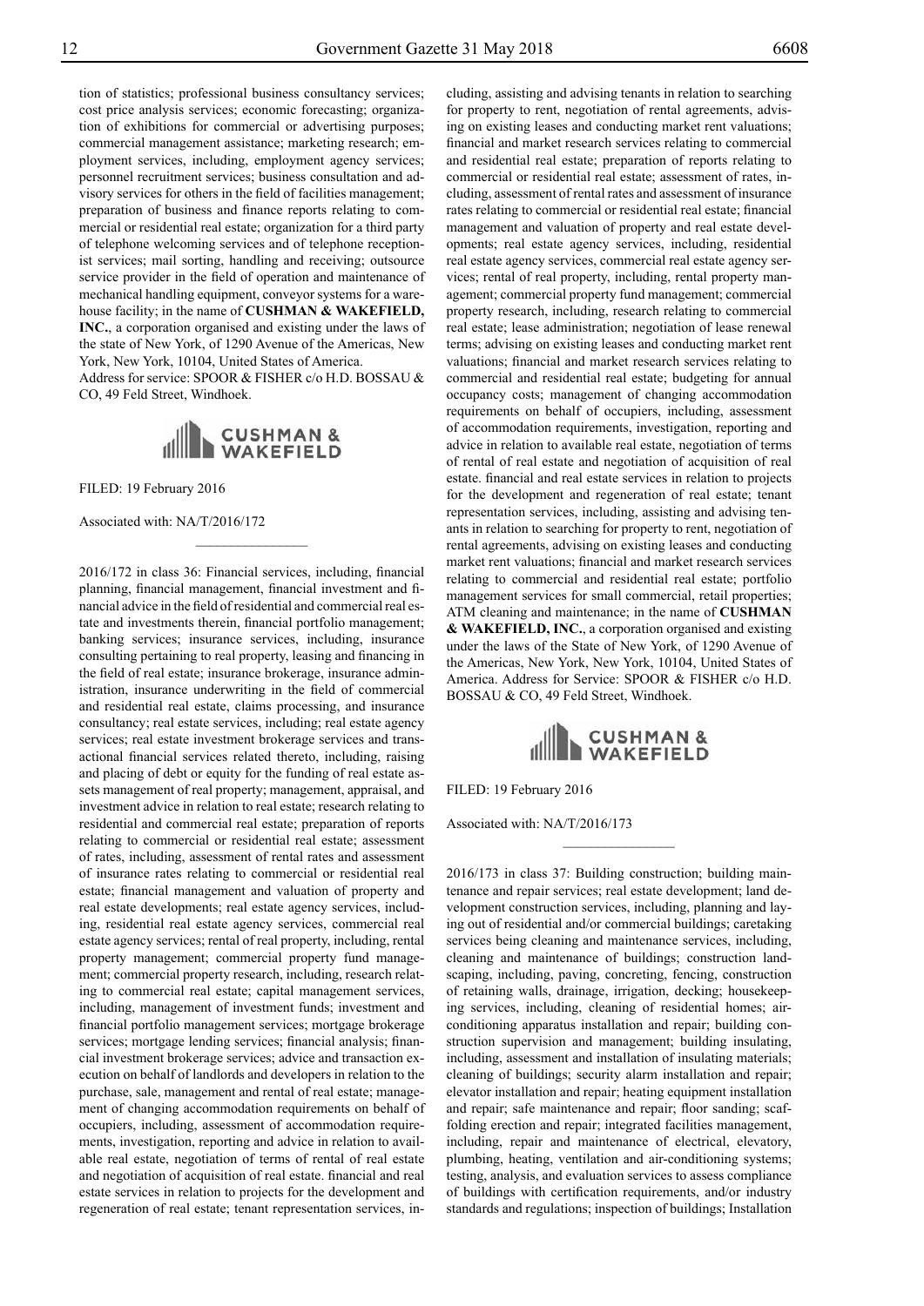tion of statistics; professional business consultancy services; cost price analysis services; economic forecasting; organization of exhibitions for commercial or advertising purposes; commercial management assistance; marketing research; employment services, including, employment agency services; personnel recruitment services; business consultation and advisory services for others in the field of facilities management; preparation of business and finance reports relating to commercial or residential real estate; organization for a third party of telephone welcoming services and of telephone receptionist services; mail sorting, handling and receiving; outsource service provider in the field of operation and maintenance of mechanical handling equipment, conveyor systems for a warehouse facility; in the name of **CUSHMAN & WAKEFIELD, INC.**, a corporation organised and existing under the laws of the state of New York, of 1290 Avenue of the Americas, New York, New York, 10104, United States of America.

Address for service: SPOOR & FISHER c/o H.D. BOSSAU & CO, 49 Feld Street, Windhoek.

CUSHMAN & WAKEFIELD

FILED: 19 February 2016

Associated with: NA/T/2016/172

---

2016/172 in class 36: Financial services, including, financial planning, financial management, financial investment and financial advice in the field of residential and commercial real estate and investments therein, financial portfolio management; banking services; insurance services, including, insurance consulting pertaining to real property, leasing and financing in the field of real estate; insurance brokerage, insurance administration, insurance underwriting in the field of commercial and residential real estate, claims processing, and insurance consultancy; real estate services, including; real estate agency services; real estate investment brokerage services and transactional financial services related thereto, including, raising and placing of debt or equity for the funding of real estate assets management of real property; management, appraisal, and investment advice in relation to real estate; research relating to residential and commercial real estate; preparation of reports relating to commercial or residential real estate; assessment of rates, including, assessment of rental rates and assessment of insurance rates relating to commercial or residential real estate; financial management and valuation of property and real estate developments; real estate agency services, including, residential real estate agency services, commercial real estate agency services; rental of real property, including, rental property management; commercial property fund management; commercial property research, including, research relating to commercial real estate; capital management services, including, management of investment funds; investment and financial portfolio management services; mortgage brokerage services; mortgage lending services; financial analysis; financial investment brokerage services; advice and transaction execution on behalf of landlords and developers in relation to the purchase, sale, management and rental of real estate; management of changing accommodation requirements on behalf of occupiers, including, assessment of accommodation requirements, investigation, reporting and advice in relation to available real estate, negotiation of terms of rental of real estate and negotiation of acquisition of real estate. financial and real estate services in relation to projects for the development and regeneration of real estate; tenant representation services, including, assisting and advising tenants in relation to searching for property to rent, negotiation of rental agreements, advising on existing leases and conducting market rent valuations; financial and market research services relating to commercial and residential real estate; preparation of reports relating to commercial or residential real estate; assessment of rates, including, assessment of rental rates and assessment of insurance rates relating to commercial or residential real estate; financial management and valuation of property and real estate developments; real estate agency services, including, residential real estate agency services, commercial real estate agency services; rental of real property, including, rental property management; commercial property fund management; commercial property research, including, research relating to commercial real estate; lease administration; negotiation of lease renewal terms; advising on existing leases and conducting market rent valuations; financial and market research services relating to commercial and residential real estate; budgeting for annual occupancy costs; management of changing accommodation requirements on behalf of occupiers, including, assessment of accommodation requirements, investigation, reporting and advice in relation to available real estate, negotiation of terms of rental of real estate and negotiation of acquisition of real estate. financial and real estate services in relation to projects for the development and regeneration of real estate; tenant representation services, including, assisting and advising tenants in relation to searching for property to rent, negotiation of rental agreements, advising on existing leases and conducting market rent valuations; financial and market research services relating to commercial and residential real estate; portfolio management services for small commercial, retail properties; ATM cleaning and maintenance; in the name of **CUSHMAN & WAKEFIELD, INC.**, a corporation organised and existing under the laws of the State of New York, of 1290 Avenue of the Americas, New York, New York, 10104, United States of America. Address for Service: SPOOR & FISHER c/o H.D. BOSSAU & CO, 49 Feld Street, Windhoek.

CUSHMAN & WAKEFIELD

FILED: 19 February 2016

Associated with: NA/T/2016/173

---

2016/173 in class 37: Building construction; building maintenance and repair services; real estate development; land development construction services, including, planning and laying out of residential and/or commercial buildings; caretaking services being cleaning and maintenance services, including, cleaning and maintenance of buildings; construction landscaping, including, paving, concreting, fencing, construction of retaining walls, drainage, irrigation, decking; housekeeping services, including, cleaning of residential homes; air-conditioning apparatus installation and repair; building construction supervision and management; building insulating, including, assessment and installation of insulating materials; cleaning of buildings; security alarm installation and repair; elevator installation and repair; heating equipment installation and repair; safe maintenance and repair; floor sanding; scaffolding erection and repair; integrated facilities management, including, repair and maintenance of electrical, elevatory, plumbing, heating, ventilation and air-conditioning systems; testing, analysis, and evaluation services to assess compliance of buildings with certification requirements, and/or industry standards and regulations; inspection of buildings; Installation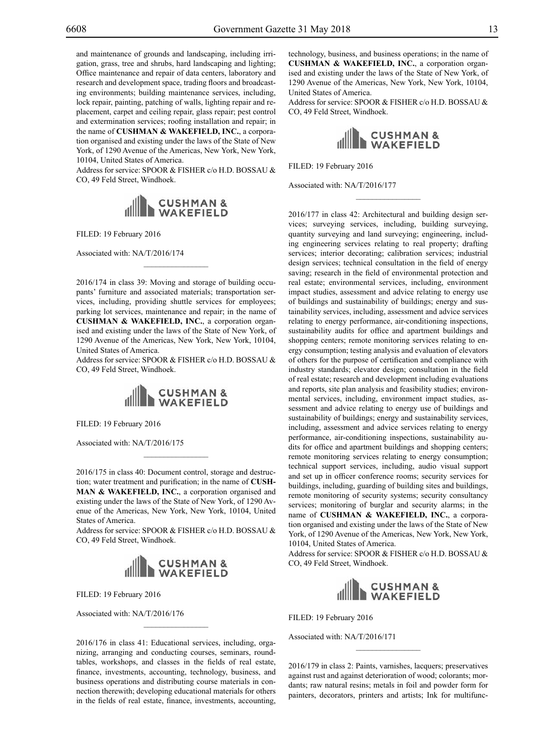and maintenance of grounds and landscaping, including irrigation, grass, tree and shrubs, hard landscaping and lighting; Office maintenance and repair of data centers, laboratory and research and development space, trading floors and broadcasting environments; building maintenance services, including, lock repair, painting, patching of walls, lighting repair and replacement, carpet and ceiling repair, glass repair; pest control and extermination services; roofing installation and repair; in the name of **CUSHMAN & WAKEFIELD, INC.**, a corporation organised and existing under the laws of the State of New York, of 1290 Avenue of the Americas, New York, New York, 10104, United States of America.

Address for service: SPOOR & FISHER c/o H.D. BOSSAU & CO, 49 Feld Street, Windhoek.

CUSHMAN & WAKEFIELD

FILED: 19 February 2016

Associated with: NA/T/2016/174

---

2016/174 in class 39: Moving and storage of building occupants' furniture and associated materials; transportation services, including, providing shuttle services for employees; parking lot services, maintenance and repair; in the name of **CUSHMAN & WAKEFIELD, INC.**, a corporation organised and existing under the laws of the State of New York, of 1290 Avenue of the Americas, New York, New York, 10104, United States of America.

Address for service: SPOOR & FISHER c/o H.D. BOSSAU & CO, 49 Feld Street, Windhoek.

CUSHMAN & WAKEFIELD

FILED: 19 February 2016

Associated with: NA/T/2016/175

---

2016/175 in class 40: Document control, storage and destruction; water treatment and purification; in the name of **CUSHMAN & WAKEFIELD, INC.**, a corporation organised and existing under the laws of the State of New York, of 1290 Avenue of the Americas, New York, New York, 10104, United States of America.

Address for service: SPOOR & FISHER c/o H.D. BOSSAU & CO, 49 Feld Street, Windhoek.

CUSHMAN & WAKEFIELD

FILED: 19 February 2016

Associated with: NA/T/2016/176

---

2016/176 in class 41: Educational services, including, organizing, arranging and conducting courses, seminars, roundtables, workshops, and classes in the fields of real estate, finance, investments, accounting, technology, business, and business operations and distributing course materials in connection therewith; developing educational materials for others in the fields of real estate, finance, investments, accounting, technology, business, and business operations; in the name of **CUSHMAN & WAKEFIELD, INC.**, a corporation organised and existing under the laws of the State of New York, of 1290 Avenue of the Americas, New York, New York, 10104, United States of America.

Address for service: SPOOR & FISHER c/o H.D. BOSSAU & CO, 49 Feld Street, Windhoek.

CUSHMAN & WAKEFIELD

FILED: 19 February 2016

Associated with: NA/T/2016/177

---

2016/177 in class 42: Architectural and building design services; surveying services, including, building surveying, quantity surveying and land surveying; engineering, including engineering services relating to real property; drafting services; interior decorating; calibration services; industrial design services; technical consultation in the field of energy saving; research in the field of environmental protection and real estate; environmental services, including, environment impact studies, assessment and advice relating to energy use of buildings and sustainability of buildings; energy and sustainability services, including, assessment and advice services relating to energy performance, air-conditioning inspections, sustainability audits for office and apartment buildings and shopping centers; remote monitoring services relating to energy consumption; testing analysis and evaluation of elevators of others for the purpose of certification and compliance with industry standards; elevator design; consultation in the field of real estate; research and development including evaluations and reports, site plan analysis and feasibility studies; environmental services, including, environment impact studies, assessment and advice relating to energy use of buildings and sustainability of buildings; energy and sustainability services, including, assessment and advice services relating to energy performance, air-conditioning inspections, sustainability audits for office and apartment buildings and shopping centers; remote monitoring services relating to energy consumption; technical support services, including, audio visual support and set up in officer conference rooms; security services for buildings, including, guarding of building sites and buildings, remote monitoring of security systems; security consultancy services; monitoring of burglar and security alarms; in the name of **CUSHMAN & WAKEFIELD, INC.**, a corporation organised and existing under the laws of the State of New York, of 1290 Avenue of the Americas, New York, New York, 10104, United States of America.

Address for service: SPOOR & FISHER c/o H.D. BOSSAU & CO, 49 Feld Street, Windhoek.

CUSHMAN & WAKEFIELD

FILED: 19 February 2016

Associated with: NA/T/2016/171

---

2016/179 in class 2: Paints, varnishes, lacquers; preservatives against rust and against deterioration of wood; colorants; mordants; raw natural resins; metals in foil and powder form for painters, decorators, printers and artists; Ink for multifunc-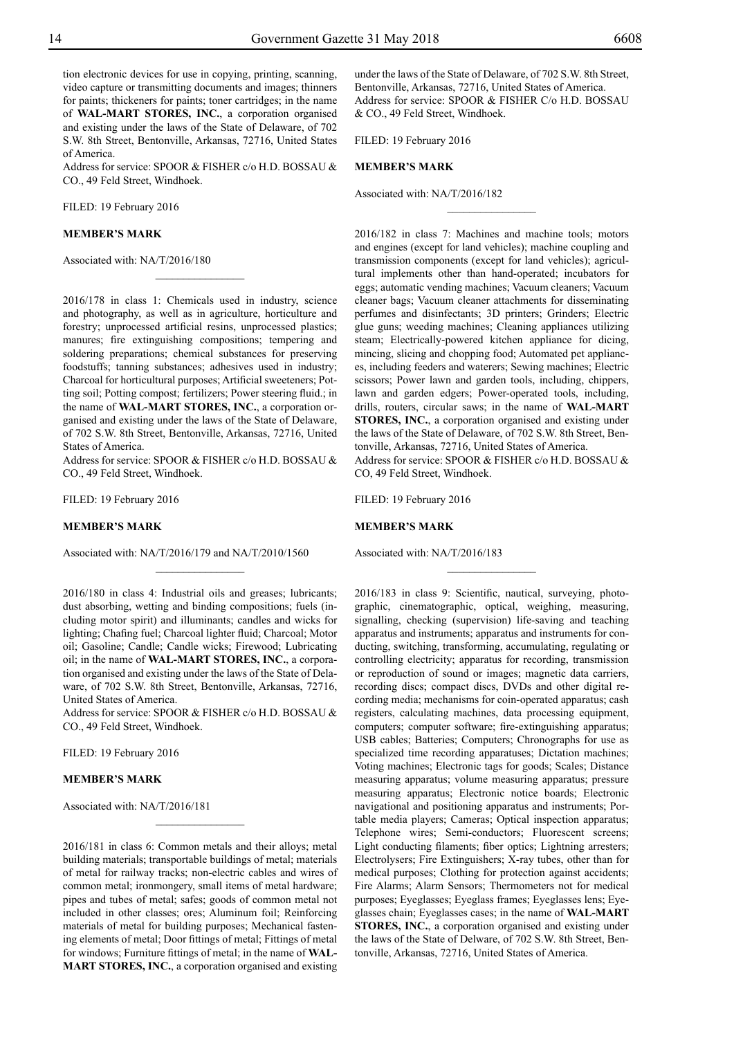tion electronic devices for use in copying, printing, scanning, video capture or transmitting documents and images; thinners for paints; thickeners for paints; toner cartridges; in the name of **WAL-MART STORES, INC.**, a corporation organised and existing under the laws of the State of Delaware, of 702 S.W. 8th Street, Bentonville, Arkansas, 72716, United States of America.
Address for service: SPOOR & FISHER c/o H.D. BOSSAU & CO., 49 Feld Street, Windhoek.

FILED: 19 February 2016

**MEMBER'S MARK**

Associated with: NA/T/2016/180

---

2016/178 in class 1: Chemicals used in industry, science and photography, as well as in agriculture, horticulture and forestry; unprocessed artificial resins, unprocessed plastics; manures; fire extinguishing compositions; tempering and soldering preparations; chemical substances for preserving foodstuffs; tanning substances; adhesives used in industry; Charcoal for horticultural purposes; Artificial sweeteners; Potting soil; Potting compost; fertilizers; Power steering fluid.; in the name of **WAL-MART STORES, INC.**, a corporation organised and existing under the laws of the State of Delaware, of 702 S.W. 8th Street, Bentonville, Arkansas, 72716, United States of America.
Address for service: SPOOR & FISHER c/o H.D. BOSSAU & CO., 49 Feld Street, Windhoek.

FILED: 19 February 2016

**MEMBER'S MARK**

Associated with: NA/T/2016/179 and NA/T/2010/1560

---

2016/180 in class 4: Industrial oils and greases; lubricants; dust absorbing, wetting and binding compositions; fuels (including motor spirit) and illuminants; candles and wicks for lighting; Chafing fuel; Charcoal lighter fluid; Charcoal; Motor oil; Gasoline; Candle; Candle wicks; Firewood; Lubricating oil; in the name of **WAL-MART STORES, INC.**, a corporation organised and existing under the laws of the State of Delaware, of 702 S.W. 8th Street, Bentonville, Arkansas, 72716, United States of America.
Address for service: SPOOR & FISHER c/o H.D. BOSSAU & CO., 49 Feld Street, Windhoek.

FILED: 19 February 2016

**MEMBER'S MARK**

Associated with: NA/T/2016/181

---

2016/181 in class 6: Common metals and their alloys; metal building materials; transportable buildings of metal; materials of metal for railway tracks; non-electric cables and wires of common metal; ironmongery, small items of metal hardware; pipes and tubes of metal; safes; goods of common metal not included in other classes; ores; Aluminum foil; Reinforcing materials of metal for building purposes; Mechanical fastening elements of metal; Door fittings of metal; Fittings of metal for windows; Furniture fittings of metal; in the name of **WAL-MART STORES, INC.**, a corporation organised and existing under the laws of the State of Delaware, of 702 S.W. 8th Street, Bentonville, Arkansas, 72716, United States of America.
Address for service: SPOOR & FISHER C/o H.D. BOSSAU & CO., 49 Feld Street, Windhoek.

FILED: 19 February 2016

**MEMBER'S MARK**

Associated with: NA/T/2016/182

---

2016/182 in class 7: Machines and machine tools; motors and engines (except for land vehicles); machine coupling and transmission components (except for land vehicles); agricultural implements other than hand-operated; incubators for eggs; automatic vending machines; Vacuum cleaners; Vacuum cleaner bags; Vacuum cleaner attachments for disseminating perfumes and disinfectants; 3D printers; Grinders; Electric glue guns; weeding machines; Cleaning appliances utilizing steam; Electrically-powered kitchen appliance for dicing, mincing, slicing and chopping food; Automated pet appliances, including feeders and waterers; Sewing machines; Electric scissors; Power lawn and garden tools, including, chippers, lawn and garden edgers; Power-operated tools, including, drills, routers, circular saws; in the name of **WAL-MART STORES, INC.**, a corporation organised and existing under the laws of the State of Delaware, of 702 S.W. 8th Street, Bentonville, Arkansas, 72716, United States of America.
Address for service: SPOOR & FISHER c/o H.D. BOSSAU & CO, 49 Feld Street, Windhoek.

FILED: 19 February 2016

**MEMBER'S MARK**

Associated with: NA/T/2016/183

---

2016/183 in class 9: Scientific, nautical, surveying, photographic, cinematographic, optical, weighing, measuring, signalling, checking (supervision) life-saving and teaching apparatus and instruments; apparatus and instruments for conducting, switching, transforming, accumulating, regulating or controlling electricity; apparatus for recording, transmission or reproduction of sound or images; magnetic data carriers, recording discs; compact discs, DVDs and other digital recording media; mechanisms for coin-operated apparatus; cash registers, calculating machines, data processing equipment, computers; computer software; fire-extinguishing apparatus; USB cables; Batteries; Computers; Chronographs for use as specialized time recording apparatuses; Dictation machines; Voting machines; Electronic tags for goods; Scales; Distance measuring apparatus; volume measuring apparatus; pressure measuring apparatus; Electronic notice boards; Electronic navigational and positioning apparatus and instruments; Portable media players; Cameras; Optical inspection apparatus; Telephone wires; Semi-conductors; Fluorescent screens; Light conducting filaments; fiber optics; Lightning arresters; Electrolysers; Fire Extinguishers; X-ray tubes, other than for medical purposes; Clothing for protection against accidents; Fire Alarms; Alarm Sensors; Thermometers not for medical purposes; Eyeglasses; Eyeglass frames; Eyeglasses lens; Eyeglasses chain; Eyeglasses cases; in the name of **WAL-MART STORES, INC.**, a corporation organised and existing under the laws of the State of Delware, of 702 S.W. 8th Street, Bentonville, Arkansas, 72716, United States of America.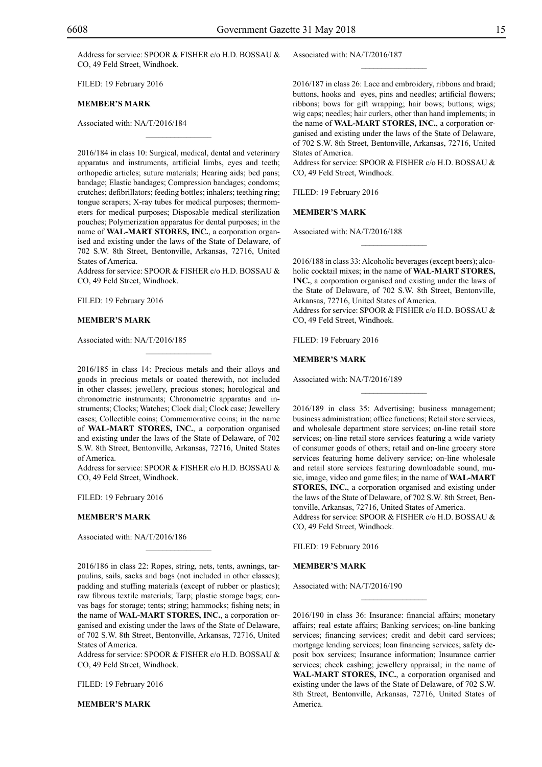Address for service: SPOOR & FISHER c/o H.D. BOSSAU & CO, 49 Feld Street, Windhoek.

FILED: 19 February 2016

**MEMBER'S MARK**

Associated with: NA/T/2016/184

________________

2016/184 in class 10: Surgical, medical, dental and veterinary apparatus and instruments, artificial limbs, eyes and teeth; orthopedic articles; suture materials; Hearing aids; bed pans; bandage; Elastic bandages; Compression bandages; condoms; crutches; defibrillators; feeding bottles; inhalers; teething ring; tongue scrapers; X-ray tubes for medical purposes; thermometers for medical purposes; Disposable medical sterilization pouches; Polymerization apparatus for dental purposes; in the name of **WAL-MART STORES, INC.**, a corporation organised and existing under the laws of the State of Delaware, of 702 S.W. 8th Street, Bentonville, Arkansas, 72716, United States of America.

Address for service: SPOOR & FISHER c/o H.D. BOSSAU & CO, 49 Feld Street, Windhoek.

FILED: 19 February 2016

**MEMBER'S MARK**

Associated with: NA/T/2016/185

________________

2016/185 in class 14: Precious metals and their alloys and goods in precious metals or coated therewith, not included in other classes; jewellery, precious stones; horological and chronometric instruments; Chronometric apparatus and instruments; Clocks; Watches; Clock dial; Clock case; Jewellery cases; Collectible coins; Commemorative coins; in the name of **WAL-MART STORES, INC.**, a corporation organised and existing under the laws of the State of Delaware, of 702 S.W. 8th Street, Bentonville, Arkansas, 72716, United States of America.

Address for service: SPOOR & FISHER c/o H.D. BOSSAU & CO, 49 Feld Street, Windhoek.

FILED: 19 February 2016

**MEMBER'S MARK**

Associated with: NA/T/2016/186

________________

2016/186 in class 22: Ropes, string, nets, tents, awnings, tarpaulins, sails, sacks and bags (not included in other classes); padding and stuffing materials (except of rubber or plastics); raw fibrous textile materials; Tarp; plastic storage bags; canvas bags for storage; tents; string; hammocks; fishing nets; in the name of **WAL-MART STORES, INC.**, a corporation organised and existing under the laws of the State of Delaware, of 702 S.W. 8th Street, Bentonville, Arkansas, 72716, United States of America.

Address for service: SPOOR & FISHER c/o H.D. BOSSAU & CO, 49 Feld Street, Windhoek.

FILED: 19 February 2016

**MEMBER'S MARK**

Associated with: NA/T/2016/187

________________

2016/187 in class 26: Lace and embroidery, ribbons and braid; buttons, hooks and eyes, pins and needles; artificial flowers; ribbons; bows for gift wrapping; hair bows; buttons; wigs; wig caps; needles; hair curlers, other than hand implements; in the name of **WAL-MART STORES, INC.**, a corporation organised and existing under the laws of the State of Delaware, of 702 S.W. 8th Street, Bentonville, Arkansas, 72716, United States of America.

Address for service: SPOOR & FISHER c/o H.D. BOSSAU & CO, 49 Feld Street, Windhoek.

FILED: 19 February 2016

**MEMBER'S MARK**

Associated with: NA/T/2016/188

________________

2016/188 in class 33: Alcoholic beverages (except beers); alcoholic cocktail mixes; in the name of **WAL-MART STORES, INC.**, a corporation organised and existing under the laws of the State of Delaware, of 702 S.W. 8th Street, Bentonville, Arkansas, 72716, United States of America.

Address for service: SPOOR & FISHER c/o H.D. BOSSAU & CO, 49 Feld Street, Windhoek.

FILED: 19 February 2016

**MEMBER'S MARK**

Associated with: NA/T/2016/189

________________

2016/189 in class 35: Advertising; business management; business administration; office functions; Retail store services, and wholesale department store services; on-line retail store services; on-line retail store services featuring a wide variety of consumer goods of others; retail and on-line grocery store services featuring home delivery service; on-line wholesale and retail store services featuring downloadable sound, music, image, video and game files; in the name of **WAL-MART STORES, INC.**, a corporation organised and existing under the laws of the State of Delaware, of 702 S.W. 8th Street, Bentonville, Arkansas, 72716, United States of America.

Address for service: SPOOR & FISHER c/o H.D. BOSSAU & CO, 49 Feld Street, Windhoek.

FILED: 19 February 2016

**MEMBER'S MARK**

Associated with: NA/T/2016/190

________________

2016/190 in class 36: Insurance: financial affairs; monetary affairs; real estate affairs; Banking services; on-line banking services; financing services; credit and debit card services; mortgage lending services; loan financing services; safety deposit box services; Insurance information; Insurance carrier services; check cashing; jewellery appraisal; in the name of **WAL-MART STORES, INC.**, a corporation organised and existing under the laws of the State of Delaware, of 702 S.W. 8th Street, Bentonville, Arkansas, 72716, United States of America.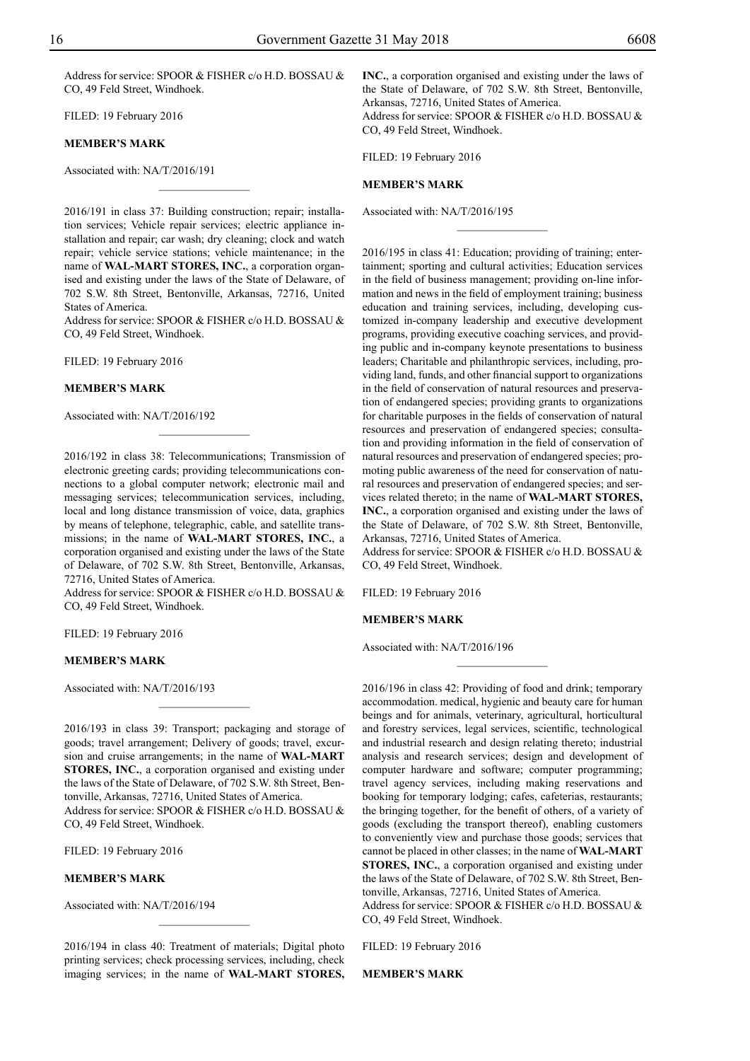Address for service: SPOOR & FISHER c/o H.D. BOSSAU & CO, 49 Feld Street, Windhoek.

FILED: 19 February 2016

**MEMBER'S MARK**

Associated with: NA/T/2016/191

---

2016/191 in class 37: Building construction; repair; installation services; Vehicle repair services; electric appliance installation and repair; car wash; dry cleaning; clock and watch repair; vehicle service stations; vehicle maintenance; in the name of **WAL-MART STORES, INC.**, a corporation organised and existing under the laws of the State of Delaware, of 702 S.W. 8th Street, Bentonville, Arkansas, 72716, United States of America.
Address for service: SPOOR & FISHER c/o H.D. BOSSAU & CO, 49 Feld Street, Windhoek.

FILED: 19 February 2016

**MEMBER'S MARK**

Associated with: NA/T/2016/192

---

2016/192 in class 38: Telecommunications; Transmission of electronic greeting cards; providing telecommunications connections to a global computer network; electronic mail and messaging services; telecommunication services, including, local and long distance transmission of voice, data, graphics by means of telephone, telegraphic, cable, and satellite transmissions; in the name of **WAL-MART STORES, INC.**, a corporation organised and existing under the laws of the State of Delaware, of 702 S.W. 8th Street, Bentonville, Arkansas, 72716, United States of America.
Address for service: SPOOR & FISHER c/o H.D. BOSSAU & CO, 49 Feld Street, Windhoek.

FILED: 19 February 2016

**MEMBER'S MARK**

Associated with: NA/T/2016/193

---

2016/193 in class 39: Transport; packaging and storage of goods; travel arrangement; Delivery of goods; travel, excursion and cruise arrangements; in the name of **WAL-MART STORES, INC.**, a corporation organised and existing under the laws of the State of Delaware, of 702 S.W. 8th Street, Bentonville, Arkansas, 72716, United States of America.
Address for service: SPOOR & FISHER c/o H.D. BOSSAU & CO, 49 Feld Street, Windhoek.

FILED: 19 February 2016

**MEMBER'S MARK**

Associated with: NA/T/2016/194

---

2016/194 in class 40: Treatment of materials; Digital photo printing services; check processing services, including, check imaging services; in the name of **WAL-MART STORES, INC.**, a corporation organised and existing under the laws of the State of Delaware, of 702 S.W. 8th Street, Bentonville, Arkansas, 72716, United States of America.
Address for service: SPOOR & FISHER c/o H.D. BOSSAU & CO, 49 Feld Street, Windhoek.

FILED: 19 February 2016

**MEMBER'S MARK**

Associated with: NA/T/2016/195

---

2016/195 in class 41: Education; providing of training; entertainment; sporting and cultural activities; Education services in the field of business management; providing on-line information and news in the field of employment training; business education and training services, including, developing customized in-company leadership and executive development programs, providing executive coaching services, and providing public and in-company keynote presentations to business leaders; Charitable and philanthropic services, including, providing land, funds, and other financial support to organizations in the field of conservation of natural resources and preservation of endangered species; providing grants to organizations for charitable purposes in the fields of conservation of natural resources and preservation of endangered species; consultation and providing information in the field of conservation of natural resources and preservation of endangered species; promoting public awareness of the need for conservation of natural resources and preservation of endangered species; and services related thereto; in the name of **WAL-MART STORES, INC.**, a corporation organised and existing under the laws of the State of Delaware, of 702 S.W. 8th Street, Bentonville, Arkansas, 72716, United States of America.
Address for service: SPOOR & FISHER c/o H.D. BOSSAU & CO, 49 Feld Street, Windhoek.

FILED: 19 February 2016

**MEMBER'S MARK**

Associated with: NA/T/2016/196

---

2016/196 in class 42: Providing of food and drink; temporary accommodation. medical, hygienic and beauty care for human beings and for animals, veterinary, agricultural, horticultural and forestry services, legal services, scientific, technological and industrial research and design relating thereto; industrial analysis and research services; design and development of computer hardware and software; computer programming; travel agency services, including making reservations and booking for temporary lodging; cafes, cafeterias, restaurants; the bringing together, for the benefit of others, of a variety of goods (excluding the transport thereof), enabling customers to conveniently view and purchase those goods; services that cannot be placed in other classes; in the name of **WAL-MART STORES, INC.**, a corporation organised and existing under the laws of the State of Delaware, of 702 S.W. 8th Street, Bentonville, Arkansas, 72716, United States of America.
Address for service: SPOOR & FISHER c/o H.D. BOSSAU & CO, 49 Feld Street, Windhoek.

FILED: 19 February 2016

**MEMBER'S MARK**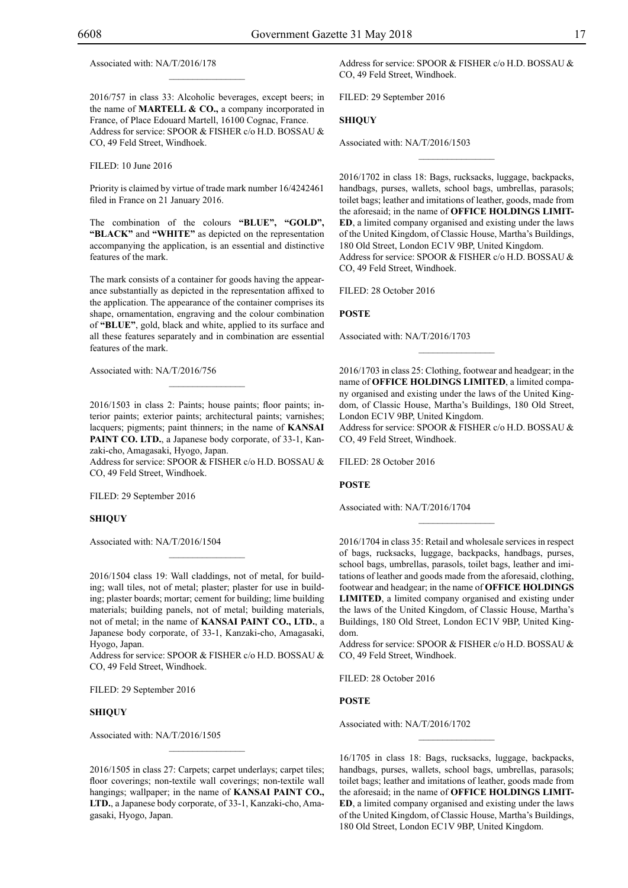Associated with: NA/T/2016/178

---

2016/757 in class 33: Alcoholic beverages, except beers; in the name of **MARTELL & CO.,** a company incorporated in France, of Place Edouard Martell, 16100 Cognac, France.
Address for service: SPOOR & FISHER c/o H.D. BOSSAU & CO, 49 Feld Street, Windhoek.

FILED: 10 June 2016

Priority is claimed by virtue of trade mark number 16/4242461 filed in France on 21 January 2016.

The combination of the colours **"BLUE", "GOLD", "BLACK"** and **"WHITE"** as depicted on the representation accompanying the application, is an essential and distinctive features of the mark.

The mark consists of a container for goods having the appearance substantially as depicted in the representation affixed to the application. The appearance of the container comprises its shape, ornamentation, engraving and the colour combination of **"BLUE"**, gold, black and white, applied to its surface and all these features separately and in combination are essential features of the mark.

Associated with: NA/T/2016/756

---

2016/1503 in class 2: Paints; house paints; floor paints; interior paints; exterior paints; architectural paints; varnishes; lacquers; pigments; paint thinners; in the name of **KANSAI PAINT CO. LTD.**, a Japanese body corporate, of 33-1, Kanzaki-cho, Amagasaki, Hyogo, Japan.
Address for service: SPOOR & FISHER c/o H.D. BOSSAU & CO, 49 Feld Street, Windhoek.

FILED: 29 September 2016

**SHIQUY**

Associated with: NA/T/2016/1504

---

2016/1504 class 19: Wall claddings, not of metal, for building; wall tiles, not of metal; plaster; plaster for use in building; plaster boards; mortar; cement for building; lime building materials; building panels, not of metal; building materials, not of metal; in the name of **KANSAI PAINT CO., LTD.**, a Japanese body corporate, of 33-1, Kanzaki-cho, Amagasaki, Hyogo, Japan.
Address for service: SPOOR & FISHER c/o H.D. BOSSAU & CO, 49 Feld Street, Windhoek.

FILED: 29 September 2016

**SHIQUY**

Associated with: NA/T/2016/1505

---

2016/1505 in class 27: Carpets; carpet underlays; carpet tiles; floor coverings; non-textile wall coverings; non-textile wall hangings; wallpaper; in the name of **KANSAI PAINT CO., LTD.**, a Japanese body corporate, of 33-1, Kanzaki-cho, Amagasaki, Hyogo, Japan.
Address for service: SPOOR & FISHER c/o H.D. BOSSAU & CO, 49 Feld Street, Windhoek.

FILED: 29 September 2016

**SHIQUY**

Associated with: NA/T/2016/1503

---

2016/1702 in class 18: Bags, rucksacks, luggage, backpacks, handbags, purses, wallets, school bags, umbrellas, parasols; toilet bags; leather and imitations of leather, goods, made from the aforesaid; in the name of **OFFICE HOLDINGS LIMITED**, a limited company organised and existing under the laws of the United Kingdom, of Classic House, Martha's Buildings, 180 Old Street, London EC1V 9BP, United Kingdom.
Address for service: SPOOR & FISHER c/o H.D. BOSSAU & CO, 49 Feld Street, Windhoek.

FILED: 28 October 2016

**POSTE**

Associated with: NA/T/2016/1703

---

2016/1703 in class 25: Clothing, footwear and headgear; in the name of **OFFICE HOLDINGS LIMITED**, a limited company organised and existing under the laws of the United Kingdom, of Classic House, Martha's Buildings, 180 Old Street, London EC1V 9BP, United Kingdom.
Address for service: SPOOR & FISHER c/o H.D. BOSSAU & CO, 49 Feld Street, Windhoek.

FILED: 28 October 2016

**POSTE**

Associated with: NA/T/2016/1704

---

2016/1704 in class 35: Retail and wholesale services in respect of bags, rucksacks, luggage, backpacks, handbags, purses, school bags, umbrellas, parasols, toilet bags, leather and imitations of leather and goods made from the aforesaid, clothing, footwear and headgear; in the name of **OFFICE HOLDINGS LIMITED**, a limited company organised and existing under the laws of the United Kingdom, of Classic House, Martha's Buildings, 180 Old Street, London EC1V 9BP, United Kingdom.
Address for service: SPOOR & FISHER c/o H.D. BOSSAU & CO, 49 Feld Street, Windhoek.

FILED: 28 October 2016

**POSTE**

Associated with: NA/T/2016/1702

---

16/1705 in class 18: Bags, rucksacks, luggage, backpacks, handbags, purses, wallets, school bags, umbrellas, parasols; toilet bags; leather and imitations of leather, goods made from the aforesaid; in the name of **OFFICE HOLDINGS LIMITED**, a limited company organised and existing under the laws of the United Kingdom, of Classic House, Martha's Buildings, 180 Old Street, London EC1V 9BP, United Kingdom.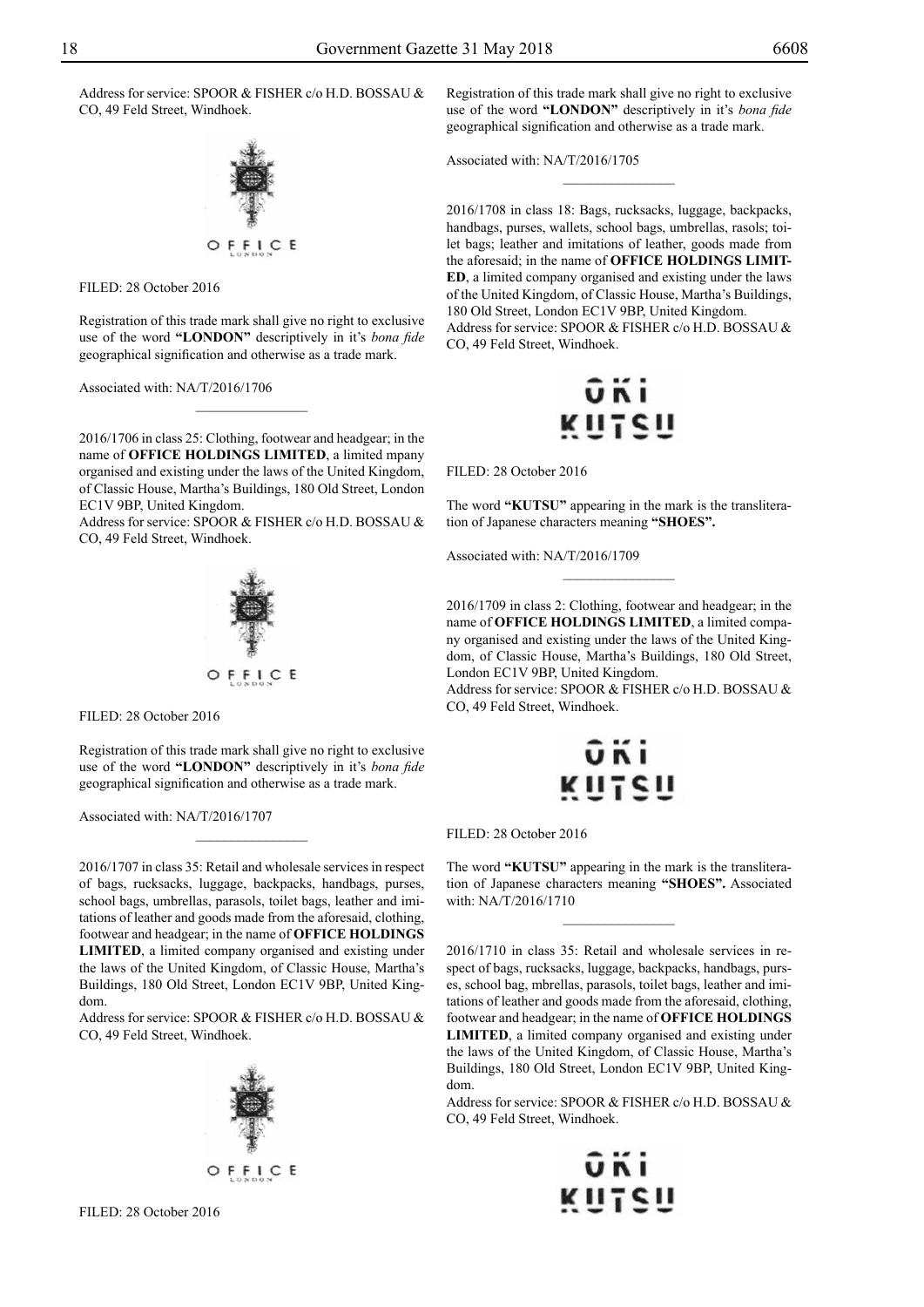Address for service: SPOOR & FISHER c/o H.D. BOSSAU & CO, 49 Feld Street, Windhoek.

FILED: 28 October 2016

Registration of this trade mark shall give no right to exclusive use of the word **"LONDON"** descriptively in it's *bona fide* geographical signification and otherwise as a trade mark.

Associated with: NA/T/2016/1706

---

2016/1706 in class 25: Clothing, footwear and headgear; in the name of **OFFICE HOLDINGS LIMITED**, a limited mpany organised and existing under the laws of the United Kingdom, of Classic House, Martha's Buildings, 180 Old Street, London EC1V 9BP, United Kingdom.
Address for service: SPOOR & FISHER c/o H.D. BOSSAU & CO, 49 Feld Street, Windhoek.

FILED: 28 October 2016

Registration of this trade mark shall give no right to exclusive use of the word **"LONDON"** descriptively in it's *bona fide* geographical signification and otherwise as a trade mark.

Associated with: NA/T/2016/1707

---

2016/1707 in class 35: Retail and wholesale services in respect of bags, rucksacks, luggage, backpacks, handbags, purses, school bags, umbrellas, parasols, toilet bags, leather and imitations of leather and goods made from the aforesaid, clothing, footwear and headgear; in the name of **OFFICE HOLDINGS LIMITED**, a limited company organised and existing under the laws of the United Kingdom, of Classic House, Martha's Buildings, 180 Old Street, London EC1V 9BP, United Kingdom.
Address for service: SPOOR & FISHER c/o H.D. BOSSAU & CO, 49 Feld Street, Windhoek.

FILED: 28 October 2016

Registration of this trade mark shall give no right to exclusive use of the word **"LONDON"** descriptively in it's *bona fide* geographical signification and otherwise as a trade mark.

Associated with: NA/T/2016/1705

---

2016/1708 in class 18: Bags, rucksacks, luggage, backpacks, handbags, purses, wallets, school bags, umbrellas, rasols; toilet bags; leather and imitations of leather, goods made from the aforesaid; in the name of **OFFICE HOLDINGS LIMITED**, a limited company organised and existing under the laws of the United Kingdom, of Classic House, Martha's Buildings, 180 Old Street, London EC1V 9BP, United Kingdom.
Address for service: SPOOR & FISHER c/o H.D. BOSSAU & CO, 49 Feld Street, Windhoek.

FILED: 28 October 2016

The word **"KUTSU"** appearing in the mark is the transliteration of Japanese characters meaning **"SHOES".**

Associated with: NA/T/2016/1709

---

2016/1709 in class 2: Clothing, footwear and headgear; in the name of **OFFICE HOLDINGS LIMITED**, a limited company organised and existing under the laws of the United Kingdom, of Classic House, Martha's Buildings, 180 Old Street, London EC1V 9BP, United Kingdom.
Address for service: SPOOR & FISHER c/o H.D. BOSSAU & CO, 49 Feld Street, Windhoek.

FILED: 28 October 2016

The word **"KUTSU"** appearing in the mark is the transliteration of Japanese characters meaning **"SHOES".** Associated with: NA/T/2016/1710

---

2016/1710 in class 35: Retail and wholesale services in respect of bags, rucksacks, luggage, backpacks, handbags, purses, school bag, mbrellas, parasols, toilet bags, leather and imitations of leather and goods made from the aforesaid, clothing, footwear and headgear; in the name of **OFFICE HOLDINGS LIMITED**, a limited company organised and existing under the laws of the United Kingdom, of Classic House, Martha's Buildings, 180 Old Street, London EC1V 9BP, United Kingdom.
Address for service: SPOOR & FISHER c/o H.D. BOSSAU & CO, 49 Feld Street, Windhoek.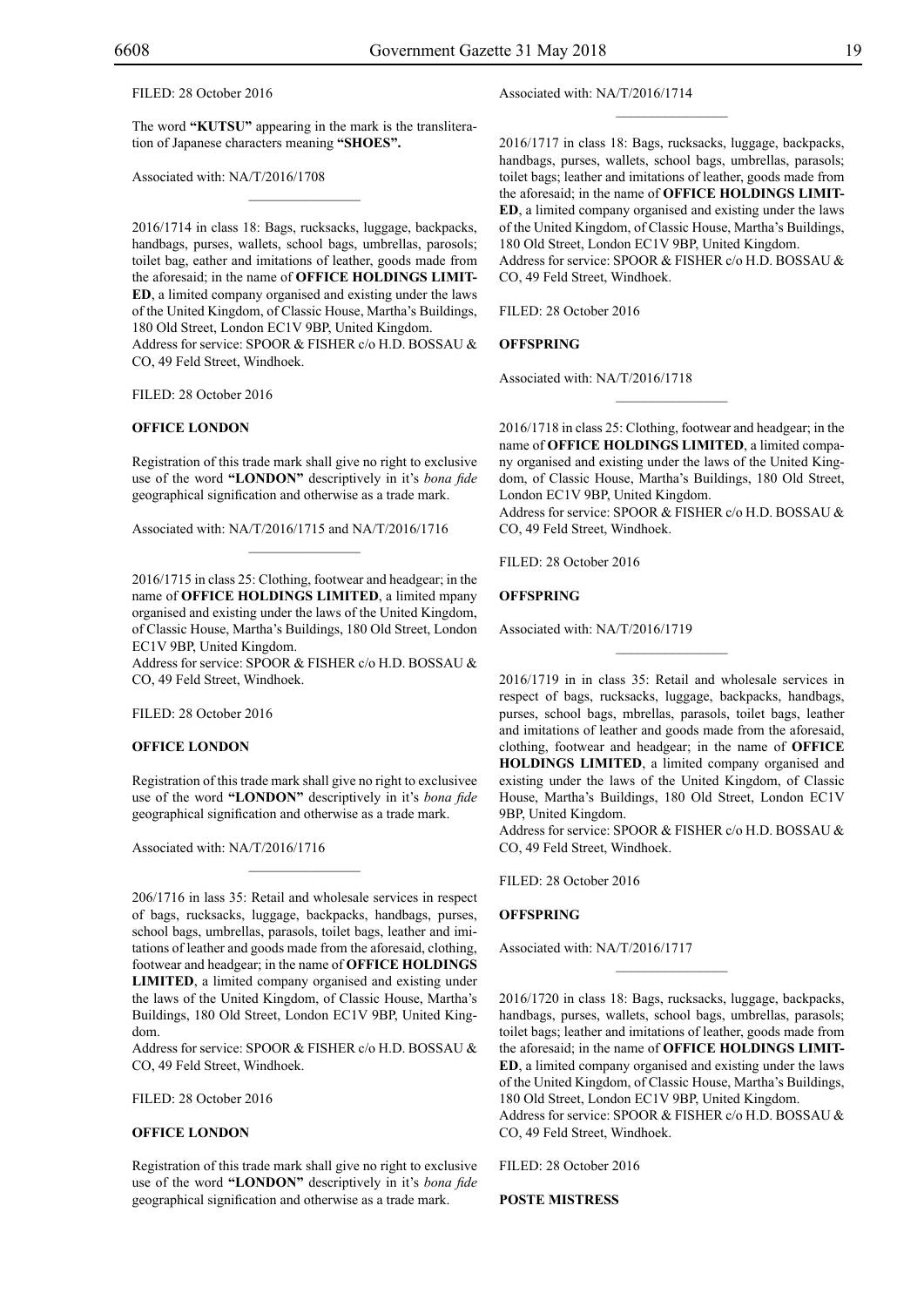FILED: 28 October 2016

The word **"KUTSU"** appearing in the mark is the transliteration of Japanese characters meaning **"SHOES".**

Associated with: NA/T/2016/1708

---

2016/1714 in class 18: Bags, rucksacks, luggage, backpacks, handbags, purses, wallets, school bags, umbrellas, parosols; toilet bag, eather and imitations of leather, goods made from the aforesaid; in the name of **OFFICE HOLDINGS LIMITED**, a limited company organised and existing under the laws of the United Kingdom, of Classic House, Martha's Buildings, 180 Old Street, London EC1V 9BP, United Kingdom.
Address for service: SPOOR & FISHER c/o H.D. BOSSAU & CO, 49 Feld Street, Windhoek.

FILED: 28 October 2016

**OFFICE LONDON**

Registration of this trade mark shall give no right to exclusive use of the word **"LONDON"** descriptively in it's *bona fide* geographical signification and otherwise as a trade mark.

Associated with: NA/T/2016/1715 and NA/T/2016/1716

---

2016/1715 in class 25: Clothing, footwear and headgear; in the name of **OFFICE HOLDINGS LIMITED**, a limited mpany organised and existing under the laws of the United Kingdom, of Classic House, Martha's Buildings, 180 Old Street, London EC1V 9BP, United Kingdom.
Address for service: SPOOR & FISHER c/o H.D. BOSSAU & CO, 49 Feld Street, Windhoek.

FILED: 28 October 2016

**OFFICE LONDON**

Registration of this trade mark shall give no right to exclusivee use of the word **"LONDON"** descriptively in it's *bona fide* geographical signification and otherwise as a trade mark.

Associated with: NA/T/2016/1716

---

206/1716 in lass 35: Retail and wholesale services in respect of bags, rucksacks, luggage, backpacks, handbags, purses, school bags, umbrellas, parasols, toilet bags, leather and imitations of leather and goods made from the aforesaid, clothing, footwear and headgear; in the name of **OFFICE HOLDINGS LIMITED**, a limited company organised and existing under the laws of the United Kingdom, of Classic House, Martha's Buildings, 180 Old Street, London EC1V 9BP, United Kingdom.
Address for service: SPOOR & FISHER c/o H.D. BOSSAU & CO, 49 Feld Street, Windhoek.

FILED: 28 October 2016

**OFFICE LONDON**

Registration of this trade mark shall give no right to exclusive use of the word **"LONDON"** descriptively in it's *bona fide* geographical signification and otherwise as a trade mark.

Associated with: NA/T/2016/1714

---

2016/1717 in class 18: Bags, rucksacks, luggage, backpacks, handbags, purses, wallets, school bags, umbrellas, parasols; toilet bags; leather and imitations of leather, goods made from the aforesaid; in the name of **OFFICE HOLDINGS LIMITED**, a limited company organised and existing under the laws of the United Kingdom, of Classic House, Martha's Buildings, 180 Old Street, London EC1V 9BP, United Kingdom.
Address for service: SPOOR & FISHER c/o H.D. BOSSAU & CO, 49 Feld Street, Windhoek.

FILED: 28 October 2016

**OFFSPRING**

Associated with: NA/T/2016/1718

---

2016/1718 in class 25: Clothing, footwear and headgear; in the name of **OFFICE HOLDINGS LIMITED**, a limited company organised and existing under the laws of the United Kingdom, of Classic House, Martha's Buildings, 180 Old Street, London EC1V 9BP, United Kingdom.
Address for service: SPOOR & FISHER c/o H.D. BOSSAU & CO, 49 Feld Street, Windhoek.

FILED: 28 October 2016

**OFFSPRING**

Associated with: NA/T/2016/1719

---

2016/1719 in in class 35: Retail and wholesale services in respect of bags, rucksacks, luggage, backpacks, handbags, purses, school bags, mbrellas, parasols, toilet bags, leather and imitations of leather and goods made from the aforesaid, clothing, footwear and headgear; in the name of **OFFICE HOLDINGS LIMITED**, a limited company organised and existing under the laws of the United Kingdom, of Classic House, Martha's Buildings, 180 Old Street, London EC1V 9BP, United Kingdom.
Address for service: SPOOR & FISHER c/o H.D. BOSSAU & CO, 49 Feld Street, Windhoek.

FILED: 28 October 2016

**OFFSPRING**

Associated with: NA/T/2016/1717

---

2016/1720 in class 18: Bags, rucksacks, luggage, backpacks, handbags, purses, wallets, school bags, umbrellas, parasols; toilet bags; leather and imitations of leather, goods made from the aforesaid; in the name of **OFFICE HOLDINGS LIMITED**, a limited company organised and existing under the laws of the United Kingdom, of Classic House, Martha's Buildings, 180 Old Street, London EC1V 9BP, United Kingdom.
Address for service: SPOOR & FISHER c/o H.D. BOSSAU & CO, 49 Feld Street, Windhoek.

FILED: 28 October 2016

**POSTE MISTRESS**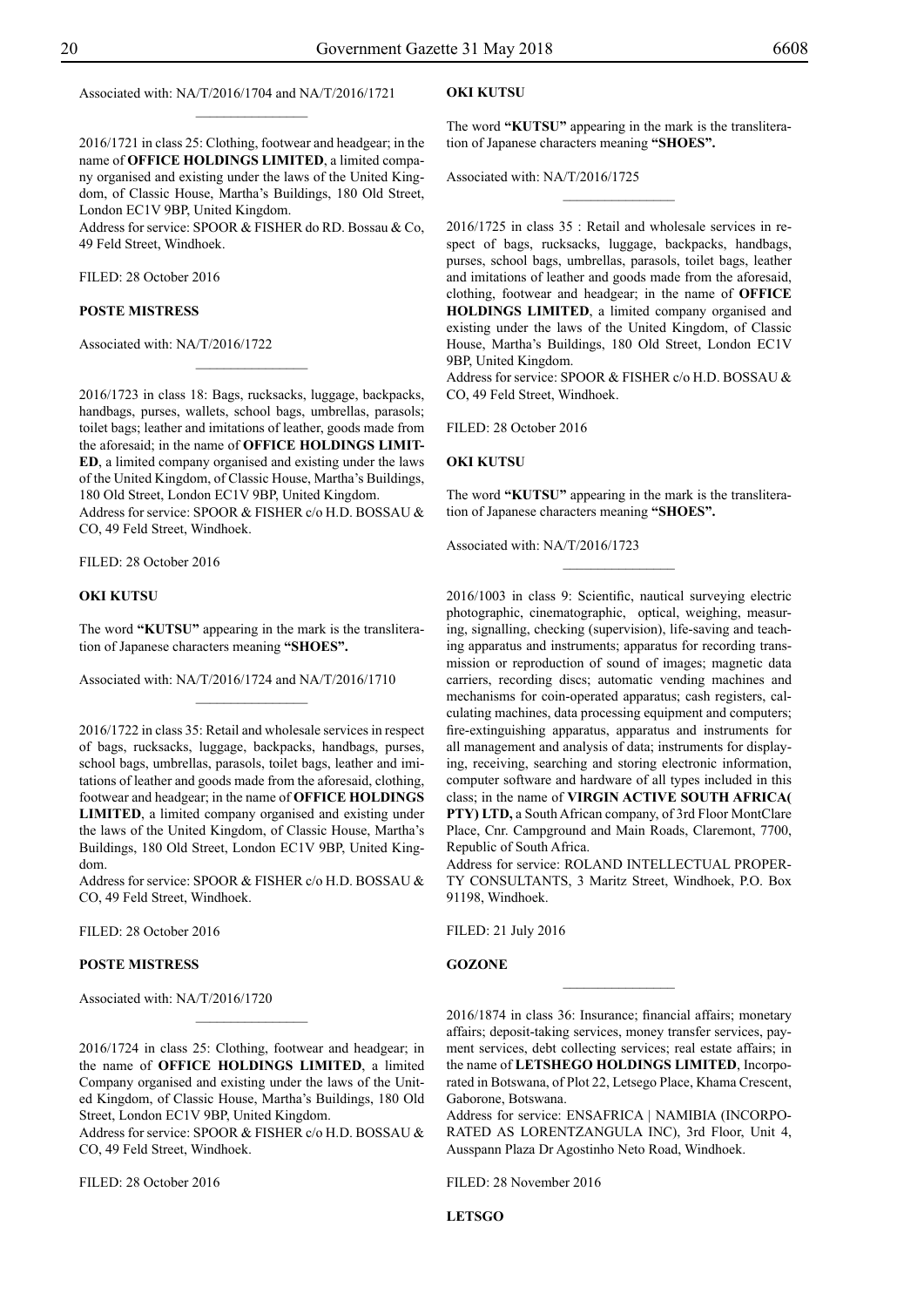Associated with: NA/T/2016/1704 and NA/T/2016/1721

2016/1721 in class 25: Clothing, footwear and headgear; in the name of **OFFICE HOLDINGS LIMITED**, a limited company organised and existing under the laws of the United Kingdom, of Classic House, Martha's Buildings, 180 Old Street, London EC1V 9BP, United Kingdom.
Address for service: SPOOR & FISHER do RD. Bossau & Co, 49 Feld Street, Windhoek.

FILED: 28 October 2016

**POSTE MISTRESS**

Associated with: NA/T/2016/1722

2016/1723 in class 18: Bags, rucksacks, luggage, backpacks, handbags, purses, wallets, school bags, umbrellas, parasols; toilet bags; leather and imitations of leather, goods made from the aforesaid; in the name of **OFFICE HOLDINGS LIMITED**, a limited company organised and existing under the laws of the United Kingdom, of Classic House, Martha's Buildings, 180 Old Street, London EC1V 9BP, United Kingdom.
Address for service: SPOOR & FISHER c/o H.D. BOSSAU & CO, 49 Feld Street, Windhoek.

FILED: 28 October 2016

**OKI KUTSU**

The word **"KUTSU"** appearing in the mark is the transliteration of Japanese characters meaning **"SHOES".**

Associated with: NA/T/2016/1724 and NA/T/2016/1710

2016/1722 in class 35: Retail and wholesale services in respect of bags, rucksacks, luggage, backpacks, handbags, purses, school bags, umbrellas, parasols, toilet bags, leather and imitations of leather and goods made from the aforesaid, clothing, footwear and headgear; in the name of **OFFICE HOLDINGS LIMITED**, a limited company organised and existing under the laws of the United Kingdom, of Classic House, Martha's Buildings, 180 Old Street, London EC1V 9BP, United Kingdom.
Address for service: SPOOR & FISHER c/o H.D. BOSSAU & CO, 49 Feld Street, Windhoek.

FILED: 28 October 2016

**POSTE MISTRESS**

Associated with: NA/T/2016/1720

2016/1724 in class 25: Clothing, footwear and headgear; in the name of **OFFICE HOLDINGS LIMITED**, a limited Company organised and existing under the laws of the United Kingdom, of Classic House, Martha's Buildings, 180 Old Street, London EC1V 9BP, United Kingdom.
Address for service: SPOOR & FISHER c/o H.D. BOSSAU & CO, 49 Feld Street, Windhoek.

FILED: 28 October 2016

**OKI KUTSU**

The word **"KUTSU"** appearing in the mark is the transliteration of Japanese characters meaning **"SHOES".**

Associated with: NA/T/2016/1725

2016/1725 in class 35 : Retail and wholesale services in respect of bags, rucksacks, luggage, backpacks, handbags, purses, school bags, umbrellas, parasols, toilet bags, leather and imitations of leather and goods made from the aforesaid, clothing, footwear and headgear; in the name of **OFFICE HOLDINGS LIMITED**, a limited company organised and existing under the laws of the United Kingdom, of Classic House, Martha's Buildings, 180 Old Street, London EC1V 9BP, United Kingdom.
Address for service: SPOOR & FISHER c/o H.D. BOSSAU & CO, 49 Feld Street, Windhoek.

FILED: 28 October 2016

**OKI KUTSU**

The word **"KUTSU"** appearing in the mark is the transliteration of Japanese characters meaning **"SHOES".**

Associated with: NA/T/2016/1723

2016/1003 in class 9: Scientific, nautical surveying electric photographic, cinematographic, optical, weighing, measuring, signalling, checking (supervision), life-saving and teaching apparatus and instruments; apparatus for recording transmission or reproduction of sound of images; magnetic data carriers, recording discs; automatic vending machines and mechanisms for coin-operated apparatus; cash registers, calculating machines, data processing equipment and computers; fire-extinguishing apparatus, apparatus and instruments for all management and analysis of data; instruments for displaying, receiving, searching and storing electronic information, computer software and hardware of all types included in this class; in the name of **VIRGIN ACTIVE SOUTH AFRICA( PTY) LTD,** a South African company, of 3rd Floor MontClare Place, Cnr. Campground and Main Roads, Claremont, 7700, Republic of South Africa.
Address for service: ROLAND INTELLECTUAL PROPERTY CONSULTANTS, 3 Maritz Street, Windhoek, P.O. Box 91198, Windhoek.

FILED: 21 July 2016

**GOZONE**

2016/1874 in class 36: Insurance; financial affairs; monetary affairs; deposit-taking services, money transfer services, payment services, debt collecting services; real estate affairs; in the name of **LETSHEGO HOLDINGS LIMITED**, Incorporated in Botswana, of Plot 22, Letsego Place, Khama Crescent, Gaborone, Botswana.
Address for service: ENSAFRICA | NAMIBIA (INCORPORATED AS LORENTZANGULA INC), 3rd Floor, Unit 4, Ausspann Plaza Dr Agostinho Neto Road, Windhoek.

FILED: 28 November 2016

**LETSGO**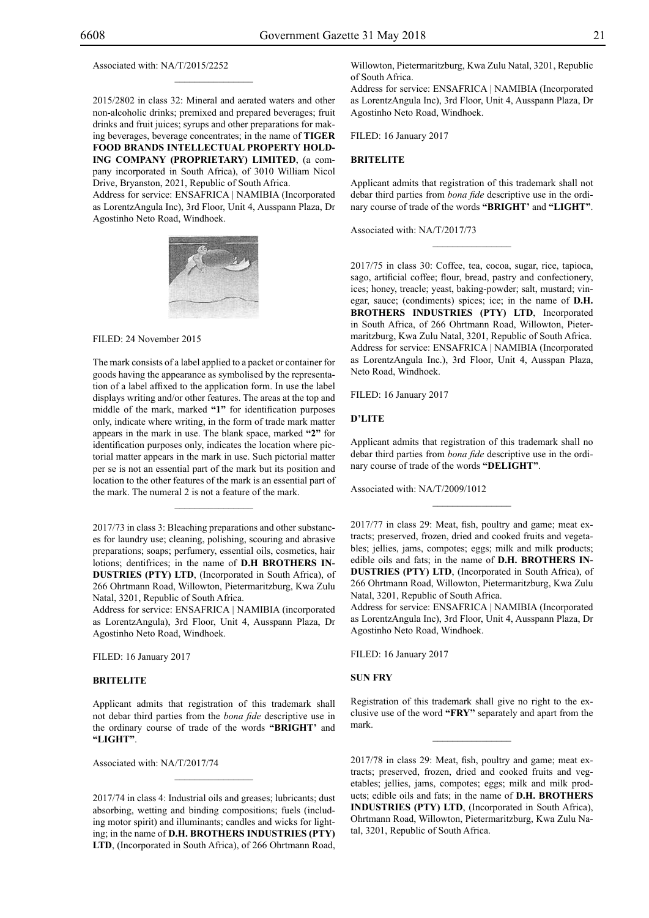Associated with: NA/T/2015/2252

2015/2802 in class 32: Mineral and aerated waters and other non-alcoholic drinks; premixed and prepared beverages; fruit drinks and fruit juices; syrups and other preparations for making beverages, beverage concentrates; in the name of **TIGER FOOD BRANDS INTELLECTUAL PROPERTY HOLDING COMPANY (PROPRIETARY) LIMITED**, (a company incorporated in South Africa), of 3010 William Nicol Drive, Bryanston, 2021, Republic of South Africa.
Address for service: ENSAFRICA | NAMIBIA (Incorporated as LorentzAngula Inc), 3rd Floor, Unit 4, Ausspann Plaza, Dr Agostinho Neto Road, Windhoek.

FILED: 24 November 2015

The mark consists of a label applied to a packet or container for goods having the appearance as symbolised by the representation of a label affixed to the application form. In use the label displays writing and/or other features. The areas at the top and middle of the mark, marked **"1"** for identification purposes only, indicate where writing, in the form of trade mark matter appears in the mark in use. The blank space, marked **"2"** for identification purposes only, indicates the location where pictorial matter appears in the mark in use. Such pictorial matter per se is not an essential part of the mark but its position and location to the other features of the mark is an essential part of the mark. The numeral 2 is not a feature of the mark.

2017/73 in class 3: Bleaching preparations and other substances for laundry use; cleaning, polishing, scouring and abrasive preparations; soaps; perfumery, essential oils, cosmetics, hair lotions; dentifrices; in the name of **D.H BROTHERS INDUSTRIES (PTY) LTD**, (Incorporated in South Africa), of 266 Ohrtmann Road, Willowton, Pietermaritzburg, Kwa Zulu Natal, 3201, Republic of South Africa.
Address for service: ENSAFRICA | NAMIBIA (incorporated as LorentzAngula), 3rd Floor, Unit 4, Ausspann Plaza, Dr Agostinho Neto Road, Windhoek.

FILED: 16 January 2017

**BRITELITE**

Applicant admits that registration of this trademark shall not debar third parties from the *bona fide* descriptive use in the ordinary course of trade of the words **"BRIGHT'** and **"LIGHT"**.

Associated with: NA/T/2017/74

2017/74 in class 4: Industrial oils and greases; lubricants; dust absorbing, wetting and binding compositions; fuels (including motor spirit) and illuminants; candles and wicks for lighting; in the name of **D.H. BROTHERS INDUSTRIES (PTY) LTD**, (Incorporated in South Africa), of 266 Ohrtmann Road, Willowton, Pietermaritzburg, Kwa Zulu Natal, 3201, Republic of South Africa.
Address for service: ENSAFRICA | NAMIBIA (Incorporated as LorentzAngula Inc), 3rd Floor, Unit 4, Ausspann Plaza, Dr Agostinho Neto Road, Windhoek.

FILED: 16 January 2017

**BRITELITE**

Applicant admits that registration of this trademark shall not debar third parties from *bona fide* descriptive use in the ordinary course of trade of the words **"BRIGHT'** and **"LIGHT"**.

Associated with: NA/T/2017/73

2017/75 in class 30: Coffee, tea, cocoa, sugar, rice, tapioca, sago, artificial coffee; flour, bread, pastry and confectionery, ices; honey, treacle; yeast, baking-powder; salt, mustard; vinegar, sauce; (condiments) spices; ice; in the name of **D.H. BROTHERS INDUSTRIES (PTY) LTD**, Incorporated in South Africa, of 266 Ohrtmann Road, Willowton, Pietermaritzburg, Kwa Zulu Natal, 3201, Republic of South Africa.
Address for service: ENSAFRICA | NAMIBIA (Incorporated as LorentzAngula Inc.), 3rd Floor, Unit 4, Ausspan Plaza, Neto Road, Windhoek.

FILED: 16 January 2017

**D'LITE**

Applicant admits that registration of this trademark shall no debar third parties from *bona fide* descriptive use in the ordinary course of trade of the words **"DELIGHT"**.

Associated with: NA/T/2009/1012

2017/77 in class 29: Meat, fish, poultry and game; meat extracts; preserved, frozen, dried and cooked fruits and vegetables; jellies, jams, compotes; eggs; milk and milk products; edible oils and fats; in the name of **D.H. BROTHERS INDUSTRIES (PTY) LTD**, (Incorporated in South Africa), of 266 Ohrtmann Road, Willowton, Pietermaritzburg, Kwa Zulu Natal, 3201, Republic of South Africa.
Address for service: ENSAFRICA | NAMIBIA (Incorporated as LorentzAngula Inc), 3rd Floor, Unit 4, Ausspann Plaza, Dr Agostinho Neto Road, Windhoek.

FILED: 16 January 2017

**SUN FRY**

Registration of this trademark shall give no right to the exclusive use of the word **"FRY"** separately and apart from the mark.

2017/78 in class 29: Meat, fish, poultry and game; meat extracts; preserved, frozen, dried and cooked fruits and vegetables; jellies, jams, compotes; eggs; milk and milk products; edible oils and fats; in the name of **D.H. BROTHERS INDUSTRIES (PTY) LTD**, (Incorporated in South Africa), Ohrtmann Road, Willowton, Pietermaritzburg, Kwa Zulu Natal, 3201, Republic of South Africa.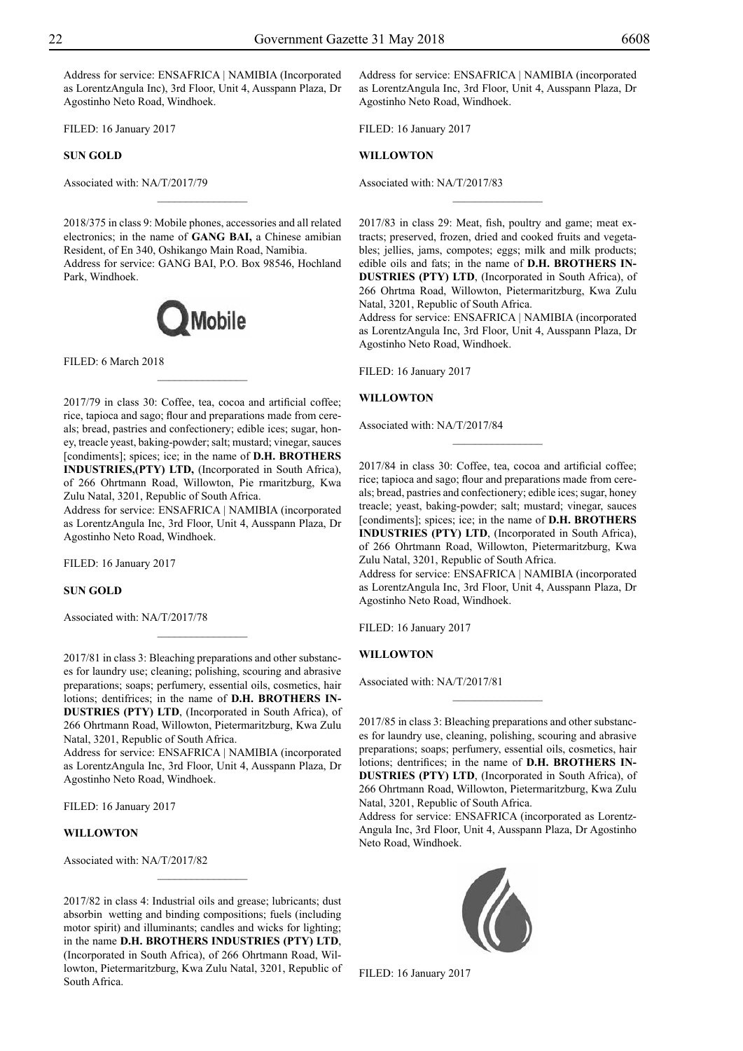Address for service: ENSAFRICA | NAMIBIA (Incorporated as LorentzAngula Inc), 3rd Floor, Unit 4, Ausspann Plaza, Dr Agostinho Neto Road, Windhoek.

FILED: 16 January 2017

**SUN GOLD**

Associated with: NA/T/2017/79

---

2018/375 in class 9: Mobile phones, accessories and all related electronics; in the name of **GANG BAI,** a Chinese amibian Resident, of En 340, Oshikango Main Road, Namibia.
Address for service: GANG BAI, P.O. Box 98546, Hochland Park, Windhoek.

FILED: 6 March 2018

---

2017/79 in class 30: Coffee, tea, cocoa and artificial coffee; rice, tapioca and sago; flour and preparations made from cereals; bread, pastries and confectionery; edible ices; sugar, honey, treacle yeast, baking-powder; salt; mustard; vinegar, sauces [condiments]; spices; ice; in the name of **D.H. BROTHERS INDUSTRIES,(PTY) LTD,** (Incorporated in South Africa), of 266 Ohrtmann Road, Willowton, Pie rmaritzburg, Kwa Zulu Natal, 3201, Republic of South Africa.
Address for service: ENSAFRICA | NAMIBIA (incorporated as LorentzAngula Inc, 3rd Floor, Unit 4, Ausspann Plaza, Dr Agostinho Neto Road, Windhoek.

FILED: 16 January 2017

**SUN GOLD**

Associated with: NA/T/2017/78

---

2017/81 in class 3: Bleaching preparations and other substances for laundry use; cleaning; polishing, scouring and abrasive preparations; soaps; perfumery, essential oils, cosmetics, hair lotions; dentifrices; in the name of **D.H. BROTHERS INDUSTRIES (PTY) LTD**, (Incorporated in South Africa), of 266 Ohrtmann Road, Willowton, Pietermaritzburg, Kwa Zulu Natal, 3201, Republic of South Africa.
Address for service: ENSAFRICA | NAMIBIA (incorporated as LorentzAngula Inc, 3rd Floor, Unit 4, Ausspann Plaza, Dr Agostinho Neto Road, Windhoek.

FILED: 16 January 2017

**WILLOWTON**

Associated with: NA/T/2017/82

---

2017/82 in class 4: Industrial oils and grease; lubricants; dust absorbin wetting and binding compositions; fuels (including motor spirit) and illuminants; candles and wicks for lighting; in the name **D.H. BROTHERS INDUSTRIES (PTY) LTD**, (Incorporated in South Africa), of 266 Ohrtmann Road, Willowton, Pietermaritzburg, Kwa Zulu Natal, 3201, Republic of South Africa.
Address for service: ENSAFRICA | NAMIBIA (incorporated as LorentzAngula Inc, 3rd Floor, Unit 4, Ausspann Plaza, Dr Agostinho Neto Road, Windhoek.

FILED: 16 January 2017

**WILLOWTON**

Associated with: NA/T/2017/83

---

2017/83 in class 29: Meat, fish, poultry and game; meat extracts; preserved, frozen, dried and cooked fruits and vegetables; jellies, jams, compotes; eggs; milk and milk products; edible oils and fats; in the name of **D.H. BROTHERS INDUSTRIES (PTY) LTD**, (Incorporated in South Africa), of 266 Ohrtma Road, Willowton, Pietermaritzburg, Kwa Zulu Natal, 3201, Republic of South Africa.
Address for service: ENSAFRICA | NAMIBIA (incorporated as LorentzAngula Inc, 3rd Floor, Unit 4, Ausspann Plaza, Dr Agostinho Neto Road, Windhoek.

FILED: 16 January 2017

**WILLOWTON**

Associated with: NA/T/2017/84

---

2017/84 in class 30: Coffee, tea, cocoa and artificial coffee; rice; tapioca and sago; flour and preparations made from cereals; bread, pastries and confectionery; edible ices; sugar, honey treacle; yeast, baking-powder; salt; mustard; vinegar, sauces [condiments]; spices; ice; in the name of **D.H. BROTHERS INDUSTRIES (PTY) LTD**, (Incorporated in South Africa), of 266 Ohrtmann Road, Willowton, Pietermaritzburg, Kwa Zulu Natal, 3201, Republic of South Africa.
Address for service: ENSAFRICA | NAMIBIA (incorporated as LorentzAngula Inc, 3rd Floor, Unit 4, Ausspann Plaza, Dr Agostinho Neto Road, Windhoek.

FILED: 16 January 2017

**WILLOWTON**

Associated with: NA/T/2017/81

---

2017/85 in class 3: Bleaching preparations and other substances for laundry use, cleaning, polishing, scouring and abrasive preparations; soaps; perfumery, essential oils, cosmetics, hair lotions; dentifrices; in the name of **D.H. BROTHERS INDUSTRIES (PTY) LTD**, (Incorporated in South Africa), of 266 Ohrtmann Road, Willowton, Pietermaritzburg, Kwa Zulu Natal, 3201, Republic of South Africa.
Address for service: ENSAFRICA (incorporated as Lorentz-Angula Inc, 3rd Floor, Unit 4, Ausspann Plaza, Dr Agostinho Neto Road, Windhoek.

FILED: 16 January 2017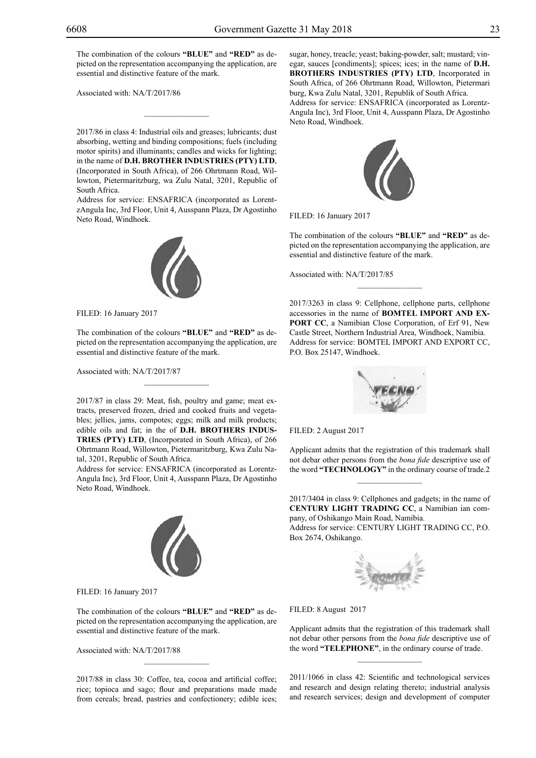The combination of the colours **"BLUE"** and **"RED"** as depicted on the representation accompanying the application, are essential and distinctive feature of the mark.

Associated with: NA/T/2017/86

---

2017/86 in class 4: Industrial oils and greases; lubricants; dust absorbing, wetting and binding compositions; fuels (including motor spirits) and illuminants; candles and wicks for lighting; in the name of **D.H. BROTHER INDUSTRIES (PTY) LTD**, (Incorporated in South Africa), of 266 Ohrtmann Road, Willowton, Pietermaritzburg, wa Zulu Natal, 3201, Republic of South Africa.

Address for service: ENSAFRICA (incorporated as LorentzAngula Inc, 3rd Floor, Unit 4, Ausspann Plaza, Dr Agostinho Neto Road, Windhoek.

FILED: 16 January 2017

The combination of the colours **"BLUE"** and **"RED"** as depicted on the representation accompanying the application, are essential and distinctive feature of the mark.

Associated with: NA/T/2017/87

---

2017/87 in class 29: Meat, fish, poultry and game; meat extracts, preserved frozen, dried and cooked fruits and vegetables; jellies, jams, compotes; eggs; milk and milk products; edible oils and fat; in the of **D.H. BROTHERS INDUSTRIES (PTY) LTD**, (Incorporated in South Africa), of 266 Ohrtmann Road, Willowton, Pietermaritzburg, Kwa Zulu Natal, 3201, Republic of South Africa.

Address for service: ENSAFRICA (incorporated as Lorentz-Angula Inc), 3rd Floor, Unit 4, Ausspann Plaza, Dr Agostinho Neto Road, Windhoek.

FILED: 16 January 2017

The combination of the colours **"BLUE"** and **"RED"** as depicted on the representation accompanying the application, are essential and distinctive feature of the mark.

Associated with: NA/T/2017/88

---

2017/88 in class 30: Coffee, tea, cocoa and artificial coffee; rice; topioca and sago; flour and preparations made made from cereals; bread, pastries and confectionery; edible ices; sugar, honey, treacle; yeast; baking-powder, salt; mustard; vinegar, sauces [condiments]; spices; ices; in the name of **D.H. BROTHERS INDUSTRIES (PTY) LTD**, Incorporated in South Africa, of 266 Ohrtmann Road, Willowton, Pietermari burg, Kwa Zulu Natal, 3201, Republik of South Africa.

Address for service: ENSAFRICA (incorporated as Lorentz-Angula Inc), 3rd Floor, Unit 4, Ausspann Plaza, Dr Agostinho Neto Road, Windhoek.

FILED: 16 January 2017

The combination of the colours **"BLUE"** and **"RED"** as depicted on the representation accompanying the application, are essential and distinctive feature of the mark.

Associated with: NA/T/2017/85

---

2017/3263 in class 9: Cellphone, cellphone parts, cellphone accessories in the name of **BOMTEL IMPORT AND EXPORT CC**, a Namibian Close Corporation, of Erf 91, New Castle Street, Northern Industrial Area, Windhoek, Namibia.

Address for service: BOMTEL IMPORT AND EXPORT CC, P.O. Box 25147, Windhoek.

FILED: 2 August 2017

Applicant admits that the registration of this trademark shall not debar other persons from the *bona fide* descriptive use of the word **"TECHNOLOGY"** in the ordinary course of trade.2

---

2017/3404 in class 9: Cellphones and gadgets; in the name of **CENTURY LIGHT TRADING CC**, a Namibian ian company, of Oshikango Main Road, Namibia.

Address for service: CENTURY LIGHT TRADING CC, P.O. Box 2674, Oshikango.

FILED: 8 August 2017

Applicant admits that the registration of this trademark shall not debar other persons from the *bona fide* descriptive use of the word **"TELEPHONE"**, in the ordinary course of trade.

---

2011/1066 in class 42: Scientific and technological services and research and design relating thereto; industrial analysis and research services; design and development of computer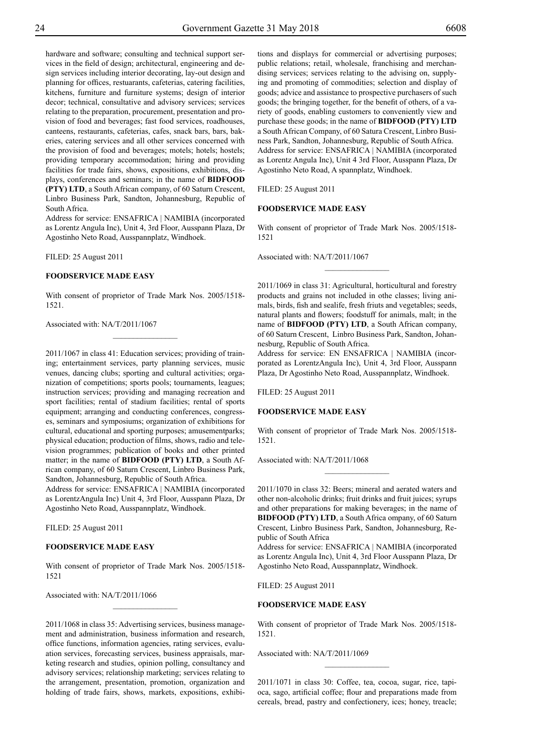hardware and software; consulting and technical support services in the field of design; architectural, engineering and design services including interior decorating, lay-out design and planning for offices, restuarants, cafeterias, catering facilities, kitchens, furniture and furniture systems; design of interior decor; technical, consultative and advisory services; services relating to the preparation, procurement, presentation and provision of food and beverages; fast food services, roadhouses, canteens, restaurants, cafeterias, cafes, snack bars, bars, bakeries, catering services and all other services concerned with the provision of food and beverages; motels; hotels; hostels; providing temporary accommodation; hiring and providing facilities for trade fairs, shows, expositions, exhibitions, displays, conferences and seminars; in the name of **BIDFOOD (PTY) LTD**, a South African company, of 60 Saturn Crescent, Linbro Business Park, Sandton, Johannesburg, Republic of South Africa.

Address for service: ENSAFRICA | NAMIBIA (incorporated as Lorentz Angula Inc), Unit 4, 3rd Floor, Ausspann Plaza, Dr Agostinho Neto Road, Ausspannplatz, Windhoek.

FILED: 25 August 2011

**FOODSERVICE MADE EASY**

With consent of proprietor of Trade Mark Nos. 2005/1518-1521.

Associated with: NA/T/2011/1067

________________

2011/1067 in class 41: Education services; providing of training; entertainment services, party planning services, music venues, dancing clubs; sporting and cultural activities; organization of competitions; sports pools; tournaments, leagues; instruction services; providing and managing recreation and sport facilities; rental of stadium facilities; rental of sports equipment; arranging and conducting conferences, congresses, seminars and symposiums; organization of exhibitions for cultural, educational and sporting purposes; amusementparks; physical education; production of films, shows, radio and television programmes; publication of books and other printed matter; in the name of **BIDFOOD (PTY) LTD**, a South African company, of 60 Saturn Crescent, Linbro Business Park, Sandton, Johannesburg, Republic of South Africa.

Address for service: ENSAFRICA | NAMIBIA (incorporated as LorentzAngula Inc) Unit 4, 3rd Floor, Ausspann Plaza, Dr Agostinho Neto Road, Ausspannplatz, Windhoek.

FILED: 25 August 2011

**FOODSERVICE MADE EASY**

With consent of proprietor of Trade Mark Nos. 2005/1518-1521

Associated with: NA/T/2011/1066

________________

2011/1068 in class 35: Advertising services, business management and administration, business information and research, office functions, information agencies, rating services, evaluation services, forecasting services, business appraisals, marketing research and studies, opinion polling, consultancy and advisory services; relationship marketing; services relating to the arrangement, presentation, promotion, organization and holding of trade fairs, shows, markets, expositions, exhibitions and displays for commercial or advertising purposes; public relations; retail, wholesale, franchising and merchandising services; services relating to the advising on, supplying and promoting of commodities; selection and display of goods; advice and assistance to prospective purchasers of such goods; the bringing together, for the benefit of others, of a variety of goods, enabling customers to conveniently view and purchase these goods; in the name of **BIDFOOD (PTY) LTD** a South African Company, of 60 Satura Crescent, Linbro Business Park, Sandton, Johannesburg, Republic of South Africa.

Address for service: ENSAFRICA | NAMIBIA (incorporated as Lorentz Angula Inc), Unit 4 3rd Floor, Ausspann Plaza, Dr Agostinho Neto Road, A spannplatz, Windhoek.

FILED: 25 August 2011

**FOODSERVICE MADE EASY**

With consent of proprietor of Trade Mark Nos. 2005/1518-1521

Associated with: NA/T/2011/1067

________________

2011/1069 in class 31: Agricultural, horticultural and forestry products and grains not included in othe classes; living animals, birds, fish and sealife, fresh friuts and vegetables; seeds, natural plants and flowers; foodstuff for animals, malt; in the name of **BIDFOOD (PTY) LTD**, a South African company, of 60 Saturn Crescent, Linbro Business Park, Sandton, Johannesburg, Republic of South Africa.

Address for service: EN ENSAFRICA | NAMIBIA (incorporated as LorentzAngula Inc), Unit 4, 3rd Floor, Ausspann Plaza, Dr Agostinho Neto Road, Ausspannplatz, Windhoek.

FILED: 25 August 2011

**FOODSERVICE MADE EASY**

With consent of proprietor of Trade Mark Nos. 2005/1518-1521.

Associated with: NA/T/2011/1068

________________

2011/1070 in class 32: Beers; mineral and aerated waters and other non-alcoholic drinks; fruit drinks and fruit juices; syrups and other preparations for making beverages; in the name of **BIDFOOD (PTY) LTD**, a South Africa ompany, of 60 Saturn Crescent, Linbro Business Park, Sandton, Johannesburg, Republic of South Africa

Address for service: ENSAFRICA | NAMIBIA (incorporated as Lorentz Angula Inc), Unit 4, 3rd Floor Ausspann Plaza, Dr Agostinho Neto Road, Ausspannplatz, Windhoek.

FILED: 25 August 2011

**FOODSERVICE MADE EASY**

With consent of proprietor of Trade Mark Nos. 2005/1518-1521.

Associated with: NA/T/2011/1069

________________

2011/1071 in class 30: Coffee, tea, cocoa, sugar, rice, tapioca, sago, artificial coffee; flour and preparations made from cereals, bread, pastry and confectionery, ices; honey, treacle;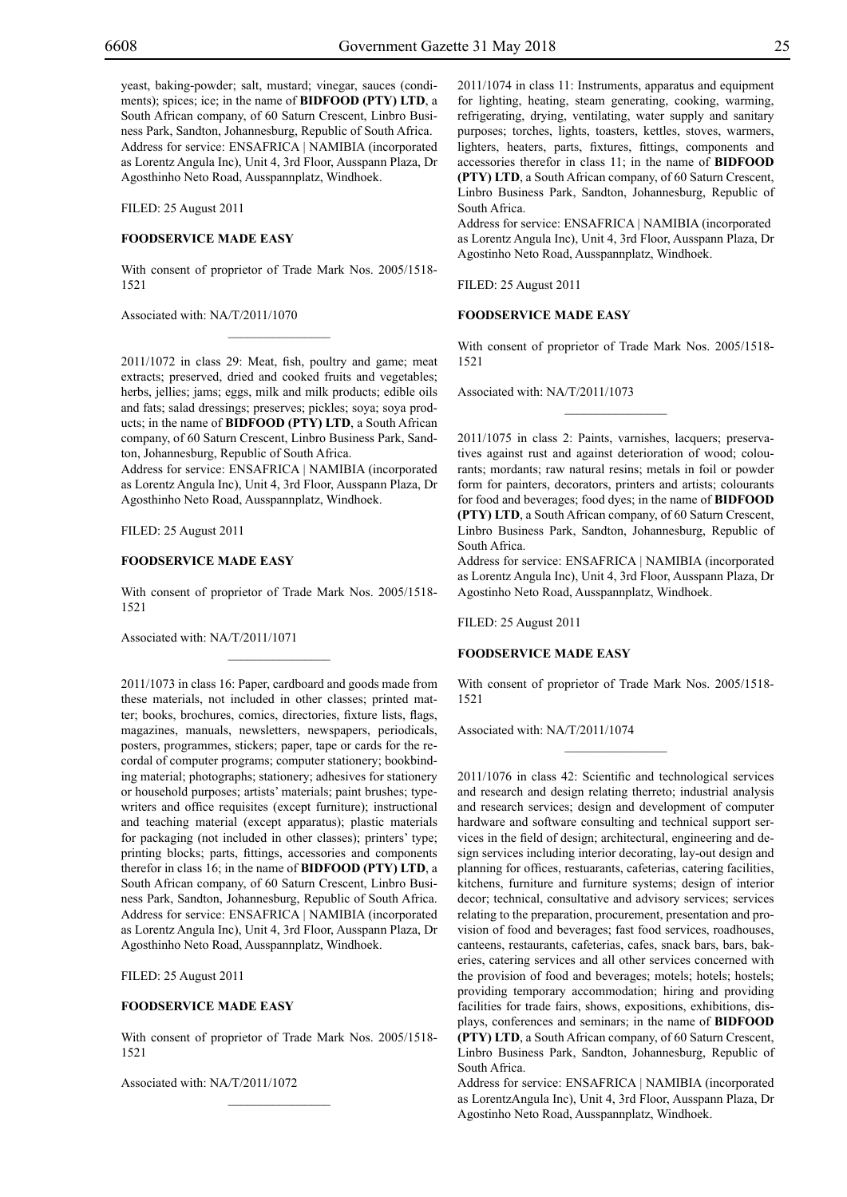yeast, baking-powder; salt, mustard; vinegar, sauces (condiments); spices; ice; in the name of **BIDFOOD (PTY) LTD**, a South African company, of 60 Saturn Crescent, Linbro Business Park, Sandton, Johannesburg, Republic of South Africa. Address for service: ENSAFRICA | NAMIBIA (incorporated as Lorentz Angula Inc), Unit 4, 3rd Floor, Ausspann Plaza, Dr Agosthinho Neto Road, Ausspannplatz, Windhoek.

FILED: 25 August 2011

**FOODSERVICE MADE EASY**

With consent of proprietor of Trade Mark Nos. 2005/1518-1521

Associated with: NA/T/2011/1070

---

2011/1072 in class 29: Meat, fish, poultry and game; meat extracts; preserved, dried and cooked fruits and vegetables; herbs, jellies; jams; eggs, milk and milk products; edible oils and fats; salad dressings; preserves; pickles; soya; soya products; in the name of **BIDFOOD (PTY) LTD**, a South African company, of 60 Saturn Crescent, Linbro Business Park, Sandton, Johannesburg, Republic of South Africa.
Address for service: ENSAFRICA | NAMIBIA (incorporated as Lorentz Angula Inc), Unit 4, 3rd Floor, Ausspann Plaza, Dr Agosthinho Neto Road, Ausspannplatz, Windhoek.

FILED: 25 August 2011

**FOODSERVICE MADE EASY**

With consent of proprietor of Trade Mark Nos. 2005/1518-1521

Associated with: NA/T/2011/1071

---

2011/1073 in class 16: Paper, cardboard and goods made from these materials, not included in other classes; printed matter; books, brochures, comics, directories, fixture lists, flags, magazines, manuals, newsletters, newspapers, periodicals, posters, programmes, stickers; paper, tape or cards for the recordal of computer programs; computer stationery; bookbinding material; photographs; stationery; adhesives for stationery or household purposes; artists' materials; paint brushes; typewriters and office requisites (except furniture); instructional and teaching material (except apparatus); plastic materials for packaging (not included in other classes); printers' type; printing blocks; parts, fittings, accessories and components therefor in class 16; in the name of **BIDFOOD (PTY) LTD**, a South African company, of 60 Saturn Crescent, Linbro Business Park, Sandton, Johannesburg, Republic of South Africa.
Address for service: ENSAFRICA | NAMIBIA (incorporated as Lorentz Angula Inc), Unit 4, 3rd Floor, Ausspann Plaza, Dr Agosthinho Neto Road, Ausspannplatz, Windhoek.

FILED: 25 August 2011

**FOODSERVICE MADE EASY**

With consent of proprietor of Trade Mark Nos. 2005/1518-1521

Associated with: NA/T/2011/1072

---

2011/1074 in class 11: Instruments, apparatus and equipment for lighting, heating, steam generating, cooking, warming, refrigerating, drying, ventilating, water supply and sanitary purposes; torches, lights, toasters, kettles, stoves, warmers, lighters, heaters, parts, fixtures, fittings, components and accessories therefor in class 11; in the name of **BIDFOOD (PTY) LTD**, a South African company, of 60 Saturn Crescent, Linbro Business Park, Sandton, Johannesburg, Republic of South Africa.
Address for service: ENSAFRICA | NAMIBIA (incorporated as Lorentz Angula Inc), Unit 4, 3rd Floor, Ausspann Plaza, Dr Agostinho Neto Road, Ausspannplatz, Windhoek.

FILED: 25 August 2011

**FOODSERVICE MADE EASY**

With consent of proprietor of Trade Mark Nos. 2005/1518-1521

Associated with: NA/T/2011/1073

---

2011/1075 in class 2: Paints, varnishes, lacquers; preservatives against rust and against deterioration of wood; colourants; mordants; raw natural resins; metals in foil or powder form for painters, decorators, printers and artists; colourants for food and beverages; food dyes; in the name of **BIDFOOD (PTY) LTD**, a South African company, of 60 Saturn Crescent, Linbro Business Park, Sandton, Johannesburg, Republic of South Africa.
Address for service: ENSAFRICA | NAMIBIA (incorporated as Lorentz Angula Inc), Unit 4, 3rd Floor, Ausspann Plaza, Dr Agostinho Neto Road, Ausspannplatz, Windhoek.

FILED: 25 August 2011

**FOODSERVICE MADE EASY**

With consent of proprietor of Trade Mark Nos. 2005/1518-1521

Associated with: NA/T/2011/1074

---

2011/1076 in class 42: Scientific and technological services and research and design relating therreto; industrial analysis and research services; design and development of computer hardware and software consulting and technical support services in the field of design; architectural, engineering and design services including interior decorating, lay-out design and planning for offices, restuarants, cafeterias, catering facilities, kitchens, furniture and furniture systems; design of interior decor; technical, consultative and advisory services; services relating to the preparation, procurement, presentation and provision of food and beverages; fast food services, roadhouses, canteens, restaurants, cafeterias, cafes, snack bars, bars, bakeries, catering services and all other services concerned with the provision of food and beverages; motels; hotels; hostels; providing temporary accommodation; hiring and providing facilities for trade fairs, shows, expositions, exhibitions, displays, conferences and seminars; in the name of **BIDFOOD (PTY) LTD**, a South African company, of 60 Saturn Crescent, Linbro Business Park, Sandton, Johannesburg, Republic of South Africa.
Address for service: ENSAFRICA | NAMIBIA (incorporated as LorentzAngula Inc), Unit 4, 3rd Floor, Ausspann Plaza, Dr Agostinho Neto Road, Ausspannplatz, Windhoek.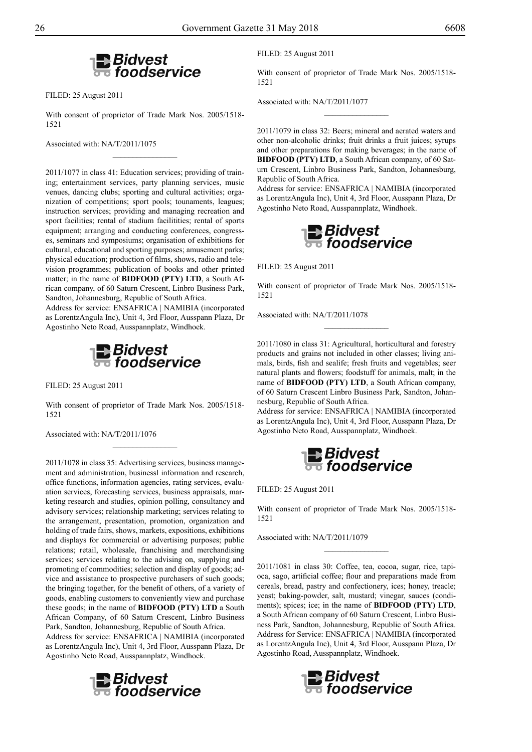Bidvest foodservice

FILED: 25 August 2011

With consent of proprietor of Trade Mark Nos. 2005/1518-1521

Associated with: NA/T/2011/1075

---

2011/1077 in class 41: Education services; providing of training; entertainment services, party planning services, music venues, dancing clubs; sporting and cultural activities; organization of competitions; sport pools; tounaments, leagues; instruction services; providing and managing recreation and sport facilities; rental of stadium facilitities; rental of sports equipment; arranging and conducting conferences, congresses, seminars and symposiums; organisation of exhibitions for cultural, educational and sporting purposes; amusement parks; physical education; production of films, shows, radio and television programmes; publication of books and other printed matter; in the name of **BIDFOOD (PTY) LTD**, a South African company, of 60 Saturn Crescent, Linbro Business Park, Sandton, Johannesburg, Republic of South Africa.
Address for service: ENSAFRICA | NAMIBIA (incorporated as LorentzAngula Inc), Unit 4, 3rd Floor, Ausspann Plaza, Dr Agostinho Neto Road, Ausspannplatz, Windhoek.

Bidvest foodservice

FILED: 25 August 2011

With consent of proprietor of Trade Mark Nos. 2005/1518-1521

Associated with: NA/T/2011/1076

---

2011/1078 in class 35: Advertising services, business management and administration, businessl information and research, office functions, information agencies, rating services, evaluation services, forecasting services, business appraisals, marketing research and studies, opinion polling, consultancy and advisory services; relationship marketing; services relating to the arrangement, presentation, promotion, organization and holding of trade fairs, shows, markets, expositions, exhibitions and displays for commercial or advertising purposes; public relations; retail, wholesale, franchising and merchandising services; services relating to the advising on, supplying and promoting of commodities; selection and display of goods; advice and assistance to prospective purchasers of such goods; the bringing together, for the benefit of others, of a variety of goods, enabling customers to conveniently view and purchase these goods; in the name of **BIDFOOD (PTY) LTD** a South African Company, of 60 Saturn Crescent, Linbro Business Park, Sandton, Johannesburg, Republic of South Africa.
Address for service: ENSAFRICA | NAMIBIA (incorporated as LorentzAngula Inc), Unit 4, 3rd Floor, Ausspann Plaza, Dr Agostinho Neto Road, Ausspannplatz, Windhoek.

Bidvest foodservice

FILED: 25 August 2011

With consent of proprietor of Trade Mark Nos. 2005/1518-1521

Associated with: NA/T/2011/1077

---

2011/1079 in class 32: Beers; mineral and aerated waters and other non-alcoholic drinks; fruit drinks a fruit juices; syrups and other preparations for making beverages; in the name of **BIDFOOD (PTY) LTD**, a South African company, of 60 Saturn Crescent, Linbro Business Park, Sandton, Johannesburg, Republic of South Africa.
Address for service: ENSAFRICA | NAMIBIA (incorporated as LorentzAngula Inc), Unit 4, 3rd Floor, Ausspann Plaza, Dr Agostinho Neto Road, Ausspannplatz, Windhoek.

Bidvest foodservice

FILED: 25 August 2011

With consent of proprietor of Trade Mark Nos. 2005/1518-1521

Associated with: NA/T/2011/1078

---

2011/1080 in class 31: Agricultural, horticultural and forestry products and grains not included in other classes; living animals, birds, fish and sealife; fresh fruits and vegetables; seer natural plants and flowers; foodstuff for animals, malt; in the name of **BIDFOOD (PTY) LTD**, a South African company, of 60 Saturn Crescent Linbro Business Park, Sandton, Johannesburg, Republic of South Africa.
Address for service: ENSAFRICA | NAMIBIA (incorporated as LorentzAngula Inc), Unit 4, 3rd Floor, Ausspann Plaza, Dr Agostinho Neto Road, Ausspannplatz, Windhoek.

Bidvest foodservice

FILED: 25 August 2011

With consent of proprietor of Trade Mark Nos. 2005/1518-1521

Associated with: NA/T/2011/1079

---

2011/1081 in class 30: Coffee, tea, cocoa, sugar, rice, tapioca, sago, artificial coffee; flour and preparations made from cereals, bread, pastry and confectionery, ices; honey, treacle; yeast; baking-powder, salt, mustard; vinegar, sauces (condiments); spices; ice; in the name of **BIDFOOD (PTY) LTD**, a South African company of 60 Saturn Crescent, Linbro Business Park, Sandton, Johannesburg, Republic of South Africa.
Address for Service: ENSAFRICA | NAMIBIA (incorporated as LorentzAngula Inc), Unit 4, 3rd Floor, Ausspann Plaza, Dr Agostinho Road, Ausspannplatz, Windhoek.

Bidvest foodservice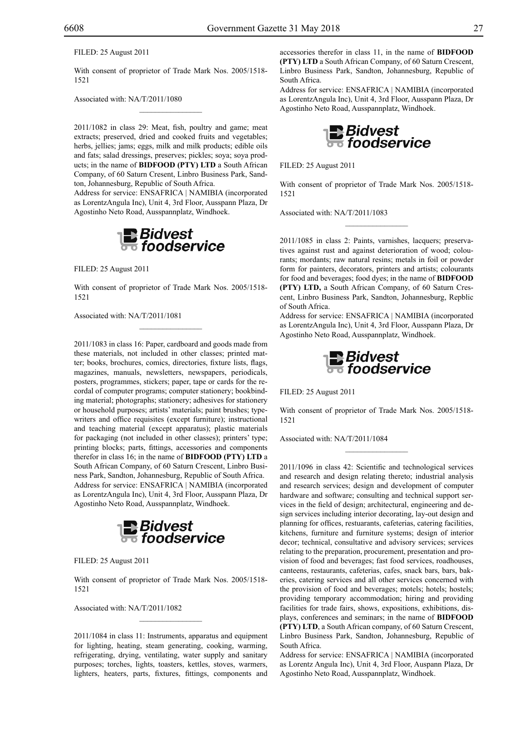FILED: 25 August 2011

With consent of proprietor of Trade Mark Nos. 2005/1518-1521

Associated with: NA/T/2011/1080

________________

2011/1082 in class 29: Meat, fish, poultry and game; meat extracts; preserved, dried and cooked fruits and vegetables; herbs, jellies; jams; eggs, milk and milk products; edible oils and fats; salad dressings, preserves; pickles; soya; soya products; in the name of **BIDFOOD (PTY) LTD** a South African Company, of 60 Saturn Cresent, Linbro Business Park, Sandton, Johannesburg, Republic of South Africa.

Address for service: ENSAFRICA | NAMIBIA (incorporated as LorentzAngula Inc), Unit 4, 3rd Floor, Ausspann Plaza, Dr Agostinho Neto Road, Ausspannplatz, Windhoek.

Bidvest foodservice

FILED: 25 August 2011

With consent of proprietor of Trade Mark Nos. 2005/1518-1521

Associated with: NA/T/2011/1081

________________

2011/1083 in class 16: Paper, cardboard and goods made from these materials, not included in other classes; printed matter; books, brochures, comics, directories, fixture lists, flags, magazines, manuals, newsletters, newspapers, periodicals, posters, programmes, stickers; paper, tape or cards for the recordal of computer programs; computer stationery; bookbinding material; photographs; stationery; adhesives for stationery or household purposes; artists' materials; paint brushes; typewriters and office requisites (except furniture); instructional and teaching material (except apparatus); plastic materials for packaging (not included in other classes); printers' type; printing blocks; parts, fittings, accessories and components therefor in class 16; in the name of **BIDFOOD (PTY) LTD** a South African Company, of 60 Saturn Crescent, Linbro Business Park, Sandton, Johannesburg, Republic of South Africa.

Address for service: ENSAFRICA | NAMIBIA (incorporated as LorentzAngula Inc), Unit 4, 3rd Floor, Ausspann Plaza, Dr Agostinho Neto Road, Ausspannplatz, Windhoek.

Bidvest foodservice

FILED: 25 August 2011

With consent of proprietor of Trade Mark Nos. 2005/1518-1521

Associated with: NA/T/2011/1082

________________

2011/1084 in class 11: Instruments, apparatus and equipment for lighting, heating, steam generating, cooking, warming, refrigerating, drying, ventilating, water supply and sanitary purposes; torches, lights, toasters, kettles, stoves, warmers, lighters, heaters, parts, fixtures, fittings, components and accessories therefor in class 11, in the name of **BIDFOOD (PTY) LTD** a South African Company, of 60 Saturn Crescent, Linbro Business Park, Sandton, Johannesburg, Republic of South Africa.

Address for service: ENSAFRICA | NAMIBIA (incorporated as LorentzAngula Inc), Unit 4, 3rd Floor, Ausspann Plaza, Dr Agostinho Neto Road, Ausspannplatz, Windhoek.

Bidvest foodservice

FILED: 25 August 2011

With consent of proprietor of Trade Mark Nos. 2005/1518-1521

Associated with: NA/T/2011/1083

________________

2011/1085 in class 2: Paints, varnishes, lacquers; preservatives against rust and against deterioration of wood; colourants; mordants; raw natural resins; metals in foil or powder form for painters, decorators, printers and artists; colourants for food and beverages; food dyes; in the name of **BIDFOOD (PTY) LTD,** a South African Company, of 60 Saturn Crescent, Linbro Business Park, Sandton, Johannesburg, Repblic of South Africa.

Address for service: ENSAFRICA | NAMIBIA (incorporated as LorentzAngula Inc), Unit 4, 3rd Floor, Ausspann Plaza, Dr Agostinho Neto Road, Ausspannplatz, Windhoek.

Bidvest foodservice

FILED: 25 August 2011

With consent of proprietor of Trade Mark Nos. 2005/1518-1521

Associated with: NA/T/2011/1084

________________

2011/1096 in class 42: Scientific and technological services and research and design relating thereto; industrial analysis and research services; design and development of computer hardware and software; consulting and technical support services in the field of design; architectural, engineering and design services including interior decorating, lay-out design and planning for offices, restuarants, cafeterias, catering facilities, kitchens, furniture and furniture systems; design of interior decor; technical, consultative and advisory services; services relating to the preparation, procurement, presentation and provision of food and beverages; fast food services, roadhouses, canteens, restaurants, cafeterias, cafes, snack bars, bars, bakeries, catering services and all other services concerned with the provision of food and beverages; motels; hotels; hostels; providing temporary accommodation; hiring and providing facilities for trade fairs, shows, expositions, exhibitions, displays, conferences and seminars; in the name of **BIDFOOD (PTY) LTD**, a South African company, of 60 Saturn Crescent, Linbro Business Park, Sandton, Johannesburg, Republic of South Africa.

Address for service: ENSAFRICA | NAMIBIA (incorporated as Lorentz Angula Inc), Unit 4, 3rd Floor, Auspann Plaza, Dr Agostinho Neto Road, Ausspannplatz, Windhoek.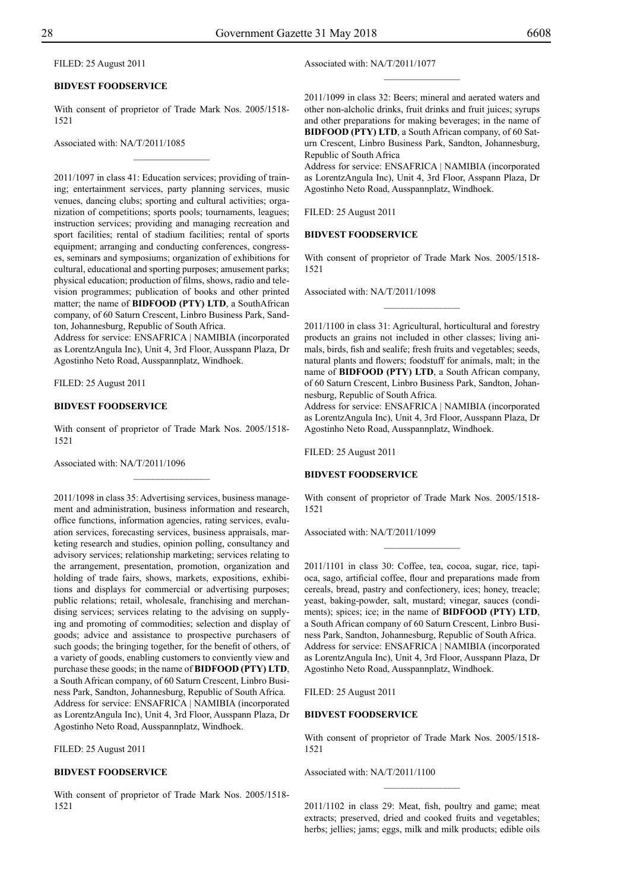FILED: 25 August 2011

**BIDVEST FOODSERVICE**

With consent of proprietor of Trade Mark Nos. 2005/1518-1521

Associated with: NA/T/2011/1085

_______________

2011/1097 in class 41: Education services; providing of training; entertainment services, party planning services, music venues, dancing clubs; sporting and cultural activities; organization of competitions; sports pools; tournaments, leagues; instruction services; providing and managing recreation and sport facilities; rental of stadium facilities; rental of sports equipment; arranging and conducting conferences, congresses, seminars and symposiums; organization of exhibitions for cultural, educational and sporting purposes; amusement parks; physical education; production of films, shows, radio and television programmes; publication of books and other printed matter; the name of **BIDFOOD (PTY) LTD**, a SouthAfrican company, of 60 Saturn Crescent, Linbro Business Park, Sandton, Johannesburg, Republic of South Africa.
Address for service: ENSAFRICA | NAMIBIA (incorporated as LorentzAngula Inc), Unit 4, 3rd Floor, Ausspann Plaza, Dr Agostinho Neto Road, Ausspannplatz, Windhoek.

FILED: 25 August 2011

**BIDVEST FOODSERVICE**

With consent of proprietor of Trade Mark Nos. 2005/1518-1521

Associated with: NA/T/2011/1096

_______________

2011/1098 in class 35: Advertising services, business management and administration, business information and research, office functions, information agencies, rating services, evaluation services, forecasting services, business appraisals, marketing research and studies, opinion polling, consultancy and advisory services; relationship marketing; services relating to the arrangement, presentation, promotion, organization and holding of trade fairs, shows, markets, expositions, exhibitions and displays for commercial or advertising purposes; public relations; retail, wholesale, franchising and merchandising services; services relating to the advising on supplying and promoting of commodities; selection and display of goods; advice and assistance to prospective purchasers of such goods; the bringing together, for the benefit of others, of a variety of goods, enabling customers to conviently view and purchase these goods; in the name of **BIDFOOD (PTY) LTD**, a South African company, of 60 Saturn Crescent, Linbro Business Park, Sandton, Johannesburg, Republic of South Africa.
Address for service: ENSAFRICA | NAMIBIA (incorporated as LorentzAngula Inc), Unit 4, 3rd Floor, Ausspann Plaza, Dr Agostinho Neto Road, Ausspannplatz, Windhoek.

FILED: 25 August 2011

**BIDVEST FOODSERVICE**

With consent of proprietor of Trade Mark Nos. 2005/1518-1521

Associated with: NA/T/2011/1077

_______________

2011/1099 in class 32: Beers; mineral and aerated waters and other non-alcholic drinks, fruit drinks and fruit juices; syrups and other preparations for making beverages; in the name of **BIDFOOD (PTY) LTD**, a South African company, of 60 Saturn Crescent, Linbro Business Park, Sandton, Johannesburg, Republic of South Africa
Address for service: ENSAFRICA | NAMIBIA (incorporated as LorentzAngula Inc), Unit 4, 3rd Floor, Asspann Plaza, Dr Agostinho Neto Road, Ausspannplatz, Windhoek.

FILED: 25 August 2011

**BIDVEST FOODSERVICE**

With consent of proprietor of Trade Mark Nos. 2005/1518-1521

Associated with: NA/T/2011/1098

_______________

2011/1100 in class 31: Agricultural, horticultural and forestry products an grains not included in other classes; living animals, birds, fish and sealife; fresh fruits and vegetables; seeds, natural plants and flowers; foodstuff for animals, malt; in the name of **BIDFOOD (PTY) LTD**, a South African company, of 60 Saturn Crescent, Linbro Business Park, Sandton, Johannesburg, Republic of South Africa.
Address for service: ENSAFRICA | NAMIBIA (incorporated as LorentzAngula Inc), Unit 4, 3rd Floor, Ausspann Plaza, Dr Agostinho Neto Road, Ausspannplatz, Windhoek.

FILED: 25 August 2011

**BIDVEST FOODSERVICE**

With consent of proprietor of Trade Mark Nos. 2005/1518-1521

Associated with: NA/T/2011/1099

_______________

2011/1101 in class 30: Coffee, tea, cocoa, sugar, rice, tapioca, sago, artificial coffee, flour and preparations made from cereals, bread, pastry and confectionery, ices; honey, treacle; yeast, baking-powder, salt, mustard; vinegar, sauces (condiments); spices; ice; in the name of **BIDFOOD (PTY) LTD**, a South African company of 60 Saturn Crescent, Linbro Business Park, Sandton, Johannesburg, Republic of South Africa.
Address for service: ENSAFRICA | NAMIBIA (incorporated as LorentzAngula Inc), Unit 4, 3rd Floor, Ausspann Plaza, Dr Agostinho Neto Road, Ausspannplatz, Windhoek.

FILED: 25 August 2011

**BIDVEST FOODSERVICE**

With consent of proprietor of Trade Mark Nos. 2005/1518-1521

Associated with: NA/T/2011/1100

_______________

2011/1102 in class 29: Meat, fish, poultry and game; meat extracts; preserved, dried and cooked fruits and vegetables; herbs; jellies; jams; eggs, milk and milk products; edible oils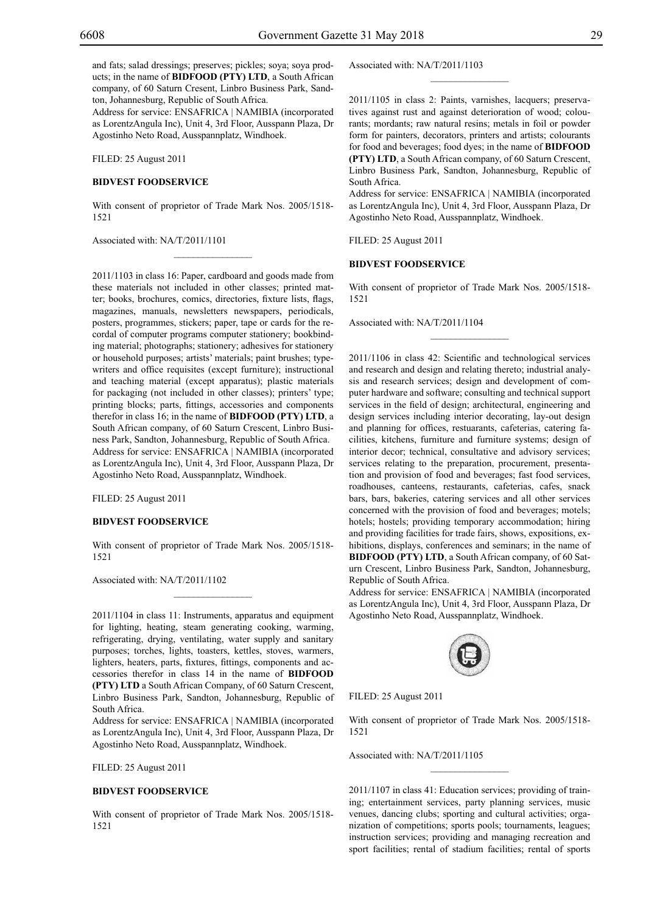and fats; salad dressings; preserves; pickles; soya; soya products; in the name of **BIDFOOD (PTY) LTD**, a South African company, of 60 Saturn Cresent, Linbro Business Park, Sandton, Johannesburg, Republic of South Africa.
Address for service: ENSAFRICA | NAMIBIA (incorporated as LorentzAngula Inc), Unit 4, 3rd Floor, Ausspann Plaza, Dr Agostinho Neto Road, Ausspannplatz, Windhoek.

FILED: 25 August 2011

**BIDVEST FOODSERVICE**

With consent of proprietor of Trade Mark Nos. 2005/1518-1521

Associated with: NA/T/2011/1101

---

2011/1103 in class 16: Paper, cardboard and goods made from these materials not included in other classes; printed matter; books, brochures, comics, directories, fixture lists, flags, magazines, manuals, newsletters newspapers, periodicals, posters, programmes, stickers; paper, tape or cards for the recordal of computer programs computer stationery; bookbinding material; photographs; stationery; adhesives for stationery or household purposes; artists' materials; paint brushes; typewriters and office requisites (except furniture); instructional and teaching material (except apparatus); plastic materials for packaging (not included in other classes); printers' type; printing blocks; parts, fittings, accessories and components therefor in class 16; in the name of **BIDFOOD (PTY) LTD**, a South African company, of 60 Saturn Crescent, Linbro Business Park, Sandton, Johannesburg, Republic of South Africa.
Address for service: ENSAFRICA | NAMIBIA (incorporated as LorentzAngula Inc), Unit 4, 3rd Floor, Ausspann Plaza, Dr Agostinho Neto Road, Ausspannplatz, Windhoek.

FILED: 25 August 2011

**BIDVEST FOODSERVICE**

With consent of proprietor of Trade Mark Nos. 2005/1518-1521

Associated with: NA/T/2011/1102

---

2011/1104 in class 11: Instruments, apparatus and equipment for lighting, heating, steam generating cooking, warming, refrigerating, drying, ventilating, water supply and sanitary purposes; torches, lights, toasters, kettles, stoves, warmers, lighters, heaters, parts, fixtures, fittings, components and accessories therefor in class 14 in the name of **BIDFOOD (PTY) LTD** a South African Company, of 60 Saturn Crescent, Linbro Business Park, Sandton, Johannesburg, Republic of South Africa.
Address for service: ENSAFRICA | NAMIBIA (incorporated as LorentzAngula Inc), Unit 4, 3rd Floor, Ausspann Plaza, Dr Agostinho Neto Road, Ausspannplatz, Windhoek.

FILED: 25 August 2011

**BIDVEST FOODSERVICE**

With consent of proprietor of Trade Mark Nos. 2005/1518-1521

Associated with: NA/T/2011/1103

---

2011/1105 in class 2: Paints, varnishes, lacquers; preservatives against rust and against deterioration of wood; colourants; mordants; raw natural resins; metals in foil or powder form for painters, decorators, printers and artists; colourants for food and beverages; food dyes; in the name of **BIDFOOD (PTY) LTD**, a South African company, of 60 Saturn Crescent, Linbro Business Park, Sandton, Johannesburg, Republic of South Africa.
Address for service: ENSAFRICA | NAMIBIA (incorporated as LorentzAngula Inc), Unit 4, 3rd Floor, Ausspann Plaza, Dr Agostinho Neto Road, Ausspannplatz, Windhoek.

FILED: 25 August 2011

**BIDVEST FOODSERVICE**

With consent of proprietor of Trade Mark Nos. 2005/1518-1521

Associated with: NA/T/2011/1104

---

2011/1106 in class 42: Scientific and technological services and research and design and relating thereto; industrial analysis and research services; design and development of computer hardware and software; consulting and technical support services in the field of design; architectural, engineering and design services including interior decorating, lay-out design and planning for offices, restuarants, cafeterias, catering facilities, kitchens, furniture and furniture systems; design of interior decor; technical, consultative and advisory services; services relating to the preparation, procurement, presentation and provision of food and beverages; fast food services, roadhouses, canteens, restaurants, cafeterias, cafes, snack bars, bars, bakeries, catering services and all other services concerned with the provision of food and beverages; motels; hotels; hostels; providing temporary accommodation; hiring and providing facilities for trade fairs, shows, expositions, exhibitions, displays, conferences and seminars; in the name of **BIDFOOD (PTY) LTD**, a South African company, of 60 Saturn Crescent, Linbro Business Park, Sandton, Johannesburg, Republic of South Africa.
Address for service: ENSAFRICA | NAMIBIA (incorporated as LorentzAngula Inc), Unit 4, 3rd Floor, Ausspann Plaza, Dr Agostinho Neto Road, Ausspannplatz, Windhoek.

FILED: 25 August 2011

With consent of proprietor of Trade Mark Nos. 2005/1518-1521

Associated with: NA/T/2011/1105

---

2011/1107 in class 41: Education services; providing of training; entertainment services, party planning services, music venues, dancing clubs; sporting and cultural activities; organization of competitions; sports pools; tournaments, leagues; instruction services; providing and managing recreation and sport facilities; rental of stadium facilities; rental of sports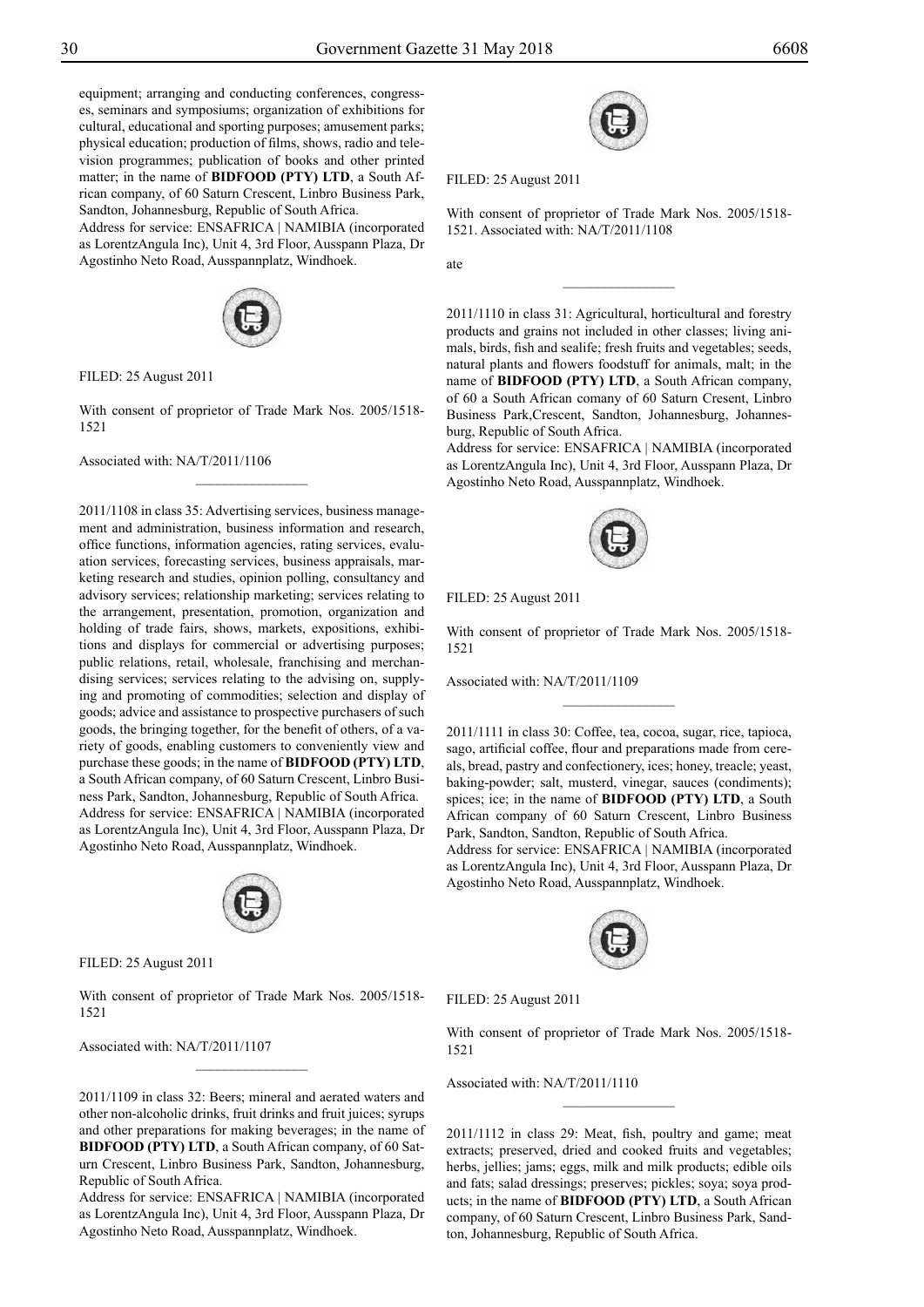equipment; arranging and conducting conferences, congresses, seminars and symposiums; organization of exhibitions for cultural, educational and sporting purposes; amusement parks; physical education; production of films, shows, radio and television programmes; publication of books and other printed matter; in the name of **BIDFOOD (PTY) LTD**, a South African company, of 60 Saturn Crescent, Linbro Business Park, Sandton, Johannesburg, Republic of South Africa.
Address for service: ENSAFRICA | NAMIBIA (incorporated as LorentzAngula Inc), Unit 4, 3rd Floor, Ausspann Plaza, Dr Agostinho Neto Road, Ausspannplatz, Windhoek.

FILED: 25 August 2011

With consent of proprietor of Trade Mark Nos. 2005/1518-1521

Associated with: NA/T/2011/1106

---

2011/1108 in class 35: Advertising services, business management and administration, business information and research, office functions, information agencies, rating services, evaluation services, forecasting services, business appraisals, marketing research and studies, opinion polling, consultancy and advisory services; relationship marketing; services relating to the arrangement, presentation, promotion, organization and holding of trade fairs, shows, markets, expositions, exhibitions and displays for commercial or advertising purposes; public relations, retail, wholesale, franchising and merchandising services; services relating to the advising on, supplying and promoting of commodities; selection and display of goods; advice and assistance to prospective purchasers of such goods, the bringing together, for the benefit of others, of a variety of goods, enabling customers to conveniently view and purchase these goods; in the name of **BIDFOOD (PTY) LTD**, a South African company, of 60 Saturn Crescent, Linbro Business Park, Sandton, Johannesburg, Republic of South Africa.
Address for service: ENSAFRICA | NAMIBIA (incorporated as LorentzAngula Inc), Unit 4, 3rd Floor, Ausspann Plaza, Dr Agostinho Neto Road, Ausspannplatz, Windhoek.

FILED: 25 August 2011

With consent of proprietor of Trade Mark Nos. 2005/1518-1521

Associated with: NA/T/2011/1107

---

2011/1109 in class 32: Beers; mineral and aerated waters and other non-alcoholic drinks, fruit drinks and fruit juices; syrups and other preparations for making beverages; in the name of **BIDFOOD (PTY) LTD**, a South African company, of 60 Saturn Crescent, Linbro Business Park, Sandton, Johannesburg, Republic of South Africa.
Address for service: ENSAFRICA | NAMIBIA (incorporated as LorentzAngula Inc), Unit 4, 3rd Floor, Ausspann Plaza, Dr Agostinho Neto Road, Ausspannplatz, Windhoek.

FILED: 25 August 2011

With consent of proprietor of Trade Mark Nos. 2005/1518-1521. Associated with: NA/T/2011/1108

ate

---

2011/1110 in class 31: Agricultural, horticultural and forestry products and grains not included in other classes; living animals, birds, fish and sealife; fresh fruits and vegetables; seeds, natural plants and flowers foodstuff for animals, malt; in the name of **BIDFOOD (PTY) LTD**, a South African company, of 60 a South African comany of 60 Saturn Cresent, Linbro Business Park,Crescent, Sandton, Johannesburg, Johannesburg, Republic of South Africa.
Address for service: ENSAFRICA | NAMIBIA (incorporated as LorentzAngula Inc), Unit 4, 3rd Floor, Ausspann Plaza, Dr Agostinho Neto Road, Ausspannplatz, Windhoek.

FILED: 25 August 2011

With consent of proprietor of Trade Mark Nos. 2005/1518-1521

Associated with: NA/T/2011/1109

---

2011/1111 in class 30: Coffee, tea, cocoa, sugar, rice, tapioca, sago, artificial coffee, flour and preparations made from cereals, bread, pastry and confectionery, ices; honey, treacle; yeast, baking-powder; salt, musterd, vinegar, sauces (condiments); spices; ice; in the name of **BIDFOOD (PTY) LTD**, a South African company of 60 Saturn Crescent, Linbro Business Park, Sandton, Sandton, Republic of South Africa.
Address for service: ENSAFRICA | NAMIBIA (incorporated as LorentzAngula Inc), Unit 4, 3rd Floor, Ausspann Plaza, Dr Agostinho Neto Road, Ausspannplatz, Windhoek.

FILED: 25 August 2011

With consent of proprietor of Trade Mark Nos. 2005/1518-1521

Associated with: NA/T/2011/1110

---

2011/1112 in class 29: Meat, fish, poultry and game; meat extracts; preserved, dried and cooked fruits and vegetables; herbs, jellies; jams; eggs, milk and milk products; edible oils and fats; salad dressings; preserves; pickles; soya; soya products; in the name of **BIDFOOD (PTY) LTD**, a South African company, of 60 Saturn Crescent, Linbro Business Park, Sandton, Johannesburg, Republic of South Africa.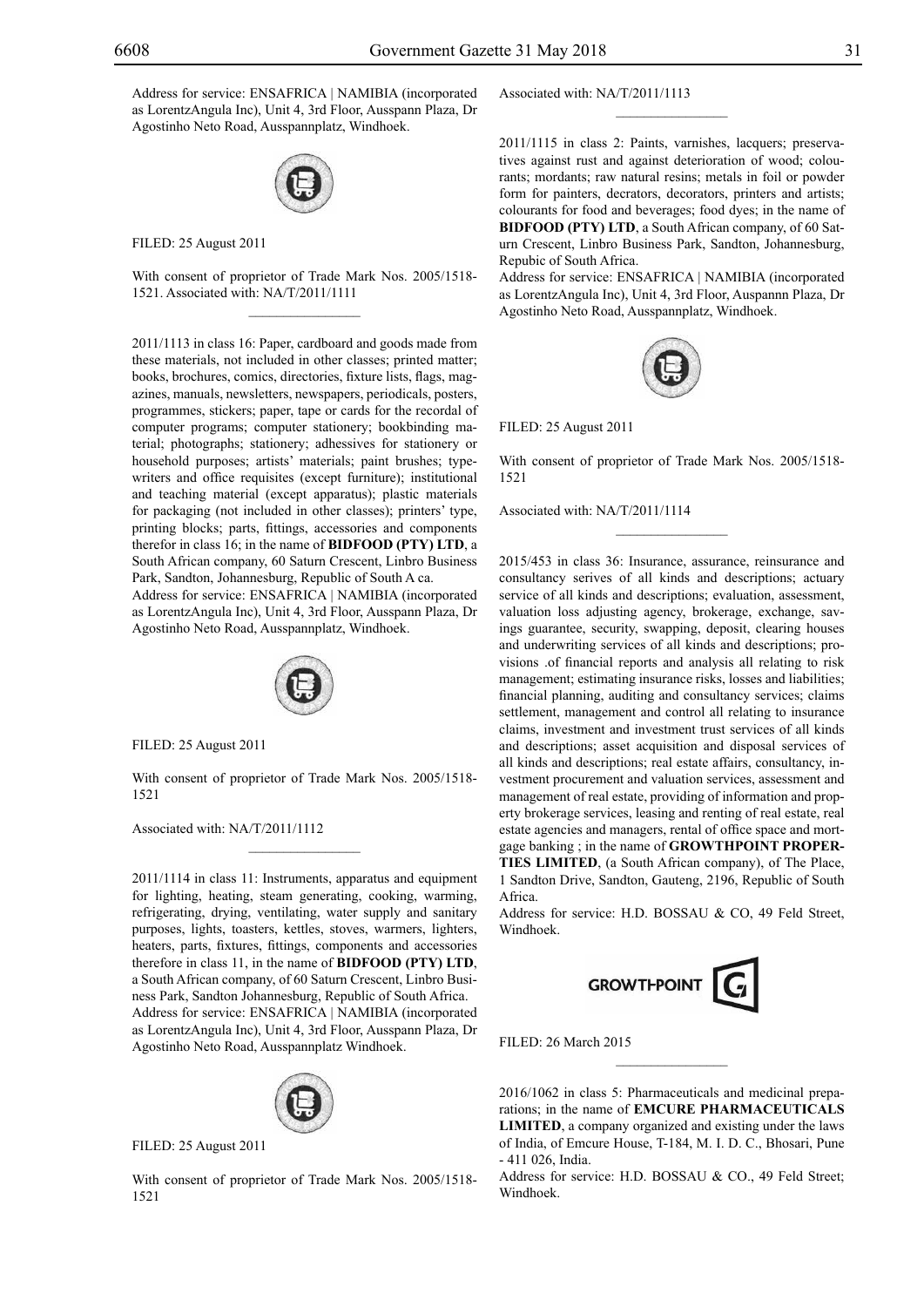Address for service: ENSAFRICA | NAMIBIA (incorporated as LorentzAngula Inc), Unit 4, 3rd Floor, Ausspann Plaza, Dr Agostinho Neto Road, Ausspannplatz, Windhoek.

FILED: 25 August 2011

With consent of proprietor of Trade Mark Nos. 2005/1518-1521. Associated with: NA/T/2011/1111

---

2011/1113 in class 16: Paper, cardboard and goods made from these materials, not included in other classes; printed matter; books, brochures, comics, directories, fixture lists, flags, magazines, manuals, newsletters, newspapers, periodicals, posters, programmes, stickers; paper, tape or cards for the recordal of computer programs; computer stationery; bookbinding material; photographs; stationery; adhessives for stationery or household purposes; artists' materials; paint brushes; typewriters and office requisites (except furniture); institutional and teaching material (except apparatus); plastic materials for packaging (not included in other classes); printers' type, printing blocks; parts, fittings, accessories and components therefor in class 16; in the name of **BIDFOOD (PTY) LTD**, a South African company, 60 Saturn Crescent, Linbro Business Park, Sandton, Johannesburg, Republic of South A ca.

Address for service: ENSAFRICA | NAMIBIA (incorporated as LorentzAngula Inc), Unit 4, 3rd Floor, Ausspann Plaza, Dr Agostinho Neto Road, Ausspannplatz, Windhoek.

FILED: 25 August 2011

With consent of proprietor of Trade Mark Nos. 2005/1518-1521

Associated with: NA/T/2011/1112

---

2011/1114 in class 11: Instruments, apparatus and equipment for lighting, heating, steam generating, cooking, warming, refrigerating, drying, ventilating, water supply and sanitary purposes, lights, toasters, kettles, stoves, warmers, lighters, heaters, parts, fixtures, fittings, components and accessories therefore in class 11, in the name of **BIDFOOD (PTY) LTD**, a South African company, of 60 Saturn Crescent, Linbro Business Park, Sandton Johannesburg, Republic of South Africa.

Address for service: ENSAFRICA | NAMIBIA (incorporated as LorentzAngula Inc), Unit 4, 3rd Floor, Ausspann Plaza, Dr Agostinho Neto Road, Ausspannplatz Windhoek.

FILED: 25 August 2011

With consent of proprietor of Trade Mark Nos. 2005/1518-1521

Associated with: NA/T/2011/1113

---

2011/1115 in class 2: Paints, varnishes, lacquers; preservatives against rust and against deterioration of wood; colourants; mordants; raw natural resins; metals in foil or powder form for painters, decrators, decorators, printers and artists; colourants for food and beverages; food dyes; in the name of **BIDFOOD (PTY) LTD**, a South African company, of 60 Saturn Crescent, Linbro Business Park, Sandton, Johannesburg, Repubic of South Africa.

Address for service: ENSAFRICA | NAMIBIA (incorporated as LorentzAngula Inc), Unit 4, 3rd Floor, Auspannn Plaza, Dr Agostinho Neto Road, Ausspannplatz, Windhoek.

FILED: 25 August 2011

With consent of proprietor of Trade Mark Nos. 2005/1518-1521

Associated with: NA/T/2011/1114

---

2015/453 in class 36: Insurance, assurance, reinsurance and consultancy serives of all kinds and descriptions; actuary service of all kinds and descriptions; evaluation, assessment, valuation loss adjusting agency, brokerage, exchange, savings guarantee, security, swapping, deposit, clearing houses and underwriting services of all kinds and descriptions; provisions .of financial reports and analysis all relating to risk management; estimating insurance risks, losses and liabilities; financial planning, auditing and consultancy services; claims settlement, management and control all relating to insurance claims, investment and investment trust services of all kinds and descriptions; asset acquisition and disposal services of all kinds and descriptions; real estate affairs, consultancy, investment procurement and valuation services, assessment and management of real estate, providing of information and property brokerage services, leasing and renting of real estate, real estate agencies and managers, rental of office space and mortgage banking ; in the name of **GROWTHPOINT PROPERTIES LIMITED**, (a South African company), of The Place, 1 Sandton Drive, Sandton, Gauteng, 2196, Republic of South Africa.

Address for service: H.D. BOSSAU & CO, 49 Feld Street, Windhoek.

GROWTHPOINT

FILED: 26 March 2015

---

2016/1062 in class 5: Pharmaceuticals and medicinal preparations; in the name of **EMCURE PHARMACEUTICALS LIMITED**, a company organized and existing under the laws of India, of Emcure House, T-184, M. I. D. C., Bhosari, Pune - 411 026, India.

Address for service: H.D. BOSSAU & CO., 49 Feld Street; Windhoek.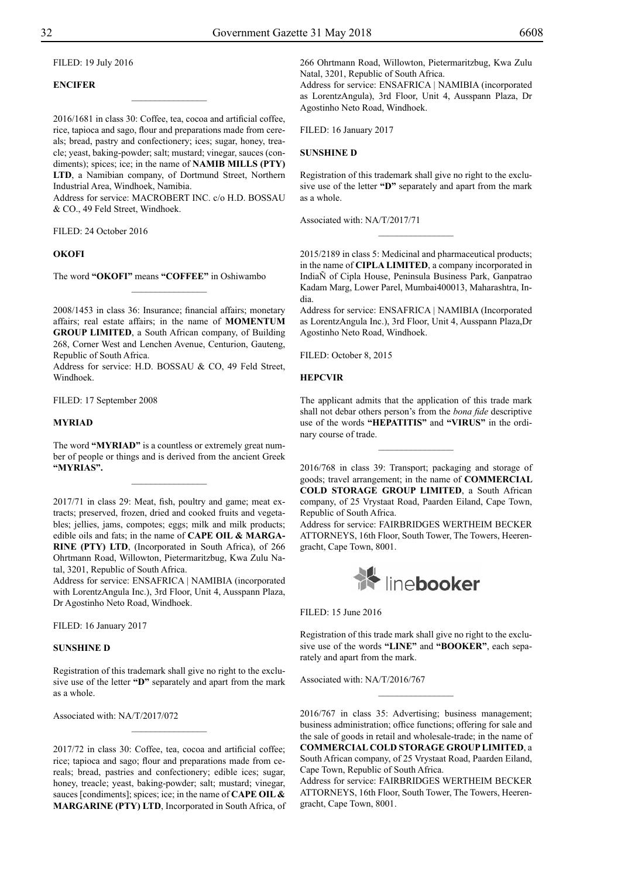FILED: 19 July 2016

**ENCIFER**

---

2016/1681 in class 30: Coffee, tea, cocoa and artificial coffee, rice, tapioca and sago, flour and preparations made from cereals; bread, pastry and confectionery; ices; sugar, honey, treacle; yeast, baking-powder; salt; mustard; vinegar, sauces (condiments); spices; ice; in the name of **NAMIB MILLS (PTY) LTD**, a Namibian company, of Dortmund Street, Northern Industrial Area, Windhoek, Namibia.
Address for service: MACROBERT INC. c/o H.D. BOSSAU & CO., 49 Feld Street, Windhoek.

FILED: 24 October 2016

**OKOFI**

The word **"OKOFI"** means **"COFFEE"** in Oshiwambo

---

2008/1453 in class 36: Insurance; financial affairs; monetary affairs; real estate affairs; in the name of **MOMENTUM GROUP LIMITED**, a South African company, of Building 268, Corner West and Lenchen Avenue, Centurion, Gauteng, Republic of South Africa.
Address for service: H.D. BOSSAU & CO, 49 Feld Street, Windhoek.

FILED: 17 September 2008

**MYRIAD**

The word **"MYRIAD"** is a countless or extremely great number of people or things and is derived from the ancient Greek **"MYRIAS".**

---

2017/71 in class 29: Meat, fish, poultry and game; meat extracts; preserved, frozen, dried and cooked fruits and vegetables; jellies, jams, compotes; eggs; milk and milk products; edible oils and fats; in the name of **CAPE OIL & MARGARINE (PTY) LTD**, (Incorporated in South Africa), of 266 Ohrtmann Road, Willowton, Pietermaritzburg, Kwa Zulu Natal, 3201, Republic of South Africa.
Address for service: ENSAFRICA | NAMIBIA (incorporated with LorentzAngula Inc.), 3rd Floor, Unit 4, Ausspann Plaza, Dr Agostinho Neto Road, Windhoek.

FILED: 16 January 2017

**SUNSHINE D**

Registration of this trademark shall give no right to the exclusive use of the letter **"D"** separately and apart from the mark as a whole.

Associated with: NA/T/2017/072

---

2017/72 in class 30: Coffee, tea, cocoa and artificial coffee; rice; tapioca and sago; flour and preparations made from cereals; bread, pastries and confectionery; edible ices; sugar, honey, treacle; yeast, baking-powder; salt; mustard; vinegar, sauces [condiments]; spices; ice; in the name of **CAPE OIL & MARGARINE (PTY) LTD**, Incorporated in South Africa, of 266 Ohrtmann Road, Willowton, Pietermaritzburg, Kwa Zulu Natal, 3201, Republic of South Africa.
Address for service: ENSAFRICA | NAMIBIA (incorporated as LorentzAngula), 3rd Floor, Unit 4, Ausspann Plaza, Dr Agostinho Neto Road, Windhoek.

FILED: 16 January 2017

**SUNSHINE D**

Registration of this trademark shall give no right to the exclusive use of the letter **"D"** separately and apart from the mark as a whole.

Associated with: NA/T/2017/71

---

2015/2189 in class 5: Medicinal and pharmaceutical products; in the name of **CIPLA LIMITED**, a company incorporated in IndiaÑ of Cipla House, Peninsula Business Park, Ganpatrao Kadam Marg, Lower Parel, Mumbai400013, Maharashtra, India.
Address for service: ENSAFRICA | NAMIBIA (Incorporated as LorentzAngula Inc.), 3rd Floor, Unit 4, Ausspann Plaza,Dr Agostinho Neto Road, Windhoek.

FILED: October 8, 2015

**HEPCVIR**

The applicant admits that the application of this trade mark shall not debar others person's from the *bona fide* descriptive use of the words **"HEPATITIS"** and **"VIRUS"** in the ordinary course of trade.

---

2016/768 in class 39: Transport; packaging and storage of goods; travel arrangement; in the name of **COMMERCIAL COLD STORAGE GROUP LIMITED**, a South African company, of 25 Vrystaat Road, Paarden Eiland, Cape Town, Republic of South Africa.
Address for service: FAIRBRIDGES WERTHEIM BECKER ATTORNEYS, 16th Floor, South Tower, The Towers, Heerengracht, Cape Town, 8001.

linebooker

FILED: 15 June 2016

Registration of this trade mark shall give no right to the exclusive use of the words **"LINE"** and **"BOOKER"**, each separately and apart from the mark.

Associated with: NA/T/2016/767

---

2016/767 in class 35: Advertising; business management; business administration; office functions; offering for sale and the sale of goods in retail and wholesale-trade; in the name of **COMMERCIAL COLD STORAGE GROUP LIMITED**, a South African company, of 25 Vrystaat Road, Paarden Eiland, Cape Town, Republic of South Africa.
Address for service: FAIRBRIDGES WERTHEIM BECKER ATTORNEYS, 16th Floor, South Tower, The Towers, Heerengracht, Cape Town, 8001.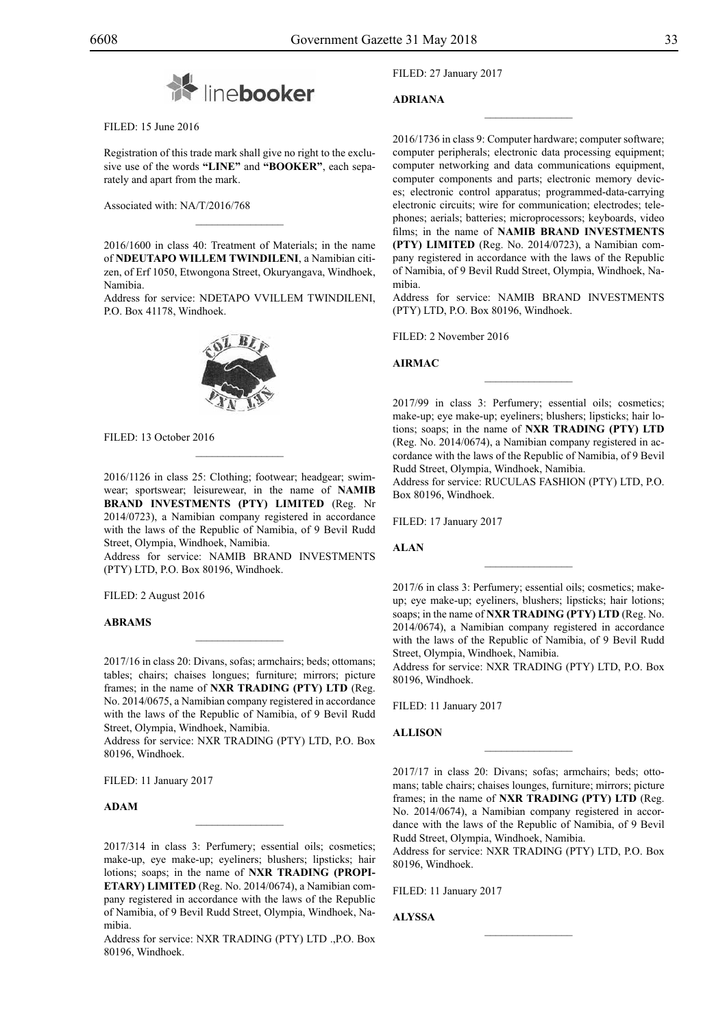FILED: 15 June 2016

Registration of this trade mark shall give no right to the exclusive use of the words **"LINE"** and **"BOOKER"**, each separately and apart from the mark.

Associated with: NA/T/2016/768

---

2016/1600 in class 40: Treatment of Materials; in the name of **NDEUTAPO WILLEM TWINDILENI**, a Namibian citizen, of Erf 1050, Etwongona Street, Okuryangava, Windhoek, Namibia.

Address for service: NDETAPO VVILLEM TWINDILENI, P.O. Box 41178, Windhoek.

FILED: 13 October 2016

---

2016/1126 in class 25: Clothing; footwear; headgear; swimwear; sportswear; leisurewear, in the name of **NAMIB BRAND INVESTMENTS (PTY) LIMITED** (Reg. Nr 2014/0723), a Namibian company registered in accordance with the laws of the Republic of Namibia, of 9 Bevil Rudd Street, Olympia, Windhoek, Namibia.

Address for service: NAMIB BRAND INVESTMENTS (PTY) LTD, P.O. Box 80196, Windhoek.

FILED: 2 August 2016

**ABRAMS**

---

2017/16 in class 20: Divans, sofas; armchairs; beds; ottomans; tables; chairs; chaises longues; furniture; mirrors; picture frames; in the name of **NXR TRADING (PTY) LTD** (Reg. No. 2014/0675, a Namibian company registered in accordance with the laws of the Republic of Namibia, of 9 Bevil Rudd Street, Olympia, Windhoek, Namibia.

Address for service: NXR TRADING (PTY) LTD, P.O. Box 80196, Windhoek.

FILED: 11 January 2017

**ADAM**

---

2017/314 in class 3: Perfumery; essential oils; cosmetics; make-up, eye make-up; eyeliners; blushers; lipsticks; hair lotions; soaps; in the name of **NXR TRADING (PROPIETARY) LIMITED** (Reg. No. 2014/0674), a Namibian company registered in accordance with the laws of the Republic of Namibia, of 9 Bevil Rudd Street, Olympia, Windhoek, Namibia.

Address for service: NXR TRADING (PTY) LTD .,P.O. Box 80196, Windhoek.

FILED: 27 January 2017

**ADRIANA**

---

2016/1736 in class 9: Computer hardware; computer software; computer peripherals; electronic data processing equipment; computer networking and data communications equipment, computer components and parts; electronic memory devices; electronic control apparatus; programmed-data-carrying electronic circuits; wire for communication; electrodes; telephones; aerials; batteries; microprocessors; keyboards, video films; in the name of **NAMIB BRAND INVESTMENTS (PTY) LIMITED** (Reg. No. 2014/0723), a Namibian company registered in accordance with the laws of the Republic of Namibia, of 9 Bevil Rudd Street, Olympia, Windhoek, Namibia.

Address for service: NAMIB BRAND INVESTMENTS (PTY) LTD, P.O. Box 80196, Windhoek.

FILED: 2 November 2016

**AIRMAC**

---

2017/99 in class 3: Perfumery; essential oils; cosmetics; make-up; eye make-up; eyeliners; blushers; lipsticks; hair lotions; soaps; in the name of **NXR TRADING (PTY) LTD** (Reg. No. 2014/0674), a Namibian company registered in accordance with the laws of the Republic of Namibia, of 9 Bevil Rudd Street, Olympia, Windhoek, Namibia.

Address for service: RUCULAS FASHION (PTY) LTD, P.O. Box 80196, Windhoek.

FILED: 17 January 2017

**ALAN**

---

2017/6 in class 3: Perfumery; essential oils; cosmetics; makeup; eye make-up; eyeliners, blushers; lipsticks; hair lotions; soaps; in the name of **NXR TRADING (PTY) LTD** (Reg. No. 2014/0674), a Namibian company registered in accordance with the laws of the Republic of Namibia, of 9 Bevil Rudd Street, Olympia, Windhoek, Namibia.

Address for service: NXR TRADING (PTY) LTD, P.O. Box 80196, Windhoek.

FILED: 11 January 2017

**ALLISON**

---

2017/17 in class 20: Divans; sofas; armchairs; beds; ottomans; table chairs; chaises lounges, furniture; mirrors; picture frames; in the name of **NXR TRADING (PTY) LTD** (Reg. No. 2014/0674), a Namibian company registered in accordance with the laws of the Republic of Namibia, of 9 Bevil Rudd Street, Olympia, Windhoek, Namibia.

Address for service: NXR TRADING (PTY) LTD, P.O. Box 80196, Windhoek.

FILED: 11 January 2017

**ALYSSA**

---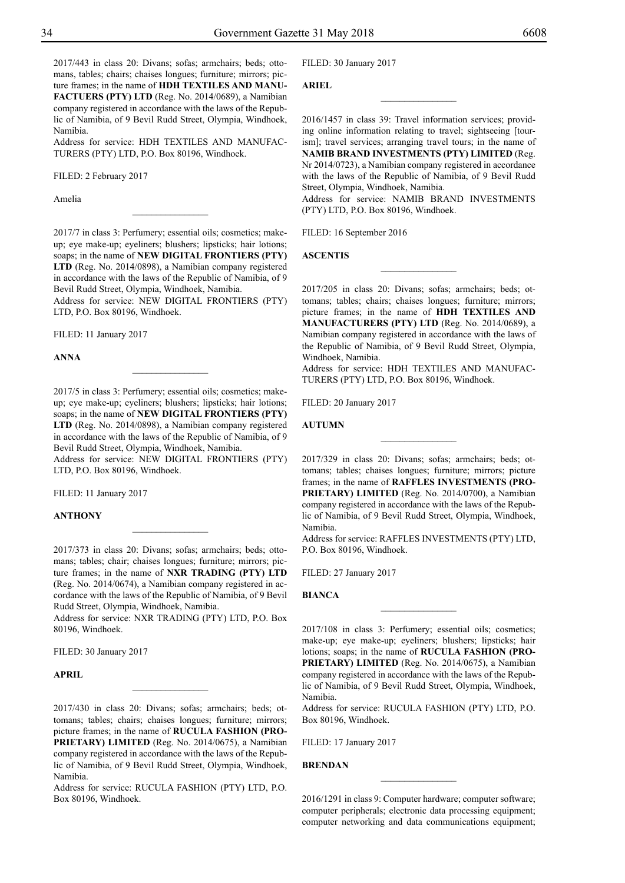2017/443 in class 20: Divans; sofas; armchairs; beds; ottomans, tables; chairs; chaises longues; furniture; mirrors; picture frames; in the name of **HDH TEXTILES AND MANUFACTUERS (PTY) LTD** (Reg. No. 2014/0689), a Namibian company registered in accordance with the laws of the Republic of Namibia, of 9 Bevil Rudd Street, Olympia, Windhoek, Namibia.

Address for service: HDH TEXTILES AND MANUFACTURERS (PTY) LTD, P.O. Box 80196, Windhoek.

FILED: 2 February 2017

Amelia

---

2017/7 in class 3: Perfumery; essential oils; cosmetics; makeup; eye make-up; eyeliners; blushers; lipsticks; hair lotions; soaps; in the name of **NEW DIGITAL FRONTIERS (PTY) LTD** (Reg. No. 2014/0898), a Namibian company registered in accordance with the laws of the Republic of Namibia, of 9 Bevil Rudd Street, Olympia, Windhoek, Namibia.

Address for service: NEW DIGITAL FRONTIERS (PTY) LTD, P.O. Box 80196, Windhoek.

FILED: 11 January 2017

**ANNA**

---

2017/5 in class 3: Perfumery; essential oils; cosmetics; makeup; eye make-up; eyeliners; blushers; lipsticks; hair lotions; soaps; in the name of **NEW DIGITAL FRONTIERS (PTY) LTD** (Reg. No. 2014/0898), a Namibian company registered in accordance with the laws of the Republic of Namibia, of 9 Bevil Rudd Street, Olympia, Windhoek, Namibia.

Address for service: NEW DIGITAL FRONTIERS (PTY) LTD, P.O. Box 80196, Windhoek.

FILED: 11 January 2017

**ANTHONY**

---

2017/373 in class 20: Divans; sofas; armchairs; beds; ottomans; tables; chair; chaises longues; furniture; mirrors; picture frames; in the name of **NXR TRADING (PTY) LTD** (Reg. No. 2014/0674), a Namibian company registered in accordance with the laws of the Republic of Namibia, of 9 Bevil Rudd Street, Olympia, Windhoek, Namibia.

Address for service: NXR TRADING (PTY) LTD, P.O. Box 80196, Windhoek.

FILED: 30 January 2017

**APRIL**

---

2017/430 in class 20: Divans; sofas; armchairs; beds; ottomans; tables; chairs; chaises longues; furniture; mirrors; picture frames; in the name of **RUCULA FASHION (PROPRIETARY) LIMITED** (Reg. No. 2014/0675), a Namibian company registered in accordance with the laws of the Republic of Namibia, of 9 Bevil Rudd Street, Olympia, Windhoek, Namibia.

Address for service: RUCULA FASHION (PTY) LTD, P.O. Box 80196, Windhoek.

FILED: 30 January 2017

**ARIEL**

---

2016/1457 in class 39: Travel information services; providing online information relating to travel; sightseeing [tourism]; travel services; arranging travel tours; in the name of **NAMIB BRAND INVESTMENTS (PTY) LIMITED** (Reg. Nr 2014/0723), a Namibian company registered in accordance with the laws of the Republic of Namibia, of 9 Bevil Rudd Street, Olympia, Windhoek, Namibia.

Address for service: NAMIB BRAND INVESTMENTS (PTY) LTD, P.O. Box 80196, Windhoek.

FILED: 16 September 2016

**ASCENTIS**

---

2017/205 in class 20: Divans; sofas; armchairs; beds; ottomans; tables; chairs; chaises longues; furniture; mirrors; picture frames; in the name of **HDH TEXTILES AND MANUFACTURERS (PTY) LTD** (Reg. No. 2014/0689), a Namibian company registered in accordance with the laws of the Republic of Namibia, of 9 Bevil Rudd Street, Olympia, Windhoek, Namibia.

Address for service: HDH TEXTILES AND MANUFACTURERS (PTY) LTD, P.O. Box 80196, Windhoek.

FILED: 20 January 2017

**AUTUMN**

---

2017/329 in class 20: Divans; sofas; armchairs; beds; ottomans; tables; chaises longues; furniture; mirrors; picture frames; in the name of **RAFFLES INVESTMENTS (PROPRIETARY) LIMITED** (Reg. No. 2014/0700), a Namibian company registered in accordance with the laws of the Republic of Namibia, of 9 Bevil Rudd Street, Olympia, Windhoek, Namibia.

Address for service: RAFFLES INVESTMENTS (PTY) LTD, P.O. Box 80196, Windhoek.

FILED: 27 January 2017

**BIANCA**

---

2017/108 in class 3: Perfumery; essential oils; cosmetics; make-up; eye make-up; eyeliners; blushers; lipsticks; hair lotions; soaps; in the name of **RUCULA FASHION (PROPRIETARY) LIMITED** (Reg. No. 2014/0675), a Namibian company registered in accordance with the laws of the Republic of Namibia, of 9 Bevil Rudd Street, Olympia, Windhoek, Namibia.

Address for service: RUCULA FASHION (PTY) LTD, P.O. Box 80196, Windhoek.

FILED: 17 January 2017

**BRENDAN**

---

2016/1291 in class 9: Computer hardware; computer software; computer peripherals; electronic data processing equipment; computer networking and data communications equipment;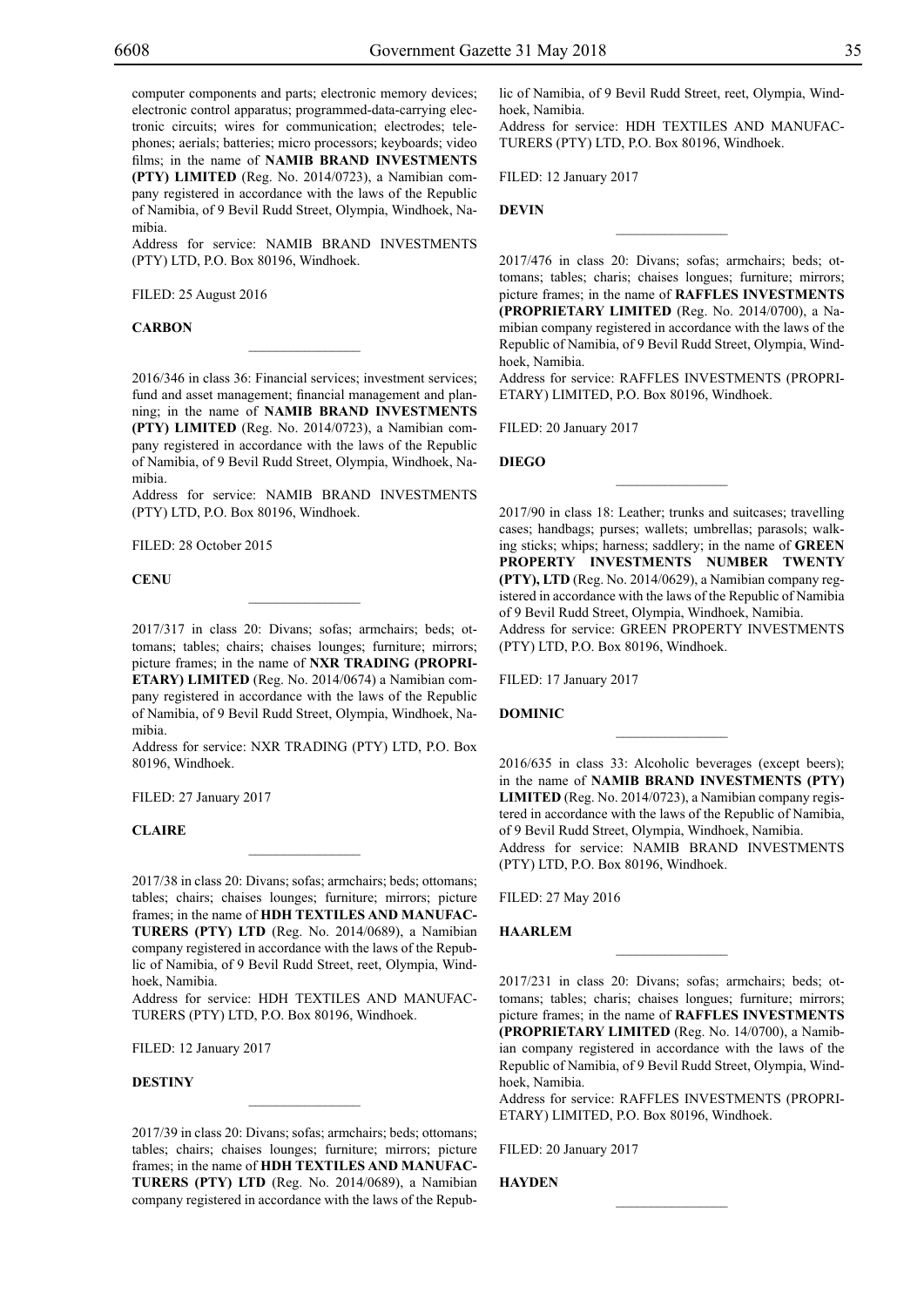computer components and parts; electronic memory devices; electronic control apparatus; programmed-data-carrying electronic circuits; wires for communication; electrodes; telephones; aerials; batteries; micro processors; keyboards; video films; in the name of **NAMIB BRAND INVESTMENTS (PTY) LIMITED** (Reg. No. 2014/0723), a Namibian company registered in accordance with the laws of the Republic of Namibia, of 9 Bevil Rudd Street, Olympia, Windhoek, Namibia.
Address for service: NAMIB BRAND INVESTMENTS (PTY) LTD, P.O. Box 80196, Windhoek.

FILED: 25 August 2016

**CARBON**

---

2016/346 in class 36: Financial services; investment services; fund and asset management; financial management and planning; in the name of **NAMIB BRAND INVESTMENTS (PTY) LIMITED** (Reg. No. 2014/0723), a Namibian company registered in accordance with the laws of the Republic of Namibia, of 9 Bevil Rudd Street, Olympia, Windhoek, Namibia.
Address for service: NAMIB BRAND INVESTMENTS (PTY) LTD, P.O. Box 80196, Windhoek.

FILED: 28 October 2015

**CENU**

---

2017/317 in class 20: Divans; sofas; armchairs; beds; ottomans; tables; chairs; chaises lounges; furniture; mirrors; picture frames; in the name of **NXR TRADING (PROPRIETARY) LIMITED** (Reg. No. 2014/0674) a Namibian company registered in accordance with the laws of the Republic of Namibia, of 9 Bevil Rudd Street, Olympia, Windhoek, Namibia.
Address for service: NXR TRADING (PTY) LTD, P.O. Box 80196, Windhoek.

FILED: 27 January 2017

**CLAIRE**

---

2017/38 in class 20: Divans; sofas; armchairs; beds; ottomans; tables; chairs; chaises lounges; furniture; mirrors; picture frames; in the name of **HDH TEXTILES AND MANUFACTURERS (PTY) LTD** (Reg. No. 2014/0689), a Namibian company registered in accordance with the laws of the Republic of Namibia, of 9 Bevil Rudd Street, reet, Olympia, Windhoek, Namibia.
Address for service: HDH TEXTILES AND MANUFACTURERS (PTY) LTD, P.O. Box 80196, Windhoek.

FILED: 12 January 2017

**DESTINY**

---

2017/39 in class 20: Divans; sofas; armchairs; beds; ottomans; tables; chairs; chaises lounges; furniture; mirrors; picture frames; in the name of **HDH TEXTILES AND MANUFACTURERS (PTY) LTD** (Reg. No. 2014/0689), a Namibian company registered in accordance with the laws of the Republic of Namibia, of 9 Bevil Rudd Street, reet, Olympia, Windhoek, Namibia.
Address for service: HDH TEXTILES AND MANUFACTURERS (PTY) LTD, P.O. Box 80196, Windhoek.

FILED: 12 January 2017

**DEVIN**

---

2017/476 in class 20: Divans; sofas; armchairs; beds; ottomans; tables; charis; chaises longues; furniture; mirrors; picture frames; in the name of **RAFFLES INVESTMENTS (PROPRIETARY LIMITED** (Reg. No. 2014/0700), a Namibian company registered in accordance with the laws of the Republic of Namibia, of 9 Bevil Rudd Street, Olympia, Windhoek, Namibia.
Address for service: RAFFLES INVESTMENTS (PROPRIETARY) LIMITED, P.O. Box 80196, Windhoek.

FILED: 20 January 2017

**DIEGO**

---

2017/90 in class 18: Leather; trunks and suitcases; travelling cases; handbags; purses; wallets; umbrellas; parasols; walking sticks; whips; harness; saddlery; in the name of **GREEN PROPERTY INVESTMENTS NUMBER TWENTY (PTY), LTD** (Reg. No. 2014/0629), a Namibian company registered in accordance with the laws of the Republic of Namibia of 9 Bevil Rudd Street, Olympia, Windhoek, Namibia.
Address for service: GREEN PROPERTY INVESTMENTS (PTY) LTD, P.O. Box 80196, Windhoek.

FILED: 17 January 2017

**DOMINIC**

---

2016/635 in class 33: Alcoholic beverages (except beers); in the name of **NAMIB BRAND INVESTMENTS (PTY) LIMITED** (Reg. No. 2014/0723), a Namibian company registered in accordance with the laws of the Republic of Namibia, of 9 Bevil Rudd Street, Olympia, Windhoek, Namibia.
Address for service: NAMIB BRAND INVESTMENTS (PTY) LTD, P.O. Box 80196, Windhoek.

FILED: 27 May 2016

**HAARLEM**

---

2017/231 in class 20: Divans; sofas; armchairs; beds; ottomans; tables; charis; chaises longues; furniture; mirrors; picture frames; in the name of **RAFFLES INVESTMENTS (PROPRIETARY LIMITED** (Reg. No. 14/0700), a Namibian company registered in accordance with the laws of the Republic of Namibia, of 9 Bevil Rudd Street, Olympia, Windhoek, Namibia.
Address for service: RAFFLES INVESTMENTS (PROPRIETARY) LIMITED, P.O. Box 80196, Windhoek.

FILED: 20 January 2017

**HAYDEN**

---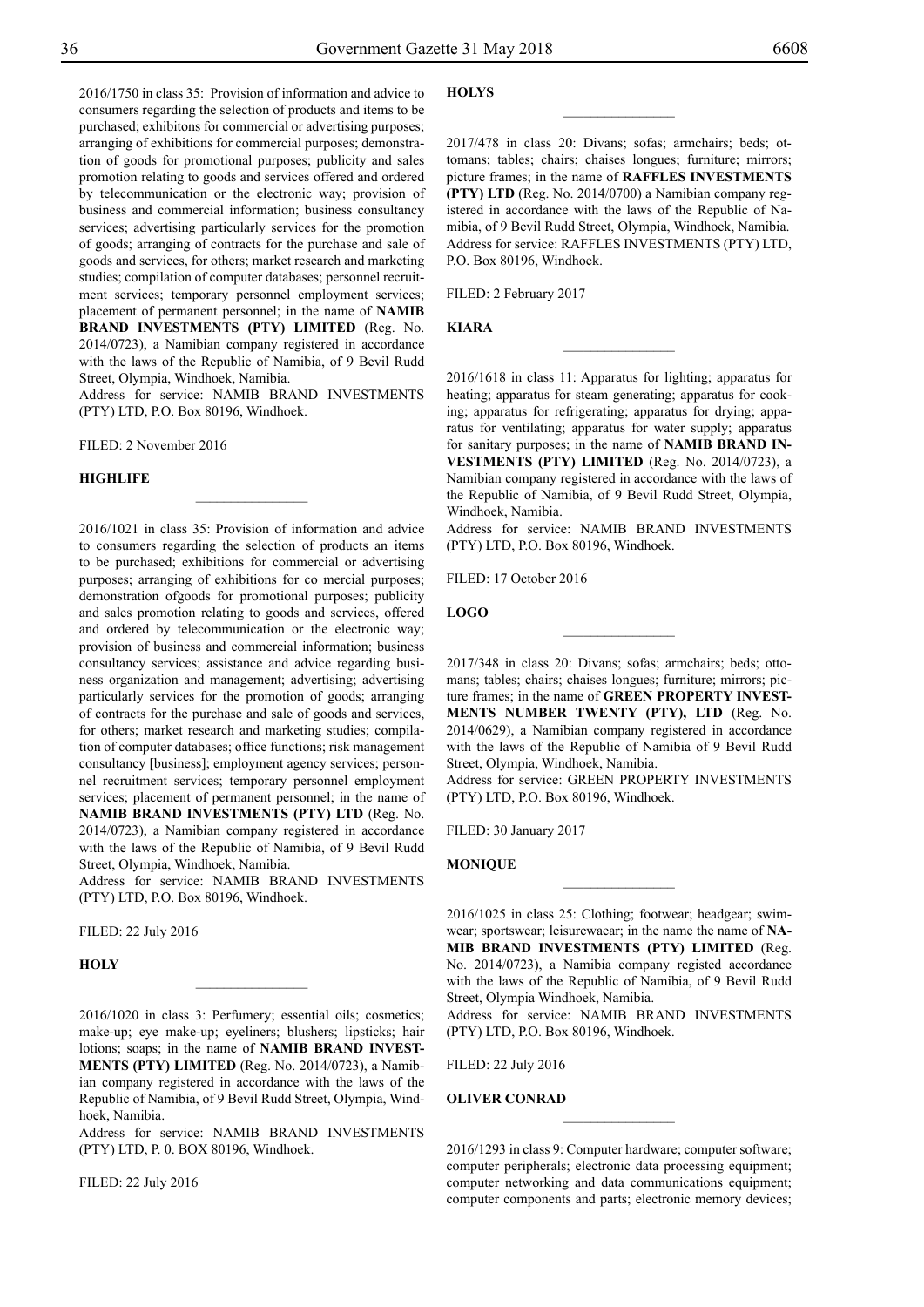2016/1750 in class 35: Provision of information and advice to consumers regarding the selection of products and items to be purchased; exhibitons for commercial or advertising purposes; arranging of exhibitions for commercial purposes; demonstration of goods for promotional purposes; publicity and sales promotion relating to goods and services offered and ordered by telecommunication or the electronic way; provision of business and commercial information; business consultancy services; advertising particularly services for the promotion of goods; arranging of contracts for the purchase and sale of goods and services, for others; market research and marketing studies; compilation of computer databases; personnel recruitment services; temporary personnel employment services; placement of permanent personnel; in the name of **NAMIB BRAND INVESTMENTS (PTY) LIMITED** (Reg. No. 2014/0723), a Namibian company registered in accordance with the laws of the Republic of Namibia, of 9 Bevil Rudd Street, Olympia, Windhoek, Namibia.

Address for service: NAMIB BRAND INVESTMENTS (PTY) LTD, P.O. Box 80196, Windhoek.

FILED: 2 November 2016

**HIGHLIFE**

________________

2016/1021 in class 35: Provision of information and advice to consumers regarding the selection of products an items to be purchased; exhibitions for commercial or advertising purposes; arranging of exhibitions for co mercial purposes; demonstration ofgoods for promotional purposes; publicity and sales promotion relating to goods and services, offered and ordered by telecommunication or the electronic way; provision of business and commercial information; business consultancy services; assistance and advice regarding business organization and management; advertising; advertising particularly services for the promotion of goods; arranging of contracts for the purchase and sale of goods and services, for others; market research and marketing studies; compilation of computer databases; office functions; risk management consultancy [business]; employment agency services; personnel recruitment services; temporary personnel employment services; placement of permanent personnel; in the name of **NAMIB BRAND INVESTMENTS (PTY) LTD** (Reg. No. 2014/0723), a Namibian company registered in accordance with the laws of the Republic of Namibia, of 9 Bevil Rudd Street, Olympia, Windhoek, Namibia.

Address for service: NAMIB BRAND INVESTMENTS (PTY) LTD, P.O. Box 80196, Windhoek.

FILED: 22 July 2016

**HOLY**

________________

2016/1020 in class 3: Perfumery; essential oils; cosmetics; make-up; eye make-up; eyeliners; blushers; lipsticks; hair lotions; soaps; in the name of **NAMIB BRAND INVESTMENTS (PTY) LIMITED** (Reg. No. 2014/0723), a Namibian company registered in accordance with the laws of the Republic of Namibia, of 9 Bevil Rudd Street, Olympia, Windhoek, Namibia.

Address for service: NAMIB BRAND INVESTMENTS (PTY) LTD, P. 0. BOX 80196, Windhoek.

FILED: 22 July 2016

**HOLYS**

________________

2017/478 in class 20: Divans; sofas; armchairs; beds; ottomans; tables; chairs; chaises longues; furniture; mirrors; picture frames; in the name of **RAFFLES INVESTMENTS (PTY) LTD** (Reg. No. 2014/0700) a Namibian company registered in accordance with the laws of the Republic of Namibia, of 9 Bevil Rudd Street, Olympia, Windhoek, Namibia. Address for service: RAFFLES INVESTMENTS (PTY) LTD, P.O. Box 80196, Windhoek.

FILED: 2 February 2017

**KIARA**

________________

2016/1618 in class 11: Apparatus for lighting; apparatus for heating; apparatus for steam generating; apparatus for cooking; apparatus for refrigerating; apparatus for drying; apparatus for ventilating; apparatus for water supply; apparatus for sanitary purposes; in the name of **NAMIB BRAND INVESTMENTS (PTY) LIMITED** (Reg. No. 2014/0723), a Namibian company registered in accordance with the laws of the Republic of Namibia, of 9 Bevil Rudd Street, Olympia, Windhoek, Namibia.

Address for service: NAMIB BRAND INVESTMENTS (PTY) LTD, P.O. Box 80196, Windhoek.

FILED: 17 October 2016

**LOGO**

________________

2017/348 in class 20: Divans; sofas; armchairs; beds; ottomans; tables; chairs; chaises longues; furniture; mirrors; picture frames; in the name of **GREEN PROPERTY INVESTMENTS NUMBER TWENTY (PTY), LTD** (Reg. No. 2014/0629), a Namibian company registered in accordance with the laws of the Republic of Namibia of 9 Bevil Rudd Street, Olympia, Windhoek, Namibia.

Address for service: GREEN PROPERTY INVESTMENTS (PTY) LTD, P.O. Box 80196, Windhoek.

FILED: 30 January 2017

**MONIQUE**

________________

2016/1025 in class 25: Clothing; footwear; headgear; swimwear; sportswear; leisurewaear; in the name the name of **NAMIB BRAND INVESTMENTS (PTY) LIMITED** (Reg. No. 2014/0723), a Namibia company registed accordance with the laws of the Republic of Namibia, of 9 Bevil Rudd Street, Olympia Windhoek, Namibia.

Address for service: NAMIB BRAND INVESTMENTS (PTY) LTD, P.O. Box 80196, Windhoek.

FILED: 22 July 2016

**OLIVER CONRAD**

________________

2016/1293 in class 9: Computer hardware; computer software; computer peripherals; electronic data processing equipment; computer networking and data communications equipment; computer components and parts; electronic memory devices;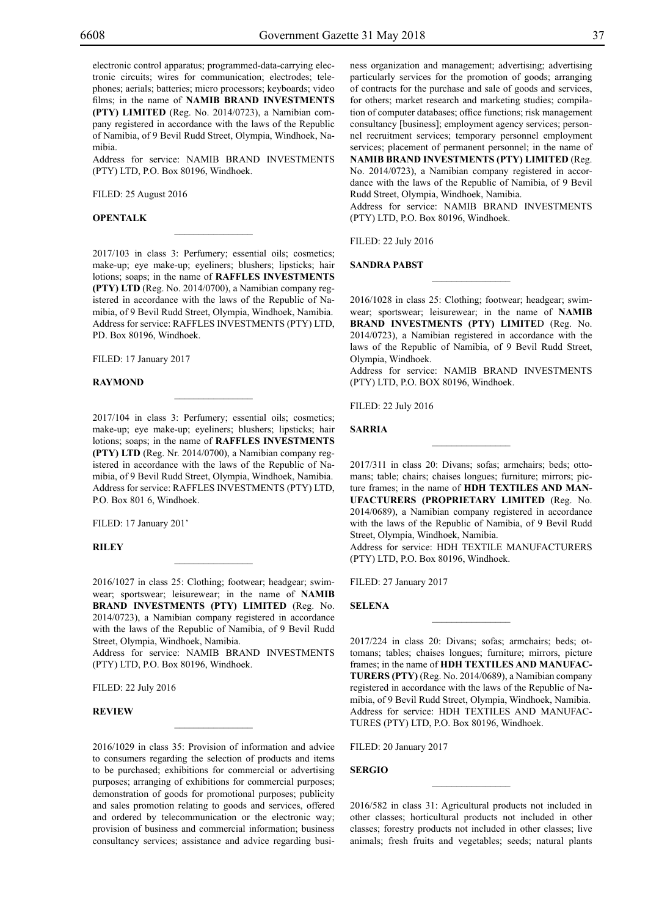electronic control apparatus; programmed-data-carrying electronic circuits; wires for communication; electrodes; telephones; aerials; batteries; micro processors; keyboards; video films; in the name of **NAMIB BRAND INVESTMENTS (PTY) LIMITED** (Reg. No. 2014/0723), a Namibian company registered in accordance with the laws of the Republic of Namibia, of 9 Bevil Rudd Street, Olympia, Windhoek, Namibia.
Address for service: NAMIB BRAND INVESTMENTS (PTY) LTD, P.O. Box 80196, Windhoek.

FILED: 25 August 2016

**OPENTALK**

---

2017/103 in class 3: Perfumery; essential oils; cosmetics; make-up; eye make-up; eyeliners; blushers; lipsticks; hair lotions; soaps; in the name of **RAFFLES INVESTMENTS (PTY) LTD** (Reg. No. 2014/0700), a Namibian company registered in accordance with the laws of the Republic of Namibia, of 9 Bevil Rudd Street, Olympia, Windhoek, Namibia.
Address for service: RAFFLES INVESTMENTS (PTY) LTD, PD. Box 80196, Windhoek.

FILED: 17 January 2017

**RAYMOND**

---

2017/104 in class 3: Perfumery; essential oils; cosmetics; make-up; eye make-up; eyeliners; blushers; lipsticks; hair lotions; soaps; in the name of **RAFFLES INVESTMENTS (PTY) LTD** (Reg. Nr. 2014/0700), a Namibian company registered in accordance with the laws of the Republic of Namibia, of 9 Bevil Rudd Street, Olympia, Windhoek, Namibia.
Address for service: RAFFLES INVESTMENTS (PTY) LTD, P.O. Box 801 6, Windhoek.

FILED: 17 January 201'

**RILEY**

---

2016/1027 in class 25: Clothing; footwear; headgear; swimwear; sportswear; leisurewear; in the name of **NAMIB BRAND INVESTMENTS (PTY) LIMITED** (Reg. No. 2014/0723), a Namibian company registered in accordance with the laws of the Republic of Namibia, of 9 Bevil Rudd Street, Olympia, Windhoek, Namibia.
Address for service: NAMIB BRAND INVESTMENTS (PTY) LTD, P.O. Box 80196, Windhoek.

FILED: 22 July 2016

**REVIEW**

---

2016/1029 in class 35: Provision of information and advice to consumers regarding the selection of products and items to be purchased; exhibitions for commercial or advertising purposes; arranging of exhibitions for commercial purposes; demonstration of goods for promotional purposes; publicity and sales promotion relating to goods and services, offered and ordered by telecommunication or the electronic way; provision of business and commercial information; business consultancy services; assistance and advice regarding business organization and management; advertising; advertising particularly services for the promotion of goods; arranging of contracts for the purchase and sale of goods and services, for others; market research and marketing studies; compilation of computer databases; office functions; risk management consultancy [business]; employment agency services; personnel recruitment services; temporary personnel employment services; placement of permanent personnel; in the name of **NAMIB BRAND INVESTMENTS (PTY) LIMITED** (Reg. No. 2014/0723), a Namibian company registered in accordance with the laws of the Republic of Namibia, of 9 Bevil Rudd Street, Olympia, Windhoek, Namibia.
Address for service: NAMIB BRAND INVESTMENTS (PTY) LTD, P.O. Box 80196, Windhoek.

FILED: 22 July 2016

**SANDRA PABST**

---

2016/1028 in class 25: Clothing; footwear; headgear; swimwear; sportswear; leisurewear; in the name of **NAMIB BRAND INVESTMENTS (PTY) LIMITE**D (Reg. No. 2014/0723), a Namibian registered in accordance with the laws of the Republic of Namibia, of 9 Bevil Rudd Street, Olympia, Windhoek.
Address for service: NAMIB BRAND INVESTMENTS (PTY) LTD, P.O. BOX 80196, Windhoek.

FILED: 22 July 2016

**SARRIA**

---

2017/311 in class 20: Divans; sofas; armchairs; beds; ottomans; table; chairs; chaises longues; furniture; mirrors; picture frames; in the name of **HDH TEXTILES AND MANUFACTURERS (PROPRIETARY LIMITED** (Reg. No. 2014/0689), a Namibian company registered in accordance with the laws of the Republic of Namibia, of 9 Bevil Rudd Street, Olympia, Windhoek, Namibia.
Address for service: HDH TEXTILE MANUFACTURERS (PTY) LTD, P.O. Box 80196, Windhoek.

FILED: 27 January 2017

**SELENA**

---

2017/224 in class 20: Divans; sofas; armchairs; beds; ottomans; tables; chaises longues; furniture; mirrors, picture frames; in the name of **HDH TEXTILES AND MANUFACTURERS (PTY)** (Reg. No. 2014/0689), a Namibian company registered in accordance with the laws of the Republic of Namibia, of 9 Bevil Rudd Street, Olympia, Windhoek, Namibia.
Address for service: HDH TEXTILES AND MANUFACTURES (PTY) LTD, P.O. Box 80196, Windhoek.

FILED: 20 January 2017

**SERGIO**

---

2016/582 in class 31: Agricultural products not included in other classes; horticultural products not included in other classes; forestry products not included in other classes; live animals; fresh fruits and vegetables; seeds; natural plants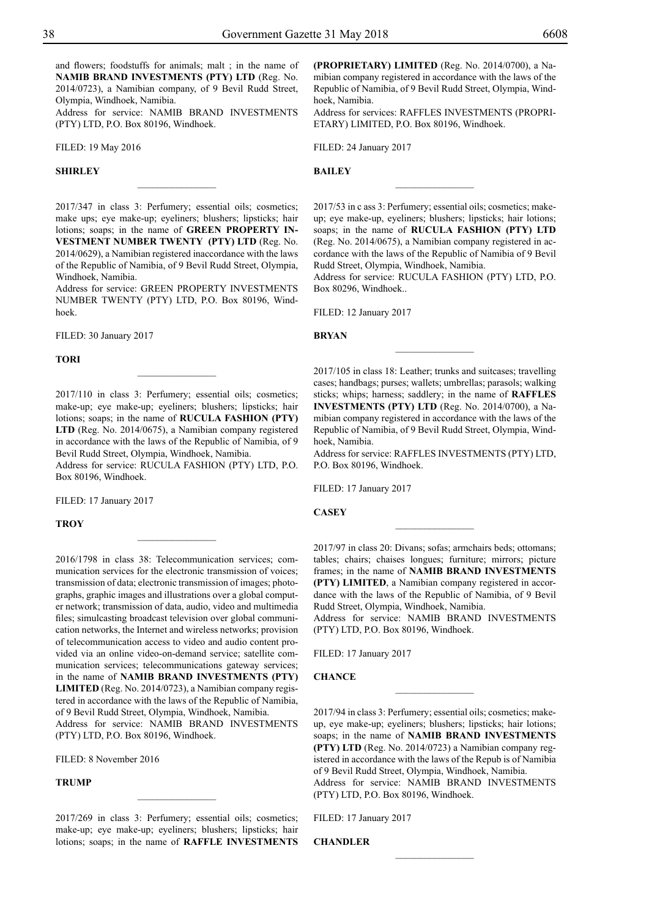and flowers; foodstuffs for animals; malt ; in the name of **NAMIB BRAND INVESTMENTS (PTY) LTD** (Reg. No. 2014/0723), a Namibian company, of 9 Bevil Rudd Street, Olympia, Windhoek, Namibia.

Address for service: NAMIB BRAND INVESTMENTS (PTY) LTD, P.O. Box 80196, Windhoek.

FILED: 19 May 2016

**SHIRLEY**

---

2017/347 in class 3: Perfumery; essential oils; cosmetics; make ups; eye make-up; eyeliners; blushers; lipsticks; hair lotions; soaps; in the name of **GREEN PROPERTY INVESTMENT NUMBER TWENTY (PTY) LTD** (Reg. No. 2014/0629), a Namibian registered inaccordance with the laws of the Republic of Namibia, of 9 Bevil Rudd Street, Olympia, Windhoek, Namibia.

Address for service: GREEN PROPERTY INVESTMENTS NUMBER TWENTY (PTY) LTD, P.O. Box 80196, Windhoek.

FILED: 30 January 2017

**TORI**

---

2017/110 in class 3: Perfumery; essential oils; cosmetics; make-up; eye make-up; eyeliners; blushers; lipsticks; hair lotions; soaps; in the name of **RUCULA FASHION (PTY) LTD** (Reg. No. 2014/0675), a Namibian company registered in accordance with the laws of the Republic of Namibia, of 9 Bevil Rudd Street, Olympia, Windhoek, Namibia.

Address for service: RUCULA FASHION (PTY) LTD, P.O. Box 80196, Windhoek.

FILED: 17 January 2017

**TROY**

---

2016/1798 in class 38: Telecommunication services; communication services for the electronic transmission of voices; transmission of data; electronic transmission of images; photographs, graphic images and illustrations over a global computer network; transmission of data, audio, video and multimedia files; simulcasting broadcast television over global communication networks, the Internet and wireless networks; provision of telecommunication access to video and audio content provided via an online video-on-demand service; satellite communication services; telecommunications gateway services; in the name of **NAMIB BRAND INVESTMENTS (PTY) LIMITED** (Reg. No. 2014/0723), a Namibian company registered in accordance with the laws of the Republic of Namibia, of 9 Bevil Rudd Street, Olympia, Windhoek, Namibia.

Address for service: NAMIB BRAND INVESTMENTS (PTY) LTD, P.O. Box 80196, Windhoek.

FILED: 8 November 2016

**TRUMP**

---

2017/269 in class 3: Perfumery; essential oils; cosmetics; make-up; eye make-up; eyeliners; blushers; lipsticks; hair lotions; soaps; in the name of **RAFFLE INVESTMENTS (PROPRIETARY) LIMITED** (Reg. No. 2014/0700), a Namibian company registered in accordance with the laws of the Republic of Namibia, of 9 Bevil Rudd Street, Olympia, Windhoek, Namibia.

Address for services: RAFFLES INVESTMENTS (PROPRIETARY) LIMITED, P.O. Box 80196, Windhoek.

FILED: 24 January 2017

**BAILEY**

---

2017/53 in c ass 3: Perfumery; essential oils; cosmetics; make-up; eye make-up, eyeliners; blushers; lipsticks; hair lotions; soaps; in the name of **RUCULA FASHION (PTY) LTD** (Reg. No. 2014/0675), a Namibian company registered in accordance with the laws of the Republic of Namibia of 9 Bevil Rudd Street, Olympia, Windhoek, Namibia.

Address for service: RUCULA FASHION (PTY) LTD, P.O. Box 80296, Windhoek..

FILED: 12 January 2017

**BRYAN**

---

2017/105 in class 18: Leather; trunks and suitcases; travelling cases; handbags; purses; wallets; umbrellas; parasols; walking sticks; whips; harness; saddlery; in the name of **RAFFLES INVESTMENTS (PTY) LTD** (Reg. No. 2014/0700), a Namibian company registered in accordance with the laws of the Republic of Namibia, of 9 Bevil Rudd Street, Olympia, Windhoek, Namibia.

Address for service: RAFFLES INVESTMENTS (PTY) LTD, P.O. Box 80196, Windhoek.

FILED: 17 January 2017

**CASEY**

---

2017/97 in class 20: Divans; sofas; armchairs beds; ottomans; tables; chairs; chaises longues; furniture; mirrors; picture frames; in the name of **NAMIB BRAND INVESTMENTS (PTY) LIMITED**, a Namibian company registered in accordance with the laws of the Republic of Namibia, of 9 Bevil Rudd Street, Olympia, Windhoek, Namibia.

Address for service: NAMIB BRAND INVESTMENTS (PTY) LTD, P.O. Box 80196, Windhoek.

FILED: 17 January 2017

**CHANCE**

---

2017/94 in class 3: Perfumery; essential oils; cosmetics; make-up, eye make-up; eyeliners; blushers; lipsticks; hair lotions; soaps; in the name of **NAMIB BRAND INVESTMENTS (PTY) LTD** (Reg. No. 2014/0723) a Namibian company registered in accordance with the laws of the Repub is of Namibia of 9 Bevil Rudd Street, Olympia, Windhoek, Namibia.

Address for service: NAMIB BRAND INVESTMENTS (PTY) LTD, P.O. Box 80196, Windhoek.

FILED: 17 January 2017

**CHANDLER**

---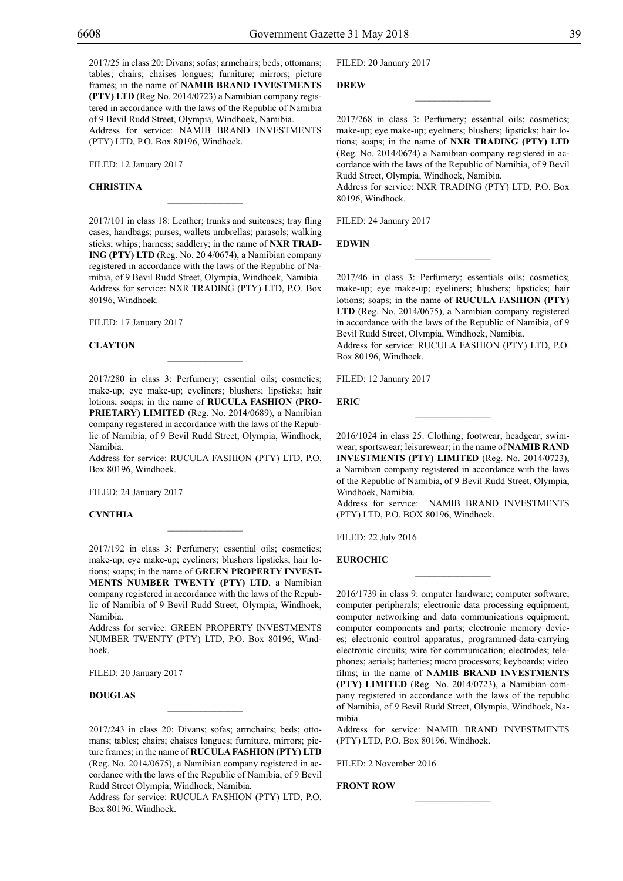2017/25 in class 20: Divans; sofas; armchairs; beds; ottomans; tables; chairs; chaises longues; furniture; mirrors; picture frames; in the name of **NAMIB BRAND INVESTMENTS (PTY) LTD** (Reg No. 2014/0723) a Namibian company registered in accordance with the laws of the Republic of Namibia of 9 Bevil Rudd Street, Olympia, Windhoek, Namibia.
Address for service: NAMIB BRAND INVESTMENTS (PTY) LTD, P.O. Box 80196, Windhoek.

FILED: 12 January 2017

**CHRISTINA**

________________

2017/101 in class 18: Leather; trunks and suitcases; tray fling cases; handbags; purses; wallets umbrellas; parasols; walking sticks; whips; harness; saddlery; in the name of **NXR TRADING (PTY) LTD** (Reg. No. 20 4/0674), a Namibian company registered in accordance with the laws of the Republic of Namibia, of 9 Bevil Rudd Street, Olympia, Windhoek, Namibia.
Address for service: NXR TRADING (PTY) LTD, P.O. Box 80196, Windhoek.

FILED: 17 January 2017

**CLAYTON**

________________

2017/280 in class 3: Perfumery; essential oils; cosmetics; make-up; eye make-up; eyeliners; blushers; lipsticks; hair lotions; soaps; in the name of **RUCULA FASHION (PROPRIETARY) LIMITED** (Reg. No. 2014/0689), a Namibian company registered in accordance with the laws of the Republic of Namibia, of 9 Bevil Rudd Street, Olympia, Windhoek, Namibia.
Address for service: RUCULA FASHION (PTY) LTD, P.O. Box 80196, Windhoek.

FILED: 24 January 2017

**CYNTHIA**

________________

2017/192 in class 3: Perfumery; essential oils; cosmetics; make-up; eye make-up; eyeliners; blushers lipsticks; hair lotions; soaps; in the name of **GREEN PROPERTY INVESTMENTS NUMBER TWENTY (PTY) LTD**, a Namibian company registered in accordance with the laws of the Republic of Namibia of 9 Bevil Rudd Street, Olympia, Windhoek, Namibia.
Address for service: GREEN PROPERTY INVESTMENTS NUMBER TWENTY (PTY) LTD, P.O. Box 80196, Windhoek.

FILED: 20 January 2017

**DOUGLAS**

________________

2017/243 in class 20: Divans; sofas; armchairs; beds; ottomans; tables; chairs; chaises longues; furniture, mirrors; picture frames; in the name of **RUCULA FASHION (PTY) LTD** (Reg. No. 2014/0675), a Namibian company registered in accordance with the laws of the Republic of Namibia, of 9 Bevil Rudd Street Olympia, Windhoek, Namibia.
Address for service: RUCULA FASHION (PTY) LTD, P.O. Box 80196, Windhoek.

FILED: 20 January 2017

**DREW**

________________

2017/268 in class 3: Perfumery; essential oils; cosmetics; make-up; eye make-up; eyeliners; blushers; lipsticks; hair lotions; soaps; in the name of **NXR TRADING (PTY) LTD** (Reg. No. 2014/0674) a Namibian company registered in accordance with the laws of the Republic of Namibia, of 9 Bevil Rudd Street, Olympia, Windhoek, Namibia.
Address for service: NXR TRADING (PTY) LTD, P.O. Box 80196, Windhoek.

FILED: 24 January 2017

**EDWIN**

________________

2017/46 in class 3: Perfumery; essentials oils; cosmetics; make-up; eye make-up; eyeliners; blushers; lipsticks; hair lotions; soaps; in the name of **RUCULA FASHION (PTY) LTD** (Reg. No. 2014/0675), a Namibian company registered in accordance with the laws of the Republic of Namibia, of 9 Bevil Rudd Street, Olympia, Windhoek, Namibia.
Address for service: RUCULA FASHION (PTY) LTD, P.O. Box 80196, Windhoek.

FILED: 12 January 2017

**ERIC**

________________

2016/1024 in class 25: Clothing; footwear; headgear; swimwear; sportswear; leisurewear; in the name of **NAMIB RAND INVESTMENTS (PTY) LIMITED** (Reg. No. 2014/0723), a Namibian company registered in accordance with the laws of the Republic of Namibia, of 9 Bevil Rudd Street, Olympia, Windhoek, Namibia.
Address for service: NAMIB BRAND INVESTMENTS (PTY) LTD, P.O. BOX 80196, Windhoek.

FILED: 22 July 2016

**EUROCHIC**

________________

2016/1739 in class 9: omputer hardware; computer software; computer peripherals; electronic data processing equipment; computer networking and data communications equipment; computer components and parts; electronic memory devices; electronic control apparatus; programmed-data-carrying electronic circuits; wire for communication; electrodes; telephones; aerials; batteries; micro processors; keyboards; video films; in the name of **NAMIB BRAND INVESTMENTS (PTY) LIMITED** (Reg. No. 2014/0723), a Namibian company registered in accordance with the laws of the republic of Namibia, of 9 Bevil Rudd Street, Olympia, Windhoek, Namibia.
Address for service: NAMIB BRAND INVESTMENTS (PTY) LTD, P.O. Box 80196, Windhoek.

FILED: 2 November 2016

**FRONT ROW**

________________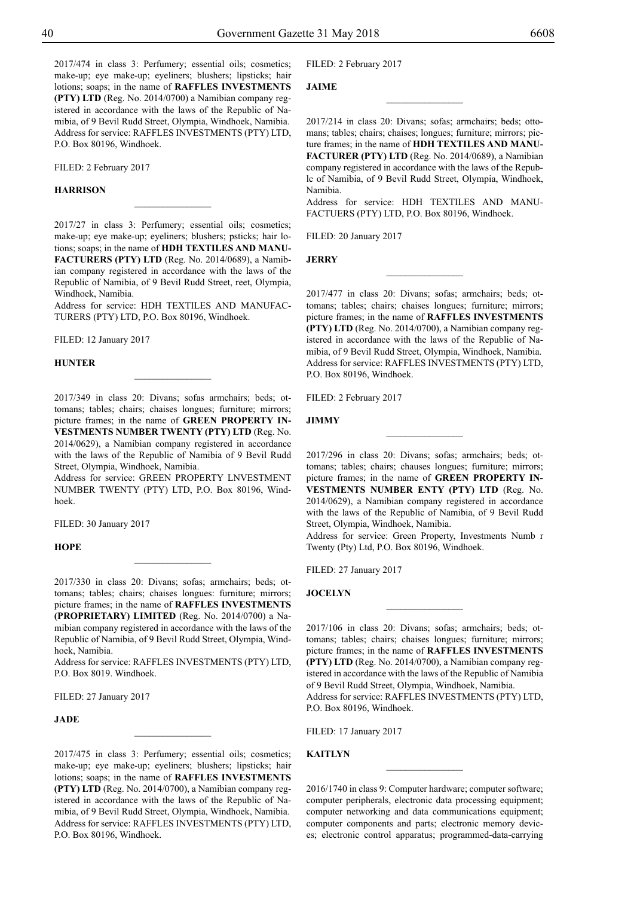2017/474 in class 3: Perfumery; essential oils; cosmetics; make-up; eye make-up; eyeliners; blushers; lipsticks; hair lotions; soaps; in the name of **RAFFLES INVESTMENTS (PTY) LTD** (Reg. No. 2014/0700) a Namibian company registered in accordance with the laws of the Republic of Namibia, of 9 Bevil Rudd Street, Olympia, Windhoek, Namibia. Address for service: RAFFLES INVESTMENTS (PTY) LTD, P.O. Box 80196, Windhoek.

FILED: 2 February 2017

**HARRISON**

________________

2017/27 in class 3: Perfumery; essential oils; cosmetics; make-up; eye make-up; eyeliners; blushers; psticks; hair lotions; soaps; in the name of **HDH TEXTILES AND MANUFACTURERS (PTY) LTD** (Reg. No. 2014/0689), a Namibian company registered in accordance with the laws of the Republic of Namibia, of 9 Bevil Rudd Street, reet, Olympia, Windhoek, Namibia.
Address for service: HDH TEXTILES AND MANUFACTURERS (PTY) LTD, P.O. Box 80196, Windhoek.

FILED: 12 January 2017

**HUNTER**

________________

2017/349 in class 20: Divans; sofas armchairs; beds; ottomans; tables; chairs; chaises longues; furniture; mirrors; picture frames; in the name of **GREEN PROPERTY INVESTMENTS NUMBER TWENTY (PTY) LTD** (Reg. No. 2014/0629), a Namibian company registered in accordance with the laws of the Republic of Namibia of 9 Bevil Rudd Street, Olympia, Windhoek, Namibia.
Address for service: GREEN PROPERTY LNVESTMENT NUMBER TWENTY (PTY) LTD, P.O. Box 80196, Windhoek.

FILED: 30 January 2017

**HOPE**

________________

2017/330 in class 20: Divans; sofas; armchairs; beds; ottomans; tables; chairs; chaises longues: furniture; mirrors; picture frames; in the name of **RAFFLES INVESTMENTS (PROPRIETARY) LIMITED** (Reg. No. 2014/0700) a Namibian company registered in accordance with the laws of the Republic of Namibia, of 9 Bevil Rudd Street, Olympia, Windhoek, Namibia.
Address for service: RAFFLES INVESTMENTS (PTY) LTD, P.O. Box 8019. Windhoek.

FILED: 27 January 2017

**JADE**

________________

2017/475 in class 3: Perfumery; essential oils; cosmetics; make-up; eye make-up; eyeliners; blushers; lipsticks; hair lotions; soaps; in the name of **RAFFLES INVESTMENTS (PTY) LTD** (Reg. No. 2014/0700), a Namibian company registered in accordance with the laws of the Republic of Namibia, of 9 Bevil Rudd Street, Olympia, Windhoek, Namibia. Address for service: RAFFLES INVESTMENTS (PTY) LTD, P.O. Box 80196, Windhoek.

FILED: 2 February 2017

**JAIME**

________________

2017/214 in class 20: Divans; sofas; armchairs; beds; ottomans; tables; chairs; chaises; longues; furniture; mirrors; picture frames; in the name of **HDH TEXTILES AND MANUFACTURER (PTY) LTD** (Reg. No. 2014/0689), a Namibian company registered in accordance with the laws of the Republc of Namibia, of 9 Bevil Rudd Street, Olympia, Windhoek, Namibia.
Address for service: HDH TEXTILES AND MANUFACTUERS (PTY) LTD, P.O. Box 80196, Windhoek.

FILED: 20 January 2017

**JERRY**

________________

2017/477 in class 20: Divans; sofas; armchairs; beds; ottomans; tables; chairs; chaises longues; furniture; mirrors; picture frames; in the name of **RAFFLES INVESTMENTS (PTY) LTD** (Reg. No. 2014/0700), a Namibian company registered in accordance with the laws of the Republic of Namibia, of 9 Bevil Rudd Street, Olympia, Windhoek, Namibia. Address for service: RAFFLES INVESTMENTS (PTY) LTD, P.O. Box 80196, Windhoek.

FILED: 2 February 2017

**JIMMY**

________________

2017/296 in class 20: Divans; sofas; armchairs; beds; ottomans; tables; chairs; chauses longues; furniture; mirrors; picture frames; in the name of **GREEN PROPERTY INVESTMENTS NUMBER ENTY (PTY) LTD** (Reg. No. 2014/0629), a Namibian company registered in accordance with the laws of the Republic of Namibia, of 9 Bevil Rudd Street, Olympia, Windhoek, Namibia.
Address for service: Green Property, Investments Numb r Twenty (Pty) Ltd, P.O. Box 80196, Windhoek.

FILED: 27 January 2017

**JOCELYN**

________________

2017/106 in class 20: Divans; sofas; armchairs; beds; ottomans; tables; chairs; chaises longues; furniture; mirrors; picture frames; in the name of **RAFFLES INVESTMENTS (PTY) LTD** (Reg. No. 2014/0700), a Namibian company registered in accordance with the laws of the Republic of Namibia of 9 Bevil Rudd Street, Olympia, Windhoek, Namibia.
Address for service: RAFFLES INVESTMENTS (PTY) LTD, P.O. Box 80196, Windhoek.

FILED: 17 January 2017

**KAITLYN**

________________

2016/1740 in class 9: Computer hardware; computer software; computer peripherals, electronic data processing equipment; computer networking and data communications equipment; computer components and parts; electronic memory devices; electronic control apparatus; programmed-data-carrying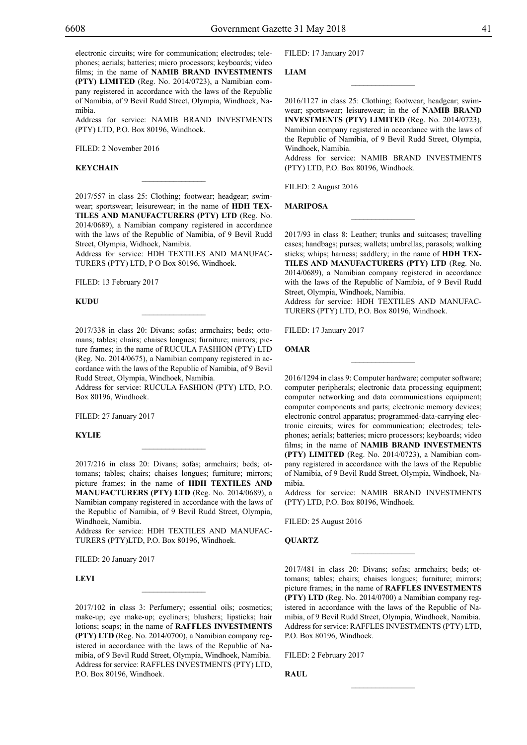electronic circuits; wire for communication; electrodes; telephones; aerials; batteries; micro processors; keyboards; video films; in the name of **NAMIB BRAND INVESTMENTS (PTY) LIMITED** (Reg. No. 2014/0723), a Namibian company registered in accordance with the laws of the Republic of Namibia, of 9 Bevil Rudd Street, Olympia, Windhoek, Namibia.
Address for service: NAMIB BRAND INVESTMENTS (PTY) LTD, P.O. Box 80196, Windhoek.

FILED: 2 November 2016

**KEYCHAIN**

________________

2017/557 in class 25: Clothing; footwear; headgear; swimwear; sportswear; leisurewear; in the name of **HDH TEXTILES AND MANUFACTURERS (PTY) LTD** (Reg. No. 2014/0689), a Namibian company registered in accordance with the laws of the Republic of Namibia, of 9 Bevil Rudd Street, Olympia, Widhoek, Namibia.
Address for service: HDH TEXTILES AND MANUFACTURERS (PTY) LTD, P O Box 80196, Windhoek.

FILED: 13 February 2017

**KUDU**

________________

2017/338 in class 20: Divans; sofas; armchairs; beds; ottomans; tables; chairs; chaises longues; furniture; mirrors; picture frames; in the name of RUCULA FASHION (PTY) LTD (Reg. No. 2014/0675), a Namibian company registered in accordance with the laws of the Republic of Namibia, of 9 Bevil Rudd Street, Olympia, Windhoek, Namibia.
Address for service: RUCULA FASHION (PTY) LTD, P.O. Box 80196, Windhoek.

FILED: 27 January 2017

**KYLIE**

________________

2017/216 in class 20: Divans; sofas; armchairs; beds; ottomans; tables; chairs; chaises longues; furniture; mirrors; picture frames; in the name of **HDH TEXTILES AND MANUFACTURERS (PTY) LTD** (Reg. No. 2014/0689), a Namibian company registered in accordance with the laws of the Republic of Namibia, of 9 Bevil Rudd Street, Olympia, Windhoek, Namibia.
Address for service: HDH TEXTILES AND MANUFACTURERS (PTY)LTD, P.O. Box 80196, Windhoek.

FILED: 20 January 2017

**LEVI**

________________

2017/102 in class 3: Perfumery; essential oils; cosmetics; make-up; eye make-up; eyeliners; blushers; lipsticks; hair lotions; soaps; in the name of **RAFFLES INVESTMENTS (PTY) LTD** (Reg. No. 2014/0700), a Namibian company registered in accordance with the laws of the Republic of Namibia, of 9 Bevil Rudd Street, Olympia, Windhoek, Namibia.
Address for service: RAFFLES INVESTMENTS (PTY) LTD, P.O. Box 80196, Windhoek.

FILED: 17 January 2017

**LIAM**

________________

2016/1127 in class 25: Clothing; footwear; headgear; swimwear; sportswear; leisurewear; in the of **NAMIB BRAND INVESTMENTS (PTY) LIMITED** (Reg. No. 2014/0723), Namibian company registered in accordance with the laws of the Republic of Namibia, of 9 Bevil Rudd Street, Olympia, Windhoek, Namibia.
Address for service: NAMIB BRAND INVESTMENTS (PTY) LTD, P.O. Box 80196, Windhoek.

FILED: 2 August 2016

**MARIPOSA**

________________

2017/93 in class 8: Leather; trunks and suitcases; travelling cases; handbags; purses; wallets; umbrellas; parasols; walking sticks; whips; harness; saddlery; in the name of **HDH TEXTILES AND MANUFACTURERS (PTY) LTD** (Reg. No. 2014/0689), a Namibian company registered in accordance with the laws of the Republic of Namibia, of 9 Bevil Rudd Street, Olympia, Windhoek, Namibia.
Address for service: HDH TEXTILES AND MANUFACTURERS (PTY) LTD, P.O. Box 80196, Windhoek.

FILED: 17 January 2017

**OMAR**

________________

2016/1294 in class 9: Computer hardware; computer software; computer peripherals; electronic data processing equipment; computer networking and data communications equipment; computer components and parts; electronic memory devices; electronic control apparatus; programmed-data-carrying electronic circuits; wires for communication; electrodes; telephones; aerials; batteries; micro processors; keyboards; video films; in the name of **NAMIB BRAND INVESTMENTS (PTY) LIMITED** (Reg. No. 2014/0723), a Namibian company registered in accordance with the laws of the Republic of Namibia, of 9 Bevil Rudd Street, Olympia, Windhoek, Namibia.
Address for service: NAMIB BRAND INVESTMENTS (PTY) LTD, P.O. Box 80196, Windhoek.

FILED: 25 August 2016

**QUARTZ**

________________

2017/481 in class 20: Divans; sofas; armchairs; beds; ottomans; tables; chairs; chaises longues; furniture; mirrors; picture frames; in the name of **RAFFLES INVESTMENTS (PTY) LTD** (Reg. No. 2014/0700) a Namibian company registered in accordance with the laws of the Republic of Namibia, of 9 Bevil Rudd Street, Olympia, Windhoek, Namibia.
Address for service: RAFFLES INVESTMENTS (PTY) LTD, P.O. Box 80196, Windhoek.

FILED: 2 February 2017

**RAUL**

________________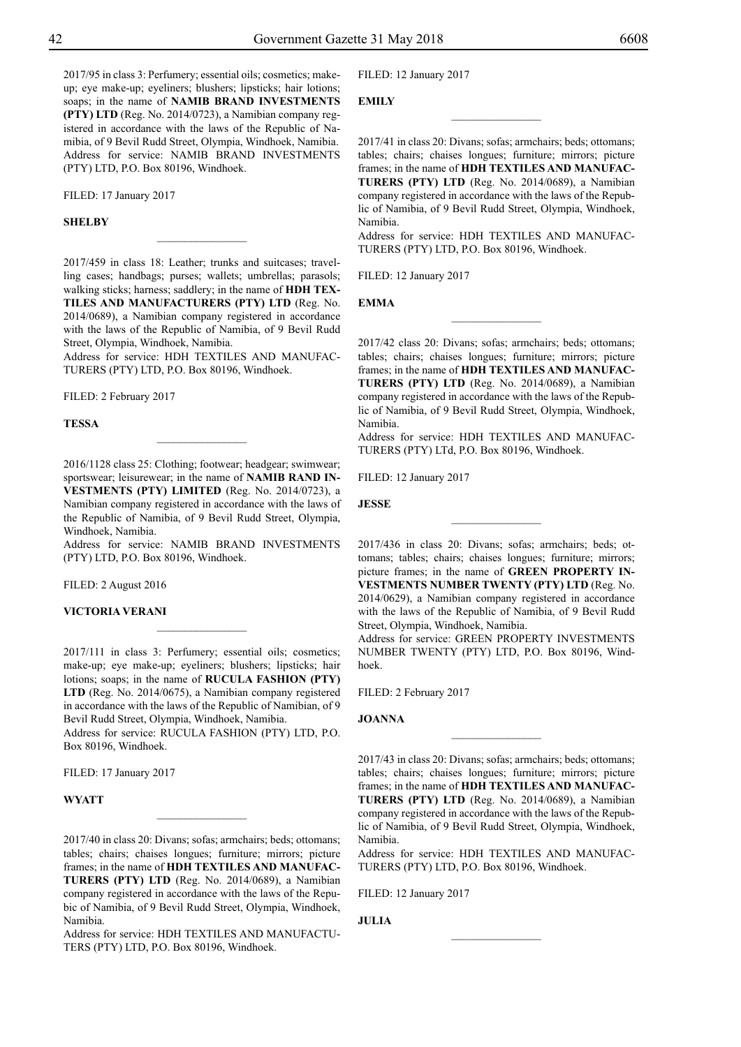2017/95 in class 3: Perfumery; essential oils; cosmetics; make-up; eye make-up; eyeliners; blushers; lipsticks; hair lotions; soaps; in the name of **NAMIB BRAND INVESTMENTS (PTY) LTD** (Reg. No. 2014/0723), a Namibian company registered in accordance with the laws of the Republic of Namibia, of 9 Bevil Rudd Street, Olympia, Windhoek, Namibia. Address for service: NAMIB BRAND INVESTMENTS (PTY) LTD, P.O. Box 80196, Windhoek.

FILED: 17 January 2017

**SHELBY**

---

2017/459 in class 18: Leather; trunks and suitcases; travelling cases; handbags; purses; wallets; umbrellas; parasols; walking sticks; harness; saddlery; in the name of **HDH TEXTILES AND MANUFACTURERS (PTY) LTD** (Reg. No. 2014/0689), a Namibian company registered in accordance with the laws of the Republic of Namibia, of 9 Bevil Rudd Street, Olympia, Windhoek, Namibia.
Address for service: HDH TEXTILES AND MANUFACTURERS (PTY) LTD, P.O. Box 80196, Windhoek.

FILED: 2 February 2017

**TESSA**

---

2016/1128 class 25: Clothing; footwear; headgear; swimwear; sportswear; leisurewear; in the name of **NAMIB RAND INVESTMENTS (PTY) LIMITED** (Reg. No. 2014/0723), a Namibian company registered in accordance with the laws of the Republic of Namibia, of 9 Bevil Rudd Street, Olympia, Windhoek, Namibia.
Address for service: NAMIB BRAND INVESTMENTS (PTY) LTD, P.O. Box 80196, Windhoek.

FILED: 2 August 2016

**VICTORIA VERANI**

---

2017/111 in class 3: Perfumery; essential oils; cosmetics; make-up; eye make-up; eyeliners; blushers; lipsticks; hair lotions; soaps; in the name of **RUCULA FASHION (PTY) LTD** (Reg. No. 2014/0675), a Namibian company registered in accordance with the laws of the Republic of Namibian, of 9 Bevil Rudd Street, Olympia, Windhoek, Namibia.
Address for service: RUCULA FASHION (PTY) LTD, P.O. Box 80196, Windhoek.

FILED: 17 January 2017

**WYATT**

---

2017/40 in class 20: Divans; sofas; armchairs; beds; ottomans; tables; chairs; chaises longues; furniture; mirrors; picture frames; in the name of **HDH TEXTILES AND MANUFACTURERS (PTY) LTD** (Reg. No. 2014/0689), a Namibian company registered in accordance with the laws of the Republic of Namibia, of 9 Bevil Rudd Street, Olympia, Windhoek, Namibia.
Address for service: HDH TEXTILES AND MANUFACTUTERS (PTY) LTD, P.O. Box 80196, Windhoek.

FILED: 12 January 2017

**EMILY**

---

2017/41 in class 20: Divans; sofas; armchairs; beds; ottomans; tables; chairs; chaises longues; furniture; mirrors; picture frames; in the name of **HDH TEXTILES AND MANUFACTURERS (PTY) LTD** (Reg. No. 2014/0689), a Namibian company registered in accordance with the laws of the Republic of Namibia, of 9 Bevil Rudd Street, Olympia, Windhoek, Namibia.
Address for service: HDH TEXTILES AND MANUFACTURERS (PTY) LTD, P.O. Box 80196, Windhoek.

FILED: 12 January 2017

**EMMA**

---

2017/42 class 20: Divans; sofas; armchairs; beds; ottomans; tables; chairs; chaises longues; furniture; mirrors; picture frames; in the name of **HDH TEXTILES AND MANUFACTURERS (PTY) LTD** (Reg. No. 2014/0689), a Namibian company registered in accordance with the laws of the Republic of Namibia, of 9 Bevil Rudd Street, Olympia, Windhoek, Namibia.
Address for service: HDH TEXTILES AND MANUFACTURERS (PTY) LTd, P.O. Box 80196, Windhoek.

FILED: 12 January 2017

**JESSE**

---

2017/436 in class 20: Divans; sofas; armchairs; beds; ottomans; tables; chairs; chaises longues; furniture; mirrors; picture frames; in the name of **GREEN PROPERTY INVESTMENTS NUMBER TWENTY (PTY) LTD** (Reg. No. 2014/0629), a Namibian company registered in accordance with the laws of the Republic of Namibia, of 9 Bevil Rudd Street, Olympia, Windhoek, Namibia.
Address for service: GREEN PROPERTY INVESTMENTS NUMBER TWENTY (PTY) LTD, P.O. Box 80196, Windhoek.

FILED: 2 February 2017

**JOANNA**

---

2017/43 in class 20: Divans; sofas; armchairs; beds; ottomans; tables; chairs; chaises longues; furniture; mirrors; picture frames; in the name of **HDH TEXTILES AND MANUFACTURERS (PTY) LTD** (Reg. No. 2014/0689), a Namibian company registered in accordance with the laws of the Republic of Namibia, of 9 Bevil Rudd Street, Olympia, Windhoek, Namibia.
Address for service: HDH TEXTILES AND MANUFACTURERS (PTY) LTD, P.O. Box 80196, Windhoek.

FILED: 12 January 2017

**JULIA**

---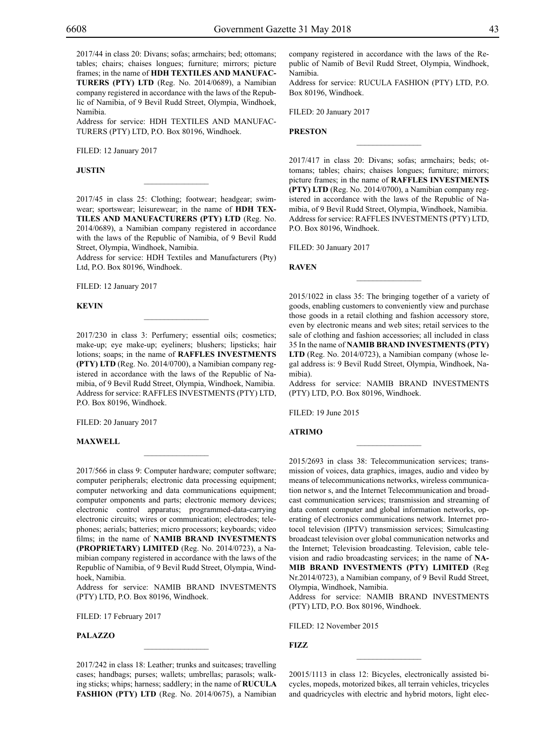2017/44 in class 20: Divans; sofas; armchairs; bed; ottomans; tables; chairs; chaises longues; furniture; mirrors; picture frames; in the name of **HDH TEXTILES AND MANUFACTURERS (PTY) LTD** (Reg. No. 2014/0689), a Namibian company registered in accordance with the laws of the Republic of Namibia, of 9 Bevil Rudd Street, Olympia, Windhoek, Namibia.
Address for service: HDH TEXTILES AND MANUFACTURERS (PTY) LTD, P.O. Box 80196, Windhoek.

FILED: 12 January 2017

**JUSTIN**

---

2017/45 in class 25: Clothing; footwear; headgear; swimwear; sportswear; leisurewear; in the name of **HDH TEXTILES AND MANUFACTURERS (PTY) LTD** (Reg. No. 2014/0689), a Namibian company registered in accordance with the laws of the Republic of Namibia, of 9 Bevil Rudd Street, Olympia, Windhoek, Namibia.
Address for service: HDH Textiles and Manufacturers (Pty) Ltd, P.O. Box 80196, Windhoek.

FILED: 12 January 2017

**KEVIN**

---

2017/230 in class 3: Perfumery; essential oils; cosmetics; make-up; eye make-up; eyeliners; blushers; lipsticks; hair lotions; soaps; in the name of **RAFFLES INVESTMENTS (PTY) LTD** (Reg. No. 2014/0700), a Namibian company registered in accordance with the laws of the Republic of Namibia, of 9 Bevil Rudd Street, Olympia, Windhoek, Namibia.
Address for service: RAFFLES INVESTMENTS (PTY) LTD, P.O. Box 80196, Windhoek.

FILED: 20 January 2017

**MAXWELL**

---

2017/566 in class 9: Computer hardware; computer software; computer peripherals; electronic data processing equipment; computer networking and data communications equipment; computer omponents and parts; electronic memory devices; electronic control apparatus; programmed-data-carrying electronic circuits; wires or communication; electrodes; telephones; aerials; batteries; micro processors; keyboards; video films; in the name of **NAMIB BRAND INVESTMENTS (PROPRIETARY) LIMITED** (Reg. No. 2014/0723), a Namibian company registered in accordance with the laws of the Republic of Namibia, of 9 Bevil Rudd Street, Olympia, Windhoek, Namibia.
Address for service: NAMIB BRAND INVESTMENTS (PTY) LTD, P.O. Box 80196, Windhoek.

FILED: 17 February 2017

**PALAZZO**

---

2017/242 in class 18: Leather; trunks and suitcases; travelling cases; handbags; purses; wallets; umbrellas; parasols; walking sticks; whips; harness; saddlery; in the name of **RUCULA FASHION (PTY) LTD** (Reg. No. 2014/0675), a Namibian company registered in accordance with the laws of the Republic of Namib of Bevil Rudd Street, Olympia, Windhoek, Namibia.
Address for service: RUCULA FASHION (PTY) LTD, P.O. Box 80196, Windhoek.

FILED: 20 January 2017

**PRESTON**

---

2017/417 in class 20: Divans; sofas; armchairs; beds; ottomans; tables; chairs; chaises longues; furniture; mirrors; picture frames; in the name of **RAFFLES INVESTMENTS (PTY) LTD** (Reg. No. 2014/0700), a Namibian company registered in accordance with the laws of the Republic of Namibia, of 9 Bevil Rudd Street, Olympia, Windhoek, Namibia.
Address for service: RAFFLES INVESTMENTS (PTY) LTD, P.O. Box 80196, Windhoek.

FILED: 30 January 2017

**RAVEN**

---

2015/1022 in class 35: The bringing together of a variety of goods, enabling customers to conveniently view and purchase those goods in a retail clothing and fashion accessory store, even by electronic means and web sites; retail services to the sale of clothing and fashion accessories; all included in class 35 In the name of **NAMIB BRAND INVESTMENTS (PTY) LTD** (Reg. No. 2014/0723), a Namibian company (whose legal address is: 9 Bevil Rudd Street, Olympia, Windhoek, Namibia).
Address for service: NAMIB BRAND INVESTMENTS (PTY) LTD, P.O. Box 80196, Windhoek.

FILED: 19 June 2015

**ATRIMO**

---

2015/2693 in class 38: Telecommunication services; transmission of voices, data graphics, images, audio and video by means of telecommunications networks, wireless communication networ s, and the Internet Telecommunication and broadcast communication services; transmission and streaming of data content computer and global information networks, operating of electronics communications network. Internet protocol television (IPTV) transmission services; Simulcasting broadcast television over global communication networks and the Internet; Television broadcasting. Television, cable television and radio broadcasting services; in the name of **NAMIB BRAND INVESTMENTS (PTY) LIMITED** (Reg Nr.2014/0723), a Namibian company, of 9 Bevil Rudd Street, Olympia, Windhoek, Namibia.
Address for service: NAMIB BRAND INVESTMENTS (PTY) LTD, P.O. Box 80196, Windhoek.

FILED: 12 November 2015

**FIZZ**

---

20015/1113 in class 12: Bicycles, electronically assisted bicycles, mopeds, motorized bikes, all terrain vehicles, tricycles and quadricycles with electric and hybrid motors, light elec-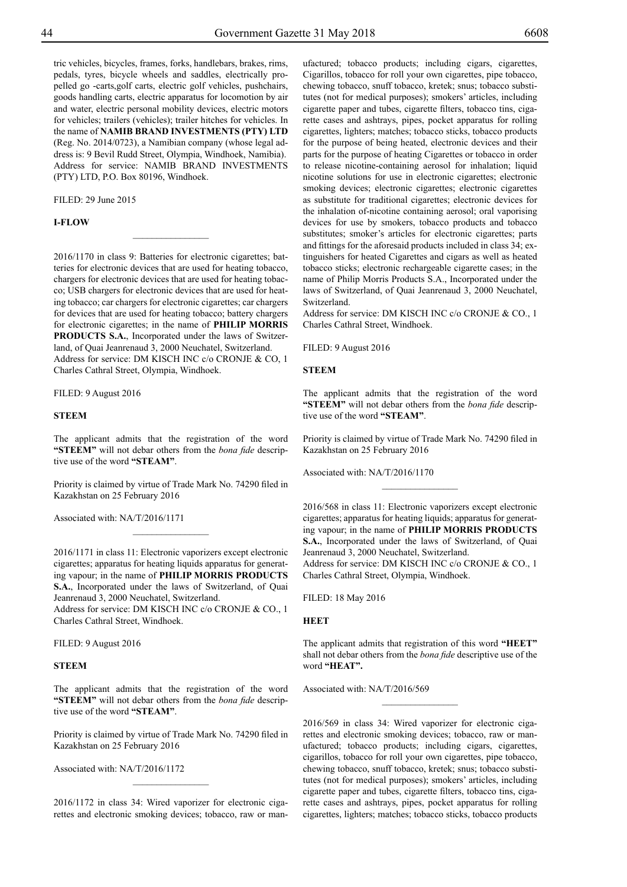tric vehicles, bicycles, frames, forks, handlebars, brakes, rims, pedals, tyres, bicycle wheels and saddles, electrically propelled go -carts,golf carts, electric golf vehicles, pushchairs, goods handling carts, electric apparatus for locomotion by air and water, electric personal mobility devices, electric motors for vehicles; trailers (vehicles); trailer hitches for vehicles. In the name of **NAMIB BRAND INVESTMENTS (PTY) LTD** (Reg. No. 2014/0723), a Namibian company (whose legal address is: 9 Bevil Rudd Street, Olympia, Windhoek, Namibia). Address for service: NAMIB BRAND INVESTMENTS (PTY) LTD, P.O. Box 80196, Windhoek.

FILED: 29 June 2015

**I-FLOW**

---

2016/1170 in class 9: Batteries for electronic cigarettes; batteries for electronic devices that are used for heating tobacco, chargers for electronic devices that are used for heating tobacco; USB chargers for electronic devices that are used for heating tobacco; car chargers for electronic cigarettes; car chargers for devices that are used for heating tobacco; battery chargers for electronic cigarettes; in the name of **PHILIP MORRIS PRODUCTS S.A.**, Incorporated under the laws of Switzerland, of Quai Jeanrenaud 3, 2000 Neuchatel, Switzerland.
Address for service: DM KISCH INC c/o CRONJE & CO, 1 Charles Cathral Street, Olympia, Windhoek.

FILED: 9 August 2016

**STEEM**

The applicant admits that the registration of the word **"STEEM"** will not debar others from the *bona fide* descriptive use of the word **"STEAM"**.

Priority is claimed by virtue of Trade Mark No. 74290 filed in Kazakhstan on 25 February 2016

Associated with: NA/T/2016/1171

---

2016/1171 in class 11: Electronic vaporizers except electronic cigarettes; apparatus for heating liquids apparatus for generating vapour; in the name of **PHILIP MORRIS PRODUCTS S.A.**, Incorporated under the laws of Switzerland, of Quai Jeanrenaud 3, 2000 Neuchatel, Switzerland.
Address for service: DM KISCH INC c/o CRONJE & CO., 1 Charles Cathral Street, Windhoek.

FILED: 9 August 2016

**STEEM**

The applicant admits that the registration of the word **"STEEM"** will not debar others from the *bona fide* descriptive use of the word **"STEAM"**.

Priority is claimed by virtue of Trade Mark No. 74290 filed in Kazakhstan on 25 February 2016

Associated with: NA/T/2016/1172

---

2016/1172 in class 34: Wired vaporizer for electronic cigarettes and electronic smoking devices; tobacco, raw or manufactured; tobacco products; including cigars, cigarettes, Cigarillos, tobacco for roll your own cigarettes, pipe tobacco, chewing tobacco, snuff tobacco, kretek; snus; tobacco substitutes (not for medical purposes); smokers' articles, including cigarette paper and tubes, cigarette filters, tobacco tins, cigarette cases and ashtrays, pipes, pocket apparatus for rolling cigarettes, lighters; matches; tobacco sticks, tobacco products for the purpose of being heated, electronic devices and their parts for the purpose of heating Cigarettes or tobacco in order to release nicotine-containing aerosol for inhalation; liquid nicotine solutions for use in electronic cigarettes; electronic smoking devices; electronic cigarettes; electronic cigarettes as substitute for traditional cigarettes; electronic devices for the inhalation of-nicotine containing aerosol; oral vaporising devices for use by smokers, tobacco products and tobacco substitutes; smoker's articles for electronic cigarettes; parts and fittings for the aforesaid products included in class 34; extinguishers for heated Cigarettes and cigars as well as heated tobacco sticks; electronic rechargeable cigarette cases; in the name of Philip Morris Products S.A., Incorporated under the laws of Switzerland, of Quai Jeanrenaud 3, 2000 Neuchatel, Switzerland.
Address for service: DM KISCH INC c/o CRONJE & CO., 1 Charles Cathral Street, Windhoek.

FILED: 9 August 2016

**STEEM**

The applicant admits that the registration of the word **"STEEM"** will not debar others from the *bona fide* descriptive use of the word **"STEAM"**.

Priority is claimed by virtue of Trade Mark No. 74290 filed in Kazakhstan on 25 February 2016

Associated with: NA/T/2016/1170

---

2016/568 in class 11: Electronic vaporizers except electronic cigarettes; apparatus for heating liquids; apparatus for generating vapour; in the name of **PHILIP MORRIS PRODUCTS S.A.**, Incorporated under the laws of Switzerland, of Quai Jeanrenaud 3, 2000 Neuchatel, Switzerland.
Address for service: DM KISCH INC c/o CRONJE & CO., 1 Charles Cathral Street, Olympia, Windhoek.

FILED: 18 May 2016

**HEET**

The applicant admits that registration of this word **"HEET"** shall not debar others from the *bona fide* descriptive use of the word **"HEAT".**

Associated with: NA/T/2016/569

---

2016/569 in class 34: Wired vaporizer for electronic cigarettes and electronic smoking devices; tobacco, raw or manufactured; tobacco products; including cigars, cigarettes, cigarillos, tobacco for roll your own cigarettes, pipe tobacco, chewing tobacco, snuff tobacco, kretek; snus; tobacco substitutes (not for medical purposes); smokers' articles, including cigarette paper and tubes, cigarette filters, tobacco tins, cigarette cases and ashtrays, pipes, pocket apparatus for rolling cigarettes, lighters; matches; tobacco sticks, tobacco products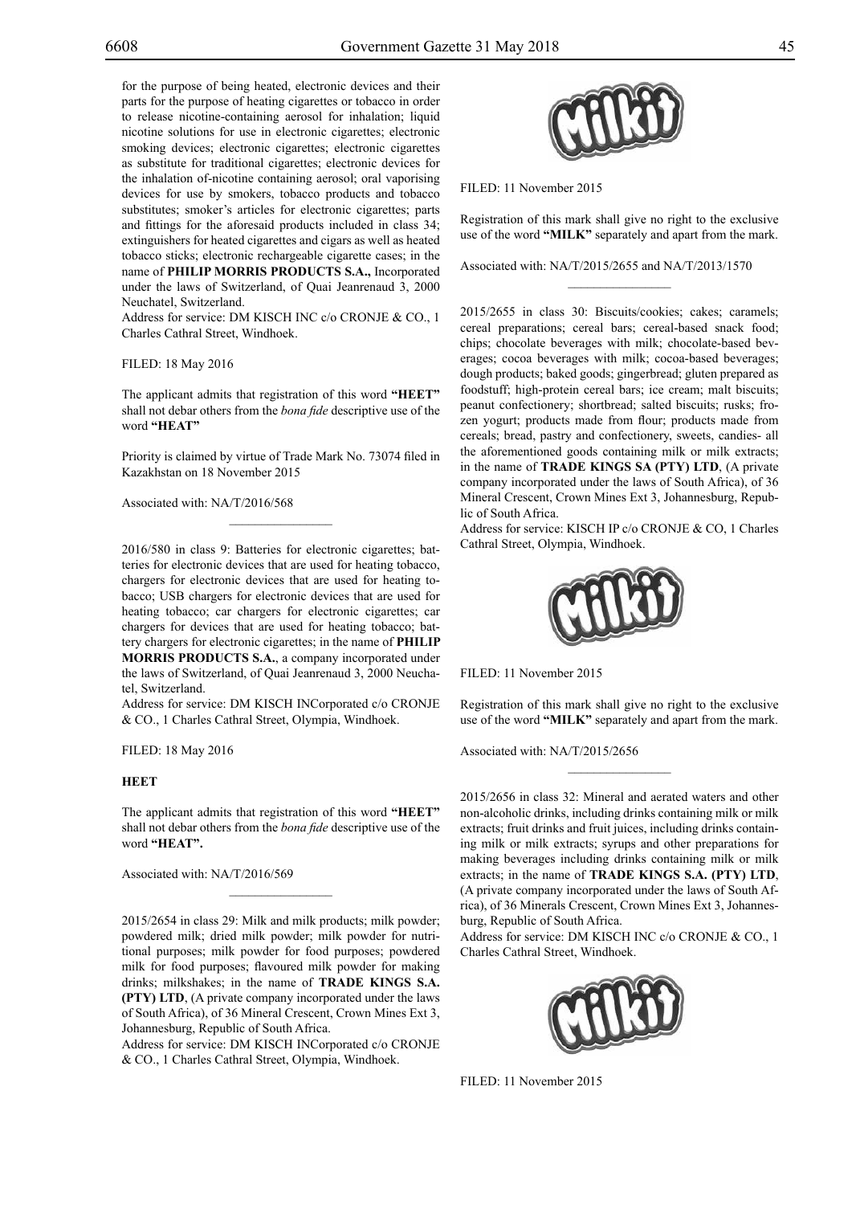for the purpose of being heated, electronic devices and their parts for the purpose of heating cigarettes or tobacco in order to release nicotine-containing aerosol for inhalation; liquid nicotine solutions for use in electronic cigarettes; electronic smoking devices; electronic cigarettes; electronic cigarettes as substitute for traditional cigarettes; electronic devices for the inhalation of-nicotine containing aerosol; oral vaporising devices for use by smokers, tobacco products and tobacco substitutes; smoker's articles for electronic cigarettes; parts and fittings for the aforesaid products included in class 34; extinguishers for heated cigarettes and cigars as well as heated tobacco sticks; electronic rechargeable cigarette cases; in the name of **PHILIP MORRIS PRODUCTS S.A.,** Incorporated under the laws of Switzerland, of Quai Jeanrenaud 3, 2000 Neuchatel, Switzerland.

Address for service: DM KISCH INC c/o CRONJE & CO., 1 Charles Cathral Street, Windhoek.

FILED: 18 May 2016

The applicant admits that registration of this word **"HEET"** shall not debar others from the *bona fide* descriptive use of the word **"HEAT"**

Priority is claimed by virtue of Trade Mark No. 73074 filed in Kazakhstan on 18 November 2015

Associated with: NA/T/2016/568

---

2016/580 in class 9: Batteries for electronic cigarettes; batteries for electronic devices that are used for heating tobacco, chargers for electronic devices that are used for heating tobacco; USB chargers for electronic devices that are used for heating tobacco; car chargers for electronic cigarettes; car chargers for devices that are used for heating tobacco; battery chargers for electronic cigarettes; in the name of **PHILIP MORRIS PRODUCTS S.A.**, a company incorporated under the laws of Switzerland, of Quai Jeanrenaud 3, 2000 Neuchatel, Switzerland.

Address for service: DM KISCH INCorporated c/o CRONJE & CO., 1 Charles Cathral Street, Olympia, Windhoek.

FILED: 18 May 2016

**HEET**

The applicant admits that registration of this word **"HEET"** shall not debar others from the *bona fide* descriptive use of the word **"HEAT".**

Associated with: NA/T/2016/569

---

2015/2654 in class 29: Milk and milk products; milk powder; powdered milk; dried milk powder; milk powder for nutritional purposes; milk powder for food purposes; powdered milk for food purposes; flavoured milk powder for making drinks; milkshakes; in the name of **TRADE KINGS S.A. (PTY) LTD**, (A private company incorporated under the laws of South Africa), of 36 Mineral Crescent, Crown Mines Ext 3, Johannesburg, Republic of South Africa.

Address for service: DM KISCH INCorporated c/o CRONJE & CO., 1 Charles Cathral Street, Olympia, Windhoek.

FILED: 11 November 2015

Registration of this mark shall give no right to the exclusive use of the word **"MILK"** separately and apart from the mark.

Associated with: NA/T/2015/2655 and NA/T/2013/1570

---

2015/2655 in class 30: Biscuits/cookies; cakes; caramels; cereal preparations; cereal bars; cereal-based snack food; chips; chocolate beverages with milk; chocolate-based beverages; cocoa beverages with milk; cocoa-based beverages; dough products; baked goods; gingerbread; gluten prepared as foodstuff; high-protein cereal bars; ice cream; malt biscuits; peanut confectionery; shortbread; salted biscuits; rusks; frozen yogurt; products made from flour; products made from cereals; bread, pastry and confectionery, sweets, candies- all the aforementioned goods containing milk or milk extracts; in the name of **TRADE KINGS SA (PTY) LTD**, (A private company incorporated under the laws of South Africa), of 36 Mineral Crescent, Crown Mines Ext 3, Johannesburg, Republic of South Africa.

Address for service: KISCH IP c/o CRONJE & CO, 1 Charles Cathral Street, Olympia, Windhoek.

FILED: 11 November 2015

Registration of this mark shall give no right to the exclusive use of the word **"MILK"** separately and apart from the mark.

Associated with: NA/T/2015/2656

---

2015/2656 in class 32: Mineral and aerated waters and other non-alcoholic drinks, including drinks containing milk or milk extracts; fruit drinks and fruit juices, including drinks containing milk or milk extracts; syrups and other preparations for making beverages including drinks containing milk or milk extracts; in the name of **TRADE KINGS S.A. (PTY) LTD**, (A private company incorporated under the laws of South Africa), of 36 Minerals Crescent, Crown Mines Ext 3, Johannesburg, Republic of South Africa.

Address for service: DM KISCH INC c/o CRONJE & CO., 1 Charles Cathral Street, Windhoek.

FILED: 11 November 2015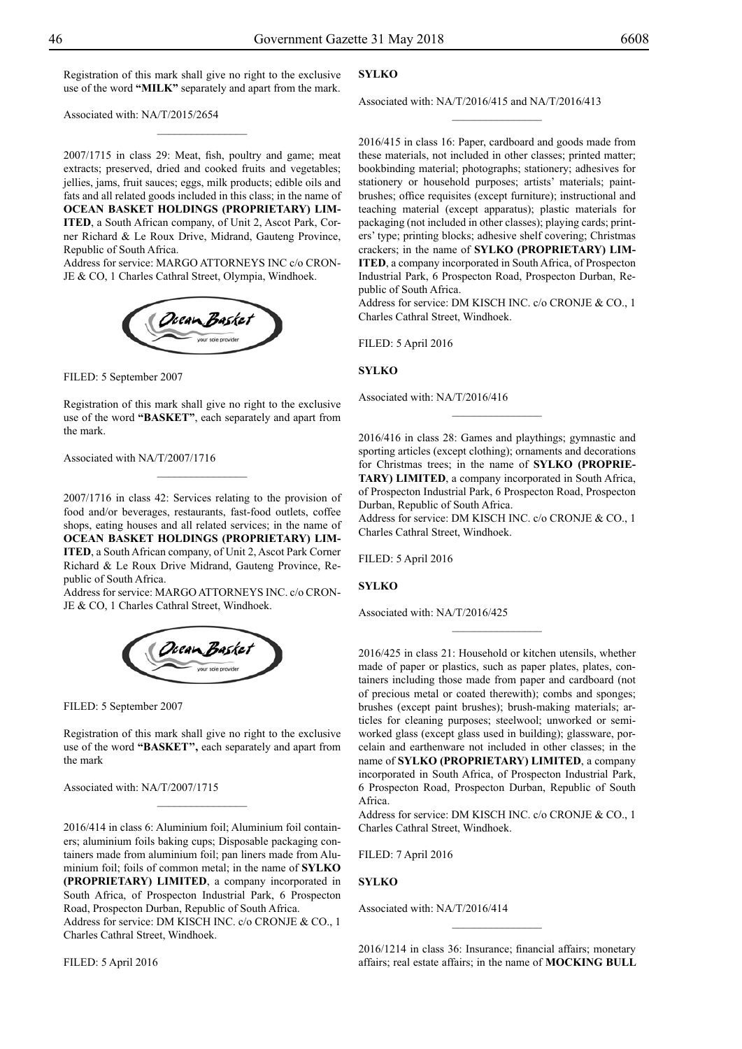Registration of this mark shall give no right to the exclusive use of the word **"MILK"** separately and apart from the mark.

Associated with: NA/T/2015/2654

---

2007/1715 in class 29: Meat, fish, poultry and game; meat extracts; preserved, dried and cooked fruits and vegetables; jellies, jams, fruit sauces; eggs, milk products; edible oils and fats and all related goods included in this class; in the name of **OCEAN BASKET HOLDINGS (PROPRIETARY) LIMITED**, a South African company, of Unit 2, Ascot Park, Corner Richard & Le Roux Drive, Midrand, Gauteng Province, Republic of South Africa.

Address for service: MARGO ATTORNEYS INC c/o CRONJE & CO, 1 Charles Cathral Street, Olympia, Windhoek.

FILED: 5 September 2007

Registration of this mark shall give no right to the exclusive use of the word **"BASKET"**, each separately and apart from the mark.

Associated with NA/T/2007/1716

---

2007/1716 in class 42: Services relating to the provision of food and/or beverages, restaurants, fast-food outlets, coffee shops, eating houses and all related services; in the name of **OCEAN BASKET HOLDINGS (PROPRIETARY) LIMITED**, a South African company, of Unit 2, Ascot Park Corner Richard & Le Roux Drive Midrand, Gauteng Province, Republic of South Africa.

Address for service: MARGO ATTORNEYS INC. c/o CRONJE & CO, 1 Charles Cathral Street, Windhoek.

FILED: 5 September 2007

Registration of this mark shall give no right to the exclusive use of the word **"BASKET",** each separately and apart from the mark

Associated with: NA/T/2007/1715

---

2016/414 in class 6: Aluminium foil; Aluminium foil containers; aluminium foils baking cups; Disposable packaging containers made from aluminium foil; pan liners made from Aluminium foil; foils of common metal; in the name of **SYLKO (PROPRIETARY) LIMITED**, a company incorporated in South Africa, of Prospecton Industrial Park, 6 Prospecton Road, Prospecton Durban, Republic of South Africa.

Address for service: DM KISCH INC. c/o CRONJE & CO., 1 Charles Cathral Street, Windhoek.

FILED: 5 April 2016

**SYLKO**

Associated with: NA/T/2016/415 and NA/T/2016/413

---

2016/415 in class 16: Paper, cardboard and goods made from these materials, not included in other classes; printed matter; bookbinding material; photographs; stationery; adhesives for stationery or household purposes; artists' materials; paintbrushes; office requisites (except furniture); instructional and teaching material (except apparatus); plastic materials for packaging (not included in other classes); playing cards; printers' type; printing blocks; adhesive shelf covering; Christmas crackers; in the name of **SYLKO (PROPRIETARY) LIMITED**, a company incorporated in South Africa, of Prospecton Industrial Park, 6 Prospecton Road, Prospecton Durban, Republic of South Africa.

Address for service: DM KISCH INC. c/o CRONJE & CO., 1 Charles Cathral Street, Windhoek.

FILED: 5 April 2016

**SYLKO**

Associated with: NA/T/2016/416

---

2016/416 in class 28: Games and playthings; gymnastic and sporting articles (except clothing); ornaments and decorations for Christmas trees; in the name of **SYLKO (PROPRIETARY) LIMITED**, a company incorporated in South Africa, of Prospecton Industrial Park, 6 Prospecton Road, Prospecton Durban, Republic of South Africa.

Address for service: DM KISCH INC. c/o CRONJE & CO., 1 Charles Cathral Street, Windhoek.

FILED: 5 April 2016

**SYLKO**

Associated with: NA/T/2016/425

---

2016/425 in class 21: Household or kitchen utensils, whether made of paper or plastics, such as paper plates, plates, containers including those made from paper and cardboard (not of precious metal or coated therewith); combs and sponges; brushes (except paint brushes); brush-making materials; articles for cleaning purposes; steelwool; unworked or semi-worked glass (except glass used in building); glassware, porcelain and earthenware not included in other classes; in the name of **SYLKO (PROPRIETARY) LIMITED**, a company incorporated in South Africa, of Prospecton Industrial Park, 6 Prospecton Road, Prospecton Durban, Republic of South Africa.

Address for service: DM KISCH INC. c/o CRONJE & CO., 1 Charles Cathral Street, Windhoek.

FILED: 7 April 2016

**SYLKO**

Associated with: NA/T/2016/414

---

2016/1214 in class 36: Insurance; financial affairs; monetary affairs; real estate affairs; in the name of **MOCKING BULL**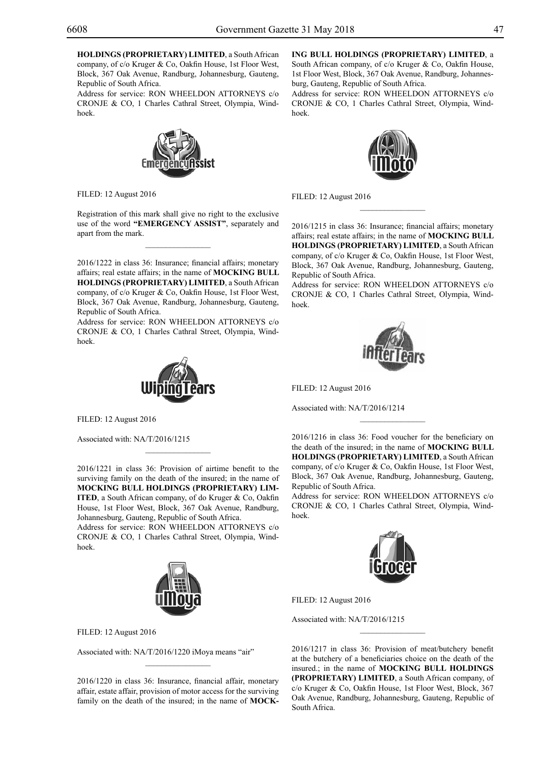**HOLDINGS (PROPRIETARY) LIMITED**, a South African company, of c/o Kruger & Co, Oakfin House, 1st Floor West, Block, 367 Oak Avenue, Randburg, Johannesburg, Gauteng, Republic of South Africa.

Address for service: RON WHEELDON ATTORNEYS c/o CRONJE & CO, 1 Charles Cathral Street, Olympia, Windhoek.

FILED: 12 August 2016

Registration of this mark shall give no right to the exclusive use of the word **"EMERGENCY ASSIST"**, separately and apart from the mark.

---

2016/1222 in class 36: Insurance; financial affairs; monetary affairs; real estate affairs; in the name of **MOCKING BULL HOLDINGS (PROPRIETARY) LIMITED**, a South African company, of c/o Kruger & Co, Oakfin House, 1st Floor West, Block, 367 Oak Avenue, Randburg, Johannesburg, Gauteng, Republic of South Africa.

Address for service: RON WHEELDON ATTORNEYS c/o CRONJE & CO, 1 Charles Cathral Street, Olympia, Windhoek.

FILED: 12 August 2016

Associated with: NA/T/2016/1215

---

2016/1221 in class 36: Provision of airtime benefit to the surviving family on the death of the insured; in the name of **MOCKING BULL HOLDINGS (PROPRIETARY) LIMITED**, a South African company, of do Kruger & Co, Oakfin House, 1st Floor West, Block, 367 Oak Avenue, Randburg, Johannesburg, Gauteng, Republic of South Africa.

Address for service: RON WHEELDON ATTORNEYS c/o CRONJE & CO, 1 Charles Cathral Street, Olympia, Windhoek.

FILED: 12 August 2016

Associated with: NA/T/2016/1220 iMoya means "air"

---

2016/1220 in class 36: Insurance, financial affair, monetary affair, estate affair, provision of motor access for the surviving family on the death of the insured; in the name of **MOCKING BULL HOLDINGS (PROPRIETARY) LIMITED**, a South African company, of c/o Kruger & Co, Oakfin House, 1st Floor West, Block, 367 Oak Avenue, Randburg, Johannesburg, Gauteng, Republic of South Africa.

Address for service: RON WHEELDON ATTORNEYS c/o CRONJE & CO, 1 Charles Cathral Street, Olympia, Windhoek.

FILED: 12 August 2016

---

2016/1215 in class 36: Insurance; financial affairs; monetary affairs; real estate affairs; in the name of **MOCKING BULL HOLDINGS (PROPRIETARY) LIMITED**, a South African company, of c/o Kruger & Co, Oakfin House, 1st Floor West, Block, 367 Oak Avenue, Randburg, Johannesburg, Gauteng, Republic of South Africa.

Address for service: RON WHEELDON ATTORNEYS c/o CRONJE & CO, 1 Charles Cathral Street, Olympia, Windhoek.

FILED: 12 August 2016

Associated with: NA/T/2016/1214

---

2016/1216 in class 36: Food voucher for the beneficiary on the death of the insured; in the name of **MOCKING BULL HOLDINGS (PROPRIETARY) LIMITED**, a South African company, of c/o Kruger & Co, Oakfin House, 1st Floor West, Block, 367 Oak Avenue, Randburg, Johannesburg, Gauteng, Republic of South Africa.

Address for service: RON WHEELDON ATTORNEYS c/o CRONJE & CO, 1 Charles Cathral Street, Olympia, Windhoek.

FILED: 12 August 2016

Associated with: NA/T/2016/1215

---

2016/1217 in class 36: Provision of meat/butchery benefit at the butchery of a beneficiaries choice on the death of the insured.; in the name of **MOCKING BULL HOLDINGS (PROPRIETARY) LIMITED**, a South African company, of c/o Kruger & Co, Oakfin House, 1st Floor West, Block, 367 Oak Avenue, Randburg, Johannesburg, Gauteng, Republic of South Africa.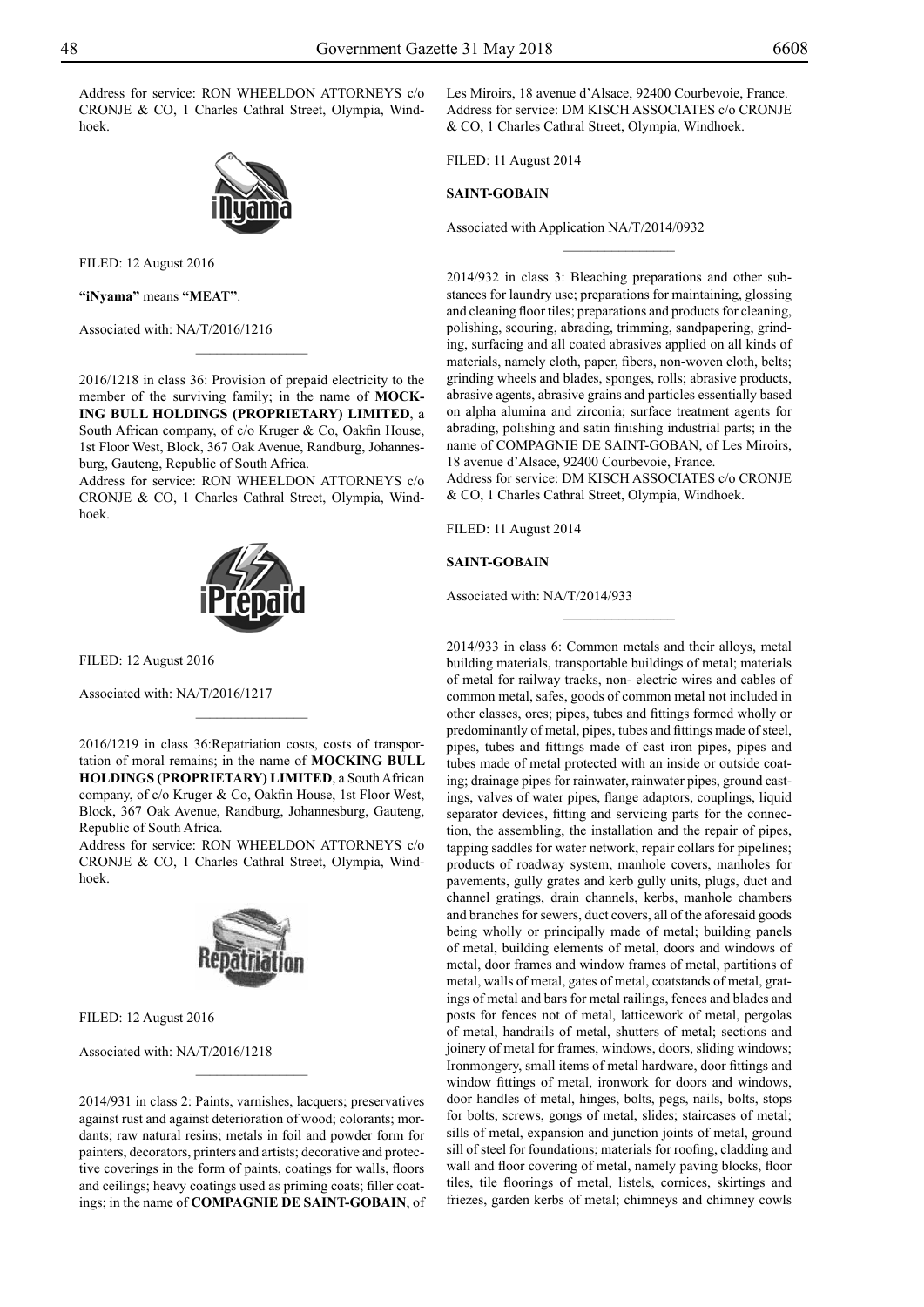Address for service: RON WHEELDON ATTORNEYS c/o CRONJE & CO, 1 Charles Cathral Street, Olympia, Windhoek.

FILED: 12 August 2016

**"iNyama"** means **"MEAT"**.

Associated with: NA/T/2016/1216

---

2016/1218 in class 36: Provision of prepaid electricity to the member of the surviving family; in the name of **MOCKING BULL HOLDINGS (PROPRIETARY) LIMITED**, a South African company, of c/o Kruger & Co, Oakfin House, 1st Floor West, Block, 367 Oak Avenue, Randburg, Johannesburg, Gauteng, Republic of South Africa.
Address for service: RON WHEELDON ATTORNEYS c/o CRONJE & CO, 1 Charles Cathral Street, Olympia, Windhoek.

FILED: 12 August 2016

Associated with: NA/T/2016/1217

---

2016/1219 in class 36:Repatriation costs, costs of transportation of moral remains; in the name of **MOCKING BULL HOLDINGS (PROPRIETARY) LIMITED**, a South African company, of c/o Kruger & Co, Oakfin House, 1st Floor West, Block, 367 Oak Avenue, Randburg, Johannesburg, Gauteng, Republic of South Africa.
Address for service: RON WHEELDON ATTORNEYS c/o CRONJE & CO, 1 Charles Cathral Street, Olympia, Windhoek.

FILED: 12 August 2016

Associated with: NA/T/2016/1218

---

2014/931 in class 2: Paints, varnishes, lacquers; preservatives against rust and against deterioration of wood; colorants; mordants; raw natural resins; metals in foil and powder form for painters, decorators, printers and artists; decorative and protective coverings in the form of paints, coatings for walls, floors and ceilings; heavy coatings used as priming coats; filler coatings; in the name of **COMPAGNIE DE SAINT-GOBAIN**, of Les Miroirs, 18 avenue d'Alsace, 92400 Courbevoie, France.
Address for service: DM KISCH ASSOCIATES c/o CRONJE & CO, 1 Charles Cathral Street, Olympia, Windhoek.

FILED: 11 August 2014

**SAINT-GOBAIN**

Associated with Application NA/T/2014/0932

---

2014/932 in class 3: Bleaching preparations and other substances for laundry use; preparations for maintaining, glossing and cleaning floor tiles; preparations and products for cleaning, polishing, scouring, abrading, trimming, sandpapering, grinding, surfacing and all coated abrasives applied on all kinds of materials, namely cloth, paper, fibers, non-woven cloth, belts; grinding wheels and blades, sponges, rolls; abrasive products, abrasive agents, abrasive grains and particles essentially based on alpha alumina and zirconia; surface treatment agents for abrading, polishing and satin finishing industrial parts; in the name of COMPAGNIE DE SAINT-GOBAN, of Les Miroirs, 18 avenue d'Alsace, 92400 Courbevoie, France.
Address for service: DM KISCH ASSOCIATES c/o CRONJE & CO, 1 Charles Cathral Street, Olympia, Windhoek.

FILED: 11 August 2014

**SAINT-GOBAIN**

Associated with: NA/T/2014/933

---

2014/933 in class 6: Common metals and their alloys, metal building materials, transportable buildings of metal; materials of metal for railway tracks, non- electric wires and cables of common metal, safes, goods of common metal not included in other classes, ores; pipes, tubes and fittings formed wholly or predominantly of metal, pipes, tubes and fittings made of steel, pipes, tubes and fittings made of cast iron pipes, pipes and tubes made of metal protected with an inside or outside coating; drainage pipes for rainwater, rainwater pipes, ground castings, valves of water pipes, flange adaptors, couplings, liquid separator devices, fitting and servicing parts for the connection, the assembling, the installation and the repair of pipes, tapping saddles for water network, repair collars for pipelines; products of roadway system, manhole covers, manholes for pavements, gully grates and kerb gully units, plugs, duct and channel gratings, drain channels, kerbs, manhole chambers and branches for sewers, duct covers, all of the aforesaid goods being wholly or principally made of metal; building panels of metal, building elements of metal, doors and windows of metal, door frames and window frames of metal, partitions of metal, walls of metal, gates of metal, coatstands of metal, gratings of metal and bars for metal railings, fences and blades and posts for fences not of metal, latticework of metal, pergolas of metal, handrails of metal, shutters of metal; sections and joinery of metal for frames, windows, doors, sliding windows; Ironmongery, small items of metal hardware, door fittings and window fittings of metal, ironwork for doors and windows, door handles of metal, hinges, bolts, pegs, nails, bolts, stops for bolts, screws, gongs of metal, slides; staircases of metal; sills of metal, expansion and junction joints of metal, ground sill of steel for foundations; materials for roofing, cladding and wall and floor covering of metal, namely paving blocks, floor tiles, tile floorings of metal, listels, cornices, skirtings and friezes, garden kerbs of metal; chimneys and chimney cowls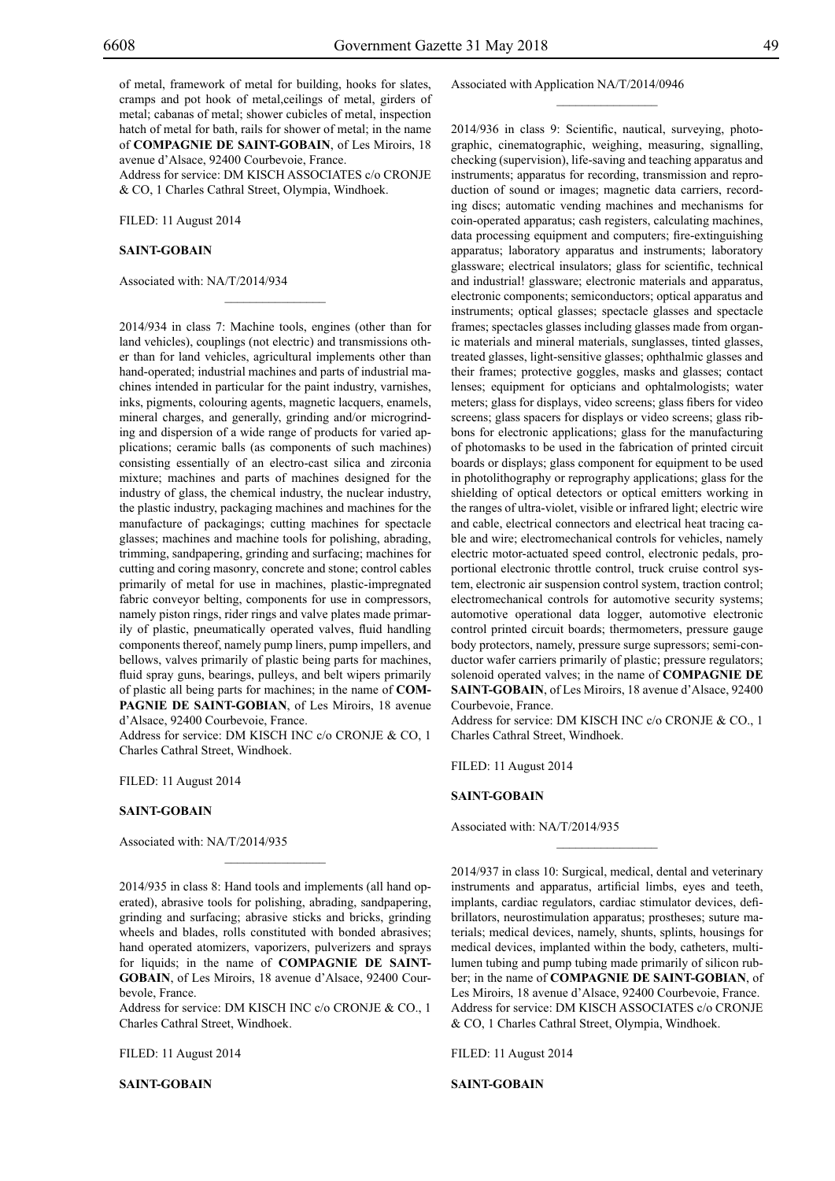of metal, framework of metal for building, hooks for slates, cramps and pot hook of metal,ceilings of metal, girders of metal; cabanas of metal; shower cubicles of metal, inspection hatch of metal for bath, rails for shower of metal; in the name of **COMPAGNIE DE SAINT-GOBAIN**, of Les Miroirs, 18 avenue d'Alsace, 92400 Courbevoie, France.
Address for service: DM KISCH ASSOCIATES c/o CRONJE & CO, 1 Charles Cathral Street, Olympia, Windhoek.

FILED: 11 August 2014

**SAINT-GOBAIN**

Associated with: NA/T/2014/934

________________

2014/934 in class 7: Machine tools, engines (other than for land vehicles), couplings (not electric) and transmissions other than for land vehicles, agricultural implements other than hand-operated; industrial machines and parts of industrial machines intended in particular for the paint industry, varnishes, inks, pigments, colouring agents, magnetic lacquers, enamels, mineral charges, and generally, grinding and/or microgrinding and dispersion of a wide range of products for varied applications; ceramic balls (as components of such machines) consisting essentially of an electro-cast silica and zirconia mixture; machines and parts of machines designed for the industry of glass, the chemical industry, the nuclear industry, the plastic industry, packaging machines and machines for the manufacture of packagings; cutting machines for spectacle glasses; machines and machine tools for polishing, abrading, trimming, sandpapering, grinding and surfacing; machines for cutting and coring masonry, concrete and stone; control cables primarily of metal for use in machines, plastic-impregnated fabric conveyor belting, components for use in compressors, namely piston rings, rider rings and valve plates made primarily of plastic, pneumatically operated valves, fluid handling components thereof, namely pump liners, pump impellers, and bellows, valves primarily of plastic being parts for machines, fluid spray guns, bearings, pulleys, and belt wipers primarily of plastic all being parts for machines; in the name of **COMPAGNIE DE SAINT-GOBIAN**, of Les Miroirs, 18 avenue d'Alsace, 92400 Courbevoie, France.
Address for service: DM KISCH INC c/o CRONJE & CO, 1 Charles Cathral Street, Windhoek.

FILED: 11 August 2014

**SAINT-GOBAIN**

Associated with: NA/T/2014/935

________________

2014/935 in class 8: Hand tools and implements (all hand operated), abrasive tools for polishing, abrading, sandpapering, grinding and surfacing; abrasive sticks and bricks, grinding wheels and blades, rolls constituted with bonded abrasives; hand operated atomizers, vaporizers, pulverizers and sprays for liquids; in the name of **COMPAGNIE DE SAINT-GOBAIN**, of Les Miroirs, 18 avenue d'Alsace, 92400 Courbevole, France.
Address for service: DM KISCH INC c/o CRONJE & CO., 1 Charles Cathral Street, Windhoek.

FILED: 11 August 2014

**SAINT-GOBAIN**

Associated with Application NA/T/2014/0946

________________

2014/936 in class 9: Scientific, nautical, surveying, photographic, cinematographic, weighing, measuring, signalling, checking (supervision), life-saving and teaching apparatus and instruments; apparatus for recording, transmission and reproduction of sound or images; magnetic data carriers, recording discs; automatic vending machines and mechanisms for coin-operated apparatus; cash registers, calculating machines, data processing equipment and computers; fire-extinguishing apparatus; laboratory apparatus and instruments; laboratory glassware; electrical insulators; glass for scientific, technical and industrial! glassware; electronic materials and apparatus, electronic components; semiconductors; optical apparatus and instruments; optical glasses; spectacle glasses and spectacle frames; spectacles glasses including glasses made from organic materials and mineral materials, sunglasses, tinted glasses, treated glasses, light-sensitive glasses; ophthalmic glasses and their frames; protective goggles, masks and glasses; contact lenses; equipment for opticians and ophtalmologists; water meters; glass for displays, video screens; glass fibers for video screens; glass spacers for displays or video screens; glass ribbons for electronic applications; glass for the manufacturing of photomasks to be used in the fabrication of printed circuit boards or displays; glass component for equipment to be used in photolithography or reprography applications; glass for the shielding of optical detectors or optical emitters working in the ranges of ultra-violet, visible or infrared light; electric wire and cable, electrical connectors and electrical heat tracing cable and wire; electromechanical controls for vehicles, namely electric motor-actuated speed control, electronic pedals, proportional electronic throttle control, truck cruise control system, electronic air suspension control system, traction control; electromechanical controls for automotive security systems; automotive operational data logger, automotive electronic control printed circuit boards; thermometers, pressure gauge body protectors, namely, pressure surge supressors; semi-conductor wafer carriers primarily of plastic; pressure regulators; solenoid operated valves; in the name of **COMPAGNIE DE SAINT-GOBAIN**, of Les Miroirs, 18 avenue d'Alsace, 92400 Courbevoie, France.
Address for service: DM KISCH INC c/o CRONJE & CO., 1 Charles Cathral Street, Windhoek.

FILED: 11 August 2014

**SAINT-GOBAIN**

Associated with: NA/T/2014/935

________________

2014/937 in class 10: Surgical, medical, dental and veterinary instruments and apparatus, artificial limbs, eyes and teeth, implants, cardiac regulators, cardiac stimulator devices, defibrillators, neurostimulation apparatus; prostheses; suture materials; medical devices, namely, shunts, splints, housings for medical devices, implanted within the body, catheters, multilumen tubing and pump tubing made primarily of silicon rubber; in the name of **COMPAGNIE DE SAINT-GOBIAN**, of Les Miroirs, 18 avenue d'Alsace, 92400 Courbevoie, France.
Address for service: DM KISCH ASSOCIATES c/o CRONJE & CO, 1 Charles Cathral Street, Olympia, Windhoek.

FILED: 11 August 2014

**SAINT-GOBAIN**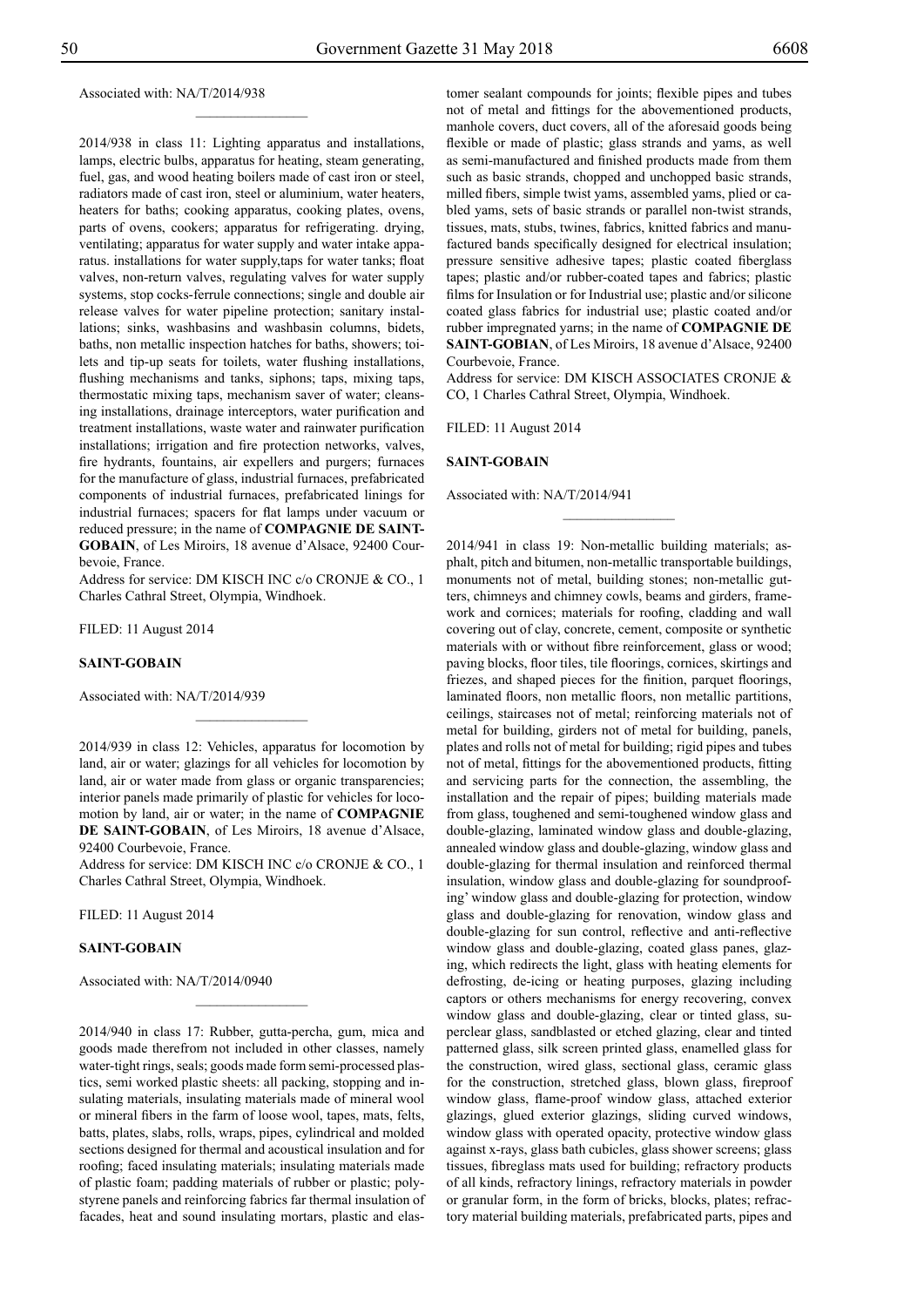Associated with: NA/T/2014/938

________________

2014/938 in class 11: Lighting apparatus and installations, lamps, electric bulbs, apparatus for heating, steam generating, fuel, gas, and wood heating boilers made of cast iron or steel, radiators made of cast iron, steel or aluminium, water heaters, heaters for baths; cooking apparatus, cooking plates, ovens, parts of ovens, cookers; apparatus for refrigerating. drying, ventilating; apparatus for water supply and water intake apparatus. installations for water supply,taps for water tanks; float valves, non-return valves, regulating valves for water supply systems, stop cocks-ferrule connections; single and double air release valves for water pipeline protection; sanitary installations; sinks, washbasins and washbasin columns, bidets, baths, non metallic inspection hatches for baths, showers; toilets and tip-up seats for toilets, water flushing installations, flushing mechanisms and tanks, siphons; taps, mixing taps, thermostatic mixing taps, mechanism saver of water; cleansing installations, drainage interceptors, water purification and treatment installations, waste water and rainwater purification installations; irrigation and fire protection networks, valves, fire hydrants, fountains, air expellers and purgers; furnaces for the manufacture of glass, industrial furnaces, prefabricated components of industrial furnaces, prefabricated linings for industrial furnaces; spacers for flat lamps under vacuum or reduced pressure; in the name of **COMPAGNIE DE SAINT-GOBAIN**, of Les Miroirs, 18 avenue d'Alsace, 92400 Courbevoie, France.

Address for service: DM KISCH INC c/o CRONJE & CO., 1 Charles Cathral Street, Olympia, Windhoek.

FILED: 11 August 2014

**SAINT-GOBAIN**

Associated with: NA/T/2014/939

________________

2014/939 in class 12: Vehicles, apparatus for locomotion by land, air or water; glazings for all vehicles for locomotion by land, air or water made from glass or organic transparencies; interior panels made primarily of plastic for vehicles for locomotion by land, air or water; in the name of **COMPAGNIE DE SAINT-GOBAIN**, of Les Miroirs, 18 avenue d'Alsace, 92400 Courbevoie, France.

Address for service: DM KISCH INC c/o CRONJE & CO., 1 Charles Cathral Street, Olympia, Windhoek.

FILED: 11 August 2014

**SAINT-GOBAIN**

Associated with: NA/T/2014/0940

________________

2014/940 in class 17: Rubber, gutta-percha, gum, mica and goods made therefrom not included in other classes, namely water-tight rings, seals; goods made form semi-processed plastics, semi worked plastic sheets: all packing, stopping and insulating materials, insulating materials made of mineral wool or mineral fibers in the farm of loose wool, tapes, mats, felts, batts, plates, slabs, rolls, wraps, pipes, cylindrical and molded sections designed for thermal and acoustical insulation and for roofing; faced insulating materials; insulating materials made of plastic foam; padding materials of rubber or plastic; polystyrene panels and reinforcing fabrics far thermal insulation of facades, heat and sound insulating mortars, plastic and elastomer sealant compounds for joints; flexible pipes and tubes not of metal and fittings for the abovementioned products, manhole covers, duct covers, all of the aforesaid goods being flexible or made of plastic; glass strands and yams, as well as semi-manufactured and finished products made from them such as basic strands, chopped and unchopped basic strands, milled fibers, simple twist yams, assembled yams, plied or cabled yams, sets of basic strands or parallel non-twist strands, tissues, mats, stubs, twines, fabrics, knitted fabrics and manufactured bands specifically designed for electrical insulation; pressure sensitive adhesive tapes; plastic coated fiberglass tapes; plastic and/or rubber-coated tapes and fabrics; plastic films for Insulation or for Industrial use; plastic and/or silicone coated glass fabrics for industrial use; plastic coated and/or rubber impregnated yarns; in the name of **COMPAGNIE DE SAINT-GOBIAN**, of Les Miroirs, 18 avenue d'Alsace, 92400 Courbevoie, France.

Address for service: DM KISCH ASSOCIATES CRONJE & CO, 1 Charles Cathral Street, Olympia, Windhoek.

FILED: 11 August 2014

**SAINT-GOBAIN**

Associated with: NA/T/2014/941

________________

2014/941 in class 19: Non-metallic building materials; asphalt, pitch and bitumen, non-metallic transportable buildings, monuments not of metal, building stones; non-metallic gutters, chimneys and chimney cowls, beams and girders, framework and cornices; materials for roofing, cladding and wall covering out of clay, concrete, cement, composite or synthetic materials with or without fibre reinforcement, glass or wood; paving blocks, floor tiles, tile floorings, cornices, skirtings and friezes, and shaped pieces for the finition, parquet floorings, laminated floors, non metallic floors, non metallic partitions, ceilings, staircases not of metal; reinforcing materials not of metal for building, girders not of metal for building, panels, plates and rolls not of metal for building; rigid pipes and tubes not of metal, fittings for the abovementioned products, fitting and servicing parts for the connection, the assembling, the installation and the repair of pipes; building materials made from glass, toughened and semi-toughened window glass and double-glazing, laminated window glass and double-glazing, annealed window glass and double-glazing, window glass and double-glazing for thermal insulation and reinforced thermal insulation, window glass and double-glazing for soundproofing' window glass and double-glazing for protection, window glass and double-glazing for renovation, window glass and double-glazing for sun control, reflective and anti-reflective window glass and double-glazing, coated glass panes, glazing, which redirects the light, glass with heating elements for defrosting, de-icing or heating purposes, glazing including captors or others mechanisms for energy recovering, convex window glass and double-glazing, clear or tinted glass, superclear glass, sandblasted or etched glazing, clear and tinted patterned glass, silk screen printed glass, enamelled glass for the construction, wired glass, sectional glass, ceramic glass for the construction, stretched glass, blown glass, fireproof window glass, flame-proof window glass, attached exterior glazings, glued exterior glazings, sliding curved windows, window glass with operated opacity, protective window glass against x-rays, glass bath cubicles, glass shower screens; glass tissues, fibreglass mats used for building; refractory products of all kinds, refractory linings, refractory materials in powder or granular form, in the form of bricks, blocks, plates; refractory material building materials, prefabricated parts, pipes and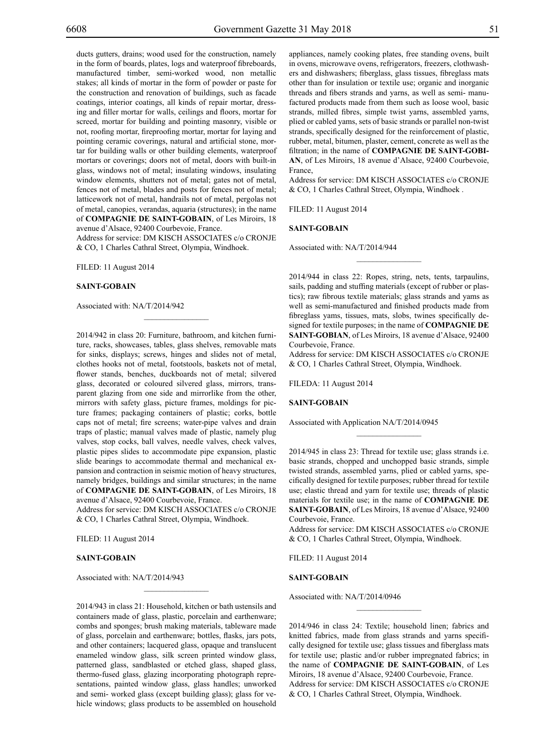ducts gutters, drains; wood used for the construction, namely in the form of boards, plates, logs and waterproof fibreboards, manufactured timber, semi-worked wood, non metallic stakes; all kinds of mortar in the form of powder or paste for the construction and renovation of buildings, such as facade coatings, interior coatings, all kinds of repair mortar, dressing and filler mortar for walls, ceilings and floors, mortar for screed, mortar for building and pointing masonry, visible or not, roofing mortar, fireproofing mortar, mortar for laying and pointing ceramic coverings, natural and artificial stone, mortar for building walls or other building elements, waterproof mortars or coverings; doors not of metal, doors with built-in glass, windows not of metal; insulating windows, insulating window elements, shutters not of metal; gates not of metal, fences not of metal, blades and posts for fences not of metal; latticework not of metal, handrails not of metal, pergolas not of metal, canopies, verandas, aquaria (structures); in the name of **COMPAGNIE DE SAINT-GOBAIN**, of Les Miroirs, 18 avenue d'Alsace, 92400 Courbevoie, France.
Address for service: DM KISCH ASSOCIATES c/o CRONJE & CO, 1 Charles Cathral Street, Olympia, Windhoek.

FILED: 11 August 2014

**SAINT-GOBAIN**

Associated with: NA/T/2014/942

---

2014/942 in class 20: Furniture, bathroom, and kitchen furniture, racks, showcases, tables, glass shelves, removable mats for sinks, displays; screws, hinges and slides not of metal, clothes hooks not of metal, footstools, baskets not of metal, flower stands, benches, duckboards not of metal; silvered glass, decorated or coloured silvered glass, mirrors, transparent glazing from one side and mirrorlike from the other, mirrors with safety glass, picture frames, moldings for picture frames; packaging containers of plastic; corks, bottle caps not of metal; fire screens; water-pipe valves and drain traps of plastic; manual valves made of plastic, namely plug valves, stop cocks, ball valves, needle valves, check valves, plastic pipes slides to accommodate pipe expansion, plastic slide bearings to accommodate thermal and mechanical expansion and contraction in seismic motion of heavy structures, namely bridges, buildings and similar structures; in the name of **COMPAGNIE DE SAINT-GOBAIN**, of Les Miroirs, 18 avenue d'Alsace, 92400 Courbevoie, France.
Address for service: DM KISCH ASSOCIATES c/o CRONJE & CO, 1 Charles Cathral Street, Olympia, Windhoek.

FILED: 11 August 2014

**SAINT-GOBAIN**

Associated with: NA/T/2014/943

---

2014/943 in class 21: Household, kitchen or bath ustensils and containers made of glass, plastic, porcelain and earthenware; combs and sponges; brush making materials, tableware made of glass, porcelain and earthenware; bottles, flasks, jars pots, and other containers; lacquered glass, opaque and translucent enameled window glass, silk screen printed window glass, patterned glass, sandblasted or etched glass, shaped glass, thermo-fused glass, glazing incorporating photograph representations, painted window glass, glass handles; unworked and semi- worked glass (except building glass); glass for vehicle windows; glass products to be assembled on household appliances, namely cooking plates, free standing ovens, built in ovens, microwave ovens, refrigerators, freezers, clothwashers and dishwashers; fiberglass, glass tissues, fibreglass mats other than for insulation or textile use; organic and inorganic threads and fibers strands and yarns, as well as semi- manufactured products made from them such as loose wool, basic strands, milled fibres, simple twist yarns, assembled yarns, plied or cabled yams, sets of basic strands or parallel non-twist strands, specifically designed for the reinforcement of plastic, rubber, metal, bitumen, plaster, cement, concrete as well as the filtration; in the name of **COMPAGNIE DE SAINT-GOBIAN**, of Les Miroirs, 18 avenue d'Alsace, 92400 Courbevoie, France,
Address for service: DM KISCH ASSOCIATES c/o CRONJE & CO, 1 Charles Cathral Street, Olympia, Windhoek .

FILED: 11 August 2014

**SAINT-GOBAIN**

Associated with: NA/T/2014/944

---

2014/944 in class 22: Ropes, string, nets, tents, tarpaulins, sails, padding and stuffing materials (except of rubber or plastics); raw fibrous textile materials; glass strands and yams as well as semi-manufactured and finished products made from fibreglass yams, tissues, mats, slobs, twines specifically designed for textile purposes; in the name of **COMPAGNIE DE SAINT-GOBIAN**, of Les Miroirs, 18 avenue d'Alsace, 92400 Courbevoie, France.
Address for service: DM KISCH ASSOCIATES c/o CRONJE & CO, 1 Charles Cathral Street, Olympia, Windhoek.

FILEDA: 11 August 2014

**SAINT-GOBAIN**

Associated with Application NA/T/2014/0945

---

2014/945 in class 23: Thread for textile use; glass strands i.e. basic strands, chopped and unchopped basic strands, simple twisted strands, assembled yarns, plied or cabled yarns, specifically designed for textile purposes; rubber thread for textile use; elastic thread and yarn for textile use; threads of plastic materials for textile use; in the name of **COMPAGNIE DE SAINT-GOBAIN**, of Les Miroirs, 18 avenue d'Alsace, 92400 Courbevoie, France.
Address for service: DM KISCH ASSOCIATES c/o CRONJE & CO, 1 Charles Cathral Street, Olympia, Windhoek.

FILED: 11 August 2014

**SAINT-GOBAIN**

Associated with: NA/T/2014/0946

---

2014/946 in class 24: Textile; household linen; fabrics and knitted fabrics, made from glass strands and yarns specifically designed for textile use; glass tissues and fiberglass mats for textile use; plastic and/or rubber impregnated fabrics; in the name of **COMPAGNIE DE SAINT-GOBAIN**, of Les Miroirs, 18 avenue d'Alsace, 92400 Courbevoie, France.
Address for service: DM KISCH ASSOCIATES c/o CRONJE & CO, 1 Charles Cathral Street, Olympia, Windhoek.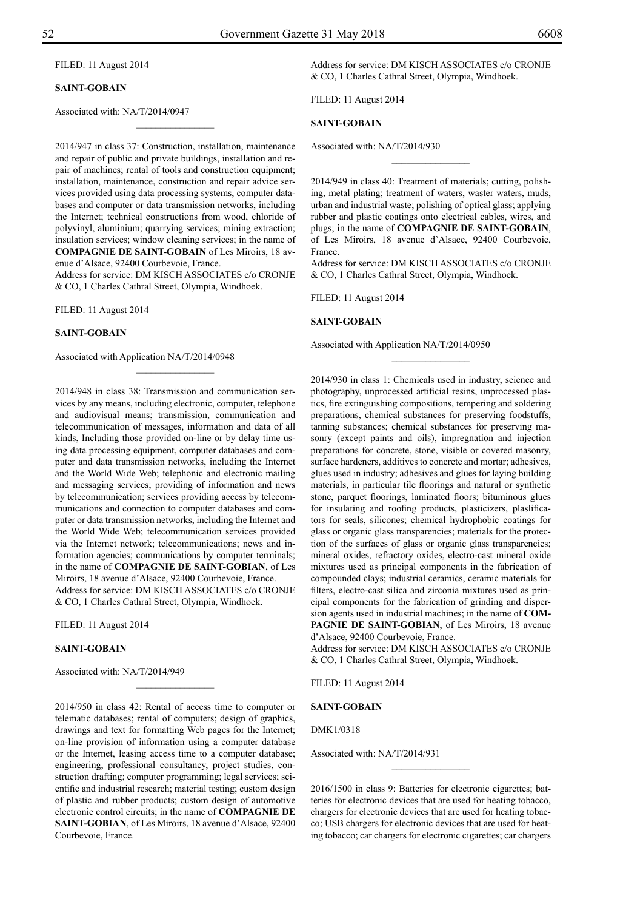FILED: 11 August 2014

**SAINT-GOBAIN**

Associated with: NA/T/2014/0947

---

2014/947 in class 37: Construction, installation, maintenance and repair of public and private buildings, installation and repair of machines; rental of tools and construction equipment; installation, maintenance, construction and repair advice services provided using data processing systems, computer databases and computer or data transmission networks, including the Internet; technical constructions from wood, chloride of polyvinyl, aluminium; quarrying services; mining extraction; insulation services; window cleaning services; in the name of **COMPAGNIE DE SAINT-GOBAIN** of Les Miroirs, 18 avenue d'Alsace, 92400 Courbevoie, France.
Address for service: DM KISCH ASSOCIATES c/o CRONJE & CO, 1 Charles Cathral Street, Olympia, Windhoek.

FILED: 11 August 2014

**SAINT-GOBAIN**

Associated with Application NA/T/2014/0948

---

2014/948 in class 38: Transmission and communication services by any means, including electronic, computer, telephone and audiovisual means; transmission, communication and telecommunication of messages, information and data of all kinds, Including those provided on-line or by delay time using data processing equipment, computer databases and computer and data transmission networks, including the Internet and the World Wide Web; telephonic and electronic mailing and messaging services; providing of information and news by telecommunication; services providing access by telecommunications and connection to computer databases and computer or data transmission networks, including the Internet and the World Wide Web; telecommunication services provided via the Internet network; telecommunications; news and information agencies; communications by computer terminals; in the name of **COMPAGNIE DE SAINT-GOBIAN**, of Les Miroirs, 18 avenue d'Alsace, 92400 Courbevoie, France.
Address for service: DM KISCH ASSOCIATES c/o CRONJE & CO, 1 Charles Cathral Street, Olympia, Windhoek.

FILED: 11 August 2014

**SAINT-GOBAIN**

Associated with: NA/T/2014/949

---

2014/950 in class 42: Rental of access time to computer or telematic databases; rental of computers; design of graphics, drawings and text for formatting Web pages for the Internet; on-line provision of information using a computer database or the Internet, leasing access time to a computer database; engineering, professional consultancy, project studies, construction drafting; computer programming; legal services; scientific and industrial research; material testing; custom design of plastic and rubber products; custom design of automotive electronic control circuits; in the name of **COMPAGNIE DE SAINT-GOBIAN**, of Les Miroirs, 18 avenue d'Alsace, 92400 Courbevoie, France.
Address for service: DM KISCH ASSOCIATES c/o CRONJE & CO, 1 Charles Cathral Street, Olympia, Windhoek.

FILED: 11 August 2014

**SAINT-GOBAIN**

Associated with: NA/T/2014/930

---

2014/949 in class 40: Treatment of materials; cutting, polishing, metal plating; treatment of waters, waster waters, muds, urban and industrial waste; polishing of optical glass; applying rubber and plastic coatings onto electrical cables, wires, and plugs; in the name of **COMPAGNIE DE SAINT-GOBAIN**, of Les Miroirs, 18 avenue d'Alsace, 92400 Courbevoie, France.
Address for service: DM KISCH ASSOCIATES c/o CRONJE & CO, 1 Charles Cathral Street, Olympia, Windhoek.

FILED: 11 August 2014

**SAINT-GOBAIN**

Associated with Application NA/T/2014/0950

---

2014/930 in class 1: Chemicals used in industry, science and photography, unprocessed artificial resins, unprocessed plastics, fire extinguishing compositions, tempering and soldering preparations, chemical substances for preserving foodstuffs, tanning substances; chemical substances for preserving masonry (except paints and oils), impregnation and injection preparations for concrete, stone, visible or covered masonry, surface hardeners, additives to concrete and mortar; adhesives, glues used in industry; adhesives and glues for laying building materials, in particular tile floorings and natural or synthetic stone, parquet floorings, laminated floors; bituminous glues for insulating and roofing products, plasticizers, plaslificators for seals, silicones; chemical hydrophobic coatings for glass or organic glass transparencies; materials for the protection of the surfaces of glass or organic glass transparencies; mineral oxides, refractory oxides, electro-cast mineral oxide mixtures used as principal components in the fabrication of compounded clays; industrial ceramics, ceramic materials for filters, electro-cast silica and zirconia mixtures used as principal components for the fabrication of grinding and dispersion agents used in industrial machines; in the name of **COMPAGNIE DE SAINT-GOBIAN**, of Les Miroirs, 18 avenue d'Alsace, 92400 Courbevoie, France.
Address for service: DM KISCH ASSOCIATES c/o CRONJE & CO, 1 Charles Cathral Street, Olympia, Windhoek.

FILED: 11 August 2014

**SAINT-GOBAIN**

DMK1/0318

Associated with: NA/T/2014/931

---

2016/1500 in class 9: Batteries for electronic cigarettes; batteries for electronic devices that are used for heating tobacco, chargers for electronic devices that are used for heating tobacco; USB chargers for electronic devices that are used for heating tobacco; car chargers for electronic cigarettes; car chargers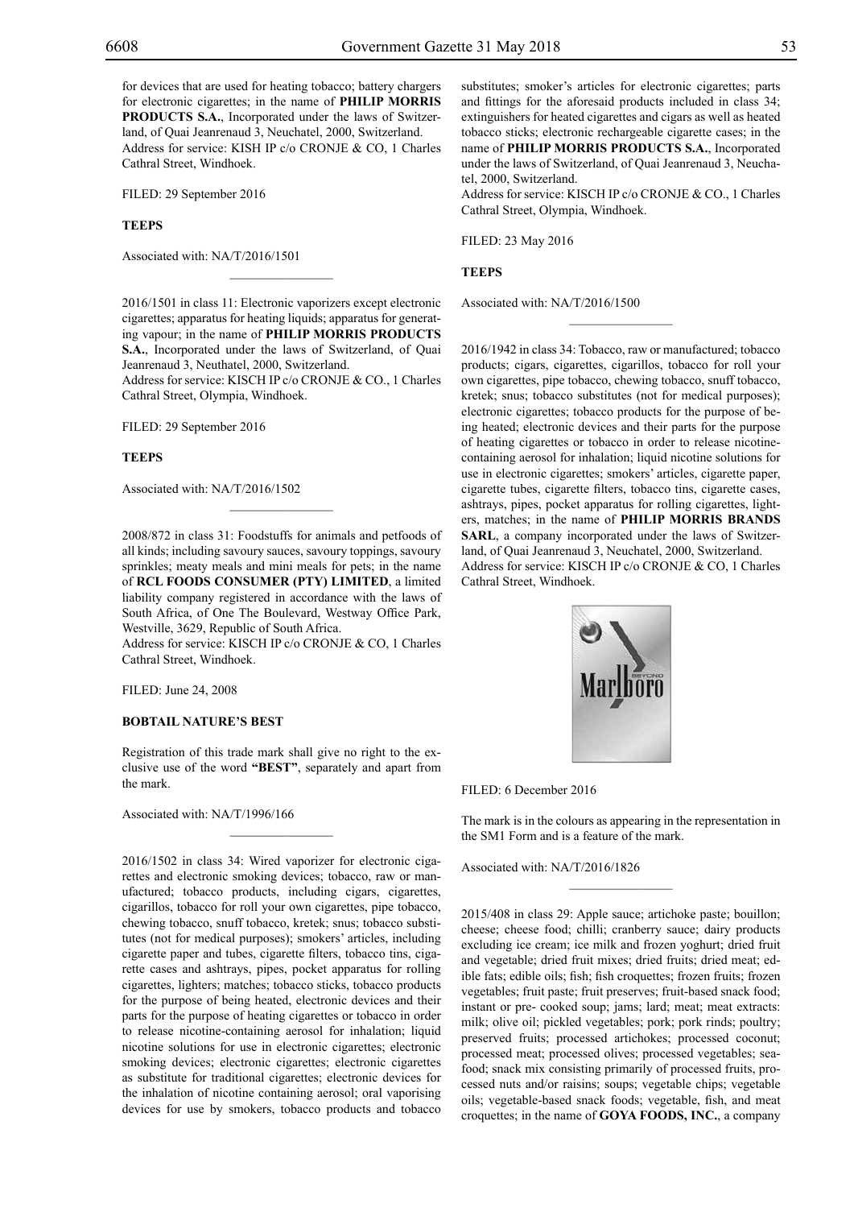for devices that are used for heating tobacco; battery chargers for electronic cigarettes; in the name of **PHILIP MORRIS PRODUCTS S.A.**, Incorporated under the laws of Switzerland, of Quai Jeanrenaud 3, Neuchatel, 2000, Switzerland.
Address for service: KISH IP c/o CRONJE & CO, 1 Charles Cathral Street, Windhoek.

FILED: 29 September 2016

**TEEPS**

Associated with: NA/T/2016/1501

________________

2016/1501 in class 11: Electronic vaporizers except electronic cigarettes; apparatus for heating liquids; apparatus for generating vapour; in the name of **PHILIP MORRIS PRODUCTS S.A.**, Incorporated under the laws of Switzerland, of Quai Jeanrenaud 3, Neuthatel, 2000, Switzerland.
Address for service: KISCH IP c/o CRONJE & CO., 1 Charles Cathral Street, Olympia, Windhoek.

FILED: 29 September 2016

**TEEPS**

Associated with: NA/T/2016/1502

________________

2008/872 in class 31: Foodstuffs for animals and petfoods of all kinds; including savoury sauces, savoury toppings, savoury sprinkles; meaty meals and mini meals for pets; in the name of **RCL FOODS CONSUMER (PTY) LIMITED**, a limited liability company registered in accordance with the laws of South Africa, of One The Boulevard, Westway Office Park, Westville, 3629, Republic of South Africa.
Address for service: KISCH IP c/o CRONJE & CO, 1 Charles Cathral Street, Windhoek.

FILED: June 24, 2008

**BOBTAIL NATURE'S BEST**

Registration of this trade mark shall give no right to the exclusive use of the word **"BEST"**, separately and apart from the mark.

Associated with: NA/T/1996/166

________________

2016/1502 in class 34: Wired vaporizer for electronic cigarettes and electronic smoking devices; tobacco, raw or manufactured; tobacco products, including cigars, cigarettes, cigarillos, tobacco for roll your own cigarettes, pipe tobacco, chewing tobacco, snuff tobacco, kretek; snus; tobacco substitutes (not for medical purposes); smokers' articles, including cigarette paper and tubes, cigarette filters, tobacco tins, cigarette cases and ashtrays, pipes, pocket apparatus for rolling cigarettes, lighters; matches; tobacco sticks, tobacco products for the purpose of being heated, electronic devices and their parts for the purpose of heating cigarettes or tobacco in order to release nicotine-containing aerosol for inhalation; liquid nicotine solutions for use in electronic cigarettes; electronic smoking devices; electronic cigarettes; electronic cigarettes as substitute for traditional cigarettes; electronic devices for the inhalation of nicotine containing aerosol; oral vaporising devices for use by smokers, tobacco products and tobacco substitutes; smoker's articles for electronic cigarettes; parts and fittings for the aforesaid products included in class 34; extinguishers for heated cigarettes and cigars as well as heated tobacco sticks; electronic rechargeable cigarette cases; in the name of **PHILIP MORRIS PRODUCTS S.A.**, Incorporated under the laws of Switzerland, of Quai Jeanrenaud 3, Neuchatel, 2000, Switzerland.
Address for service: KISCH IP c/o CRONJE & CO., 1 Charles Cathral Street, Olympia, Windhoek.

FILED: 23 May 2016

**TEEPS**

Associated with: NA/T/2016/1500

________________

2016/1942 in class 34: Tobacco, raw or manufactured; tobacco products; cigars, cigarettes, cigarillos, tobacco for roll your own cigarettes, pipe tobacco, chewing tobacco, snuff tobacco, kretek; snus; tobacco substitutes (not for medical purposes); electronic cigarettes; tobacco products for the purpose of being heated; electronic devices and their parts for the purpose of heating cigarettes or tobacco in order to release nicotine-containing aerosol for inhalation; liquid nicotine solutions for use in electronic cigarettes; smokers' articles, cigarette paper, cigarette tubes, cigarette filters, tobacco tins, cigarette cases, ashtrays, pipes, pocket apparatus for rolling cigarettes, lighters, matches; in the name of **PHILIP MORRIS BRANDS SARL**, a company incorporated under the laws of Switzerland, of Quai Jeanrenaud 3, Neuchatel, 2000, Switzerland.
Address for service: KISCH IP c/o CRONJE & CO, 1 Charles Cathral Street, Windhoek.

FILED: 6 December 2016

The mark is in the colours as appearing in the representation in the SM1 Form and is a feature of the mark.

Associated with: NA/T/2016/1826

________________

2015/408 in class 29: Apple sauce; artichoke paste; bouillon; cheese; cheese food; chilli; cranberry sauce; dairy products excluding ice cream; ice milk and frozen yoghurt; dried fruit and vegetable; dried fruit mixes; dried fruits; dried meat; edible fats; edible oils; fish; fish croquettes; frozen fruits; frozen vegetables; fruit paste; fruit preserves; fruit-based snack food; instant or pre- cooked soup; jams; lard; meat; meat extracts: milk; olive oil; pickled vegetables; pork; pork rinds; poultry; preserved fruits; processed artichokes; processed coconut; processed meat; processed olives; processed vegetables; seafood; snack mix consisting primarily of processed fruits, processed nuts and/or raisins; soups; vegetable chips; vegetable oils; vegetable-based snack foods; vegetable, fish, and meat croquettes; in the name of **GOYA FOODS, INC.**, a company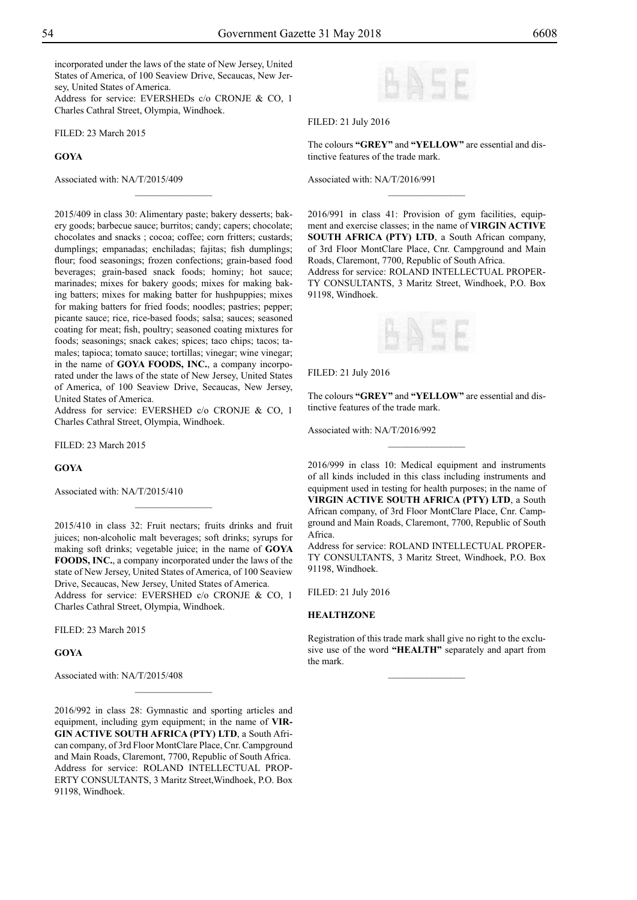incorporated under the laws of the state of New Jersey, United States of America, of 100 Seaview Drive, Secaucas, New Jersey, United States of America.
Address for service: EVERSHEDs c/o CRONJE & CO, 1 Charles Cathral Street, Olympia, Windhoek.

FILED: 23 March 2015

**GOYA**

Associated with: NA/T/2015/409

---

2015/409 in class 30: Alimentary paste; bakery desserts; bakery goods; barbecue sauce; burritos; candy; capers; chocolate; chocolates and snacks ; cocoa; coffee; corn fritters; custards; dumplings; empanadas; enchiladas; fajitas; fish dumplings; flour; food seasonings; frozen confections; grain-based food beverages; grain-based snack foods; hominy; hot sauce; marinades; mixes for bakery goods; mixes for making baking batters; mixes for making batter for hushpuppies; mixes for making batters for fried foods; noodles; pastries; pepper; picante sauce; rice, rice-based foods; salsa; sauces; seasoned coating for meat; fish, poultry; seasoned coating mixtures for foods; seasonings; snack cakes; spices; taco chips; tacos; tamales; tapioca; tomato sauce; tortillas; vinegar; wine vinegar; in the name of **GOYA FOODS, INC.**, a company incorporated under the laws of the state of New Jersey, United States of America, of 100 Seaview Drive, Secaucas, New Jersey, United States of America.
Address for service: EVERSHED c/o CRONJE & CO, 1 Charles Cathral Street, Olympia, Windhoek.

FILED: 23 March 2015

**GOYA**

Associated with: NA/T/2015/410

---

2015/410 in class 32: Fruit nectars; fruits drinks and fruit juices; non-alcoholic malt beverages; soft drinks; syrups for making soft drinks; vegetable juice; in the name of **GOYA FOODS, INC.**, a company incorporated under the laws of the state of New Jersey, United States of America, of 100 Seaview Drive, Secaucas, New Jersey, United States of America.
Address for service: EVERSHED c/o CRONJE & CO, 1 Charles Cathral Street, Olympia, Windhoek.

FILED: 23 March 2015

**GOYA**

Associated with: NA/T/2015/408

---

2016/992 in class 28: Gymnastic and sporting articles and equipment, including gym equipment; in the name of **VIRGIN ACTIVE SOUTH AFRICA (PTY) LTD**, a South African company, of 3rd Floor MontClare Place, Cnr. Campground and Main Roads, Claremont, 7700, Republic of South Africa.
Address for service: ROLAND INTELLECTUAL PROPERTY CONSULTANTS, 3 Maritz Street,Windhoek, P.O. Box 91198, Windhoek.

BASE

FILED: 21 July 2016

The colours **"GREY"** and **"YELLOW"** are essential and distinctive features of the trade mark.

Associated with: NA/T/2016/991

---

2016/991 in class 41: Provision of gym facilities, equipment and exercise classes; in the name of **VIRGIN ACTIVE SOUTH AFRICA (PTY) LTD**, a South African company, of 3rd Floor MontClare Place, Cnr. Campground and Main Roads, Claremont, 7700, Republic of South Africa.
Address for service: ROLAND INTELLECTUAL PROPERTY CONSULTANTS, 3 Maritz Street, Windhoek, P.O. Box 91198, Windhoek.

BASE

FILED: 21 July 2016

The colours **"GREY"** and **"YELLOW"** are essential and distinctive features of the trade mark.

Associated with: NA/T/2016/992

---

2016/999 in class 10: Medical equipment and instruments of all kinds included in this class including instruments and equipment used in testing for health purposes; in the name of **VIRGIN ACTIVE SOUTH AFRICA (PTY) LTD**, a South African company, of 3rd Floor MontClare Place, Cnr. Campground and Main Roads, Claremont, 7700, Republic of South Africa.
Address for service: ROLAND INTELLECTUAL PROPERTY CONSULTANTS, 3 Maritz Street, Windhoek, P.O. Box 91198, Windhoek.

FILED: 21 July 2016

**HEALTHZONE**

Registration of this trade mark shall give no right to the exclusive use of the word **"HEALTH"** separately and apart from the mark.

---